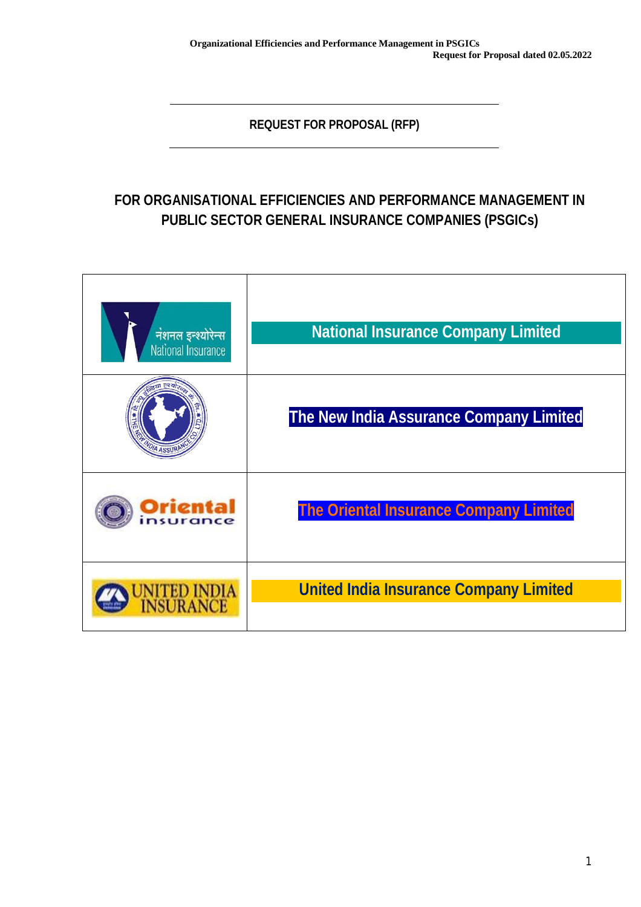**REQUEST FOR PROPOSAL (RFP)**

# FOR ORGANISATIONAL EFFICIENCIES AND PERFORMANCE MANAGEMENT IN PUBLIC SECTOR GENERAL INSURANCE COMPANIES (PSGICs)

| | |
|---|---|
| नेशनल इन्श्योरेन्स National Insurance | National Insurance Company Limited |
| | The New India Assurance Company Limited |
| Oriental insurance | The Oriental Insurance Company Limited |
| UNITED INDIA INSURANCE | United India Insurance Company Limited |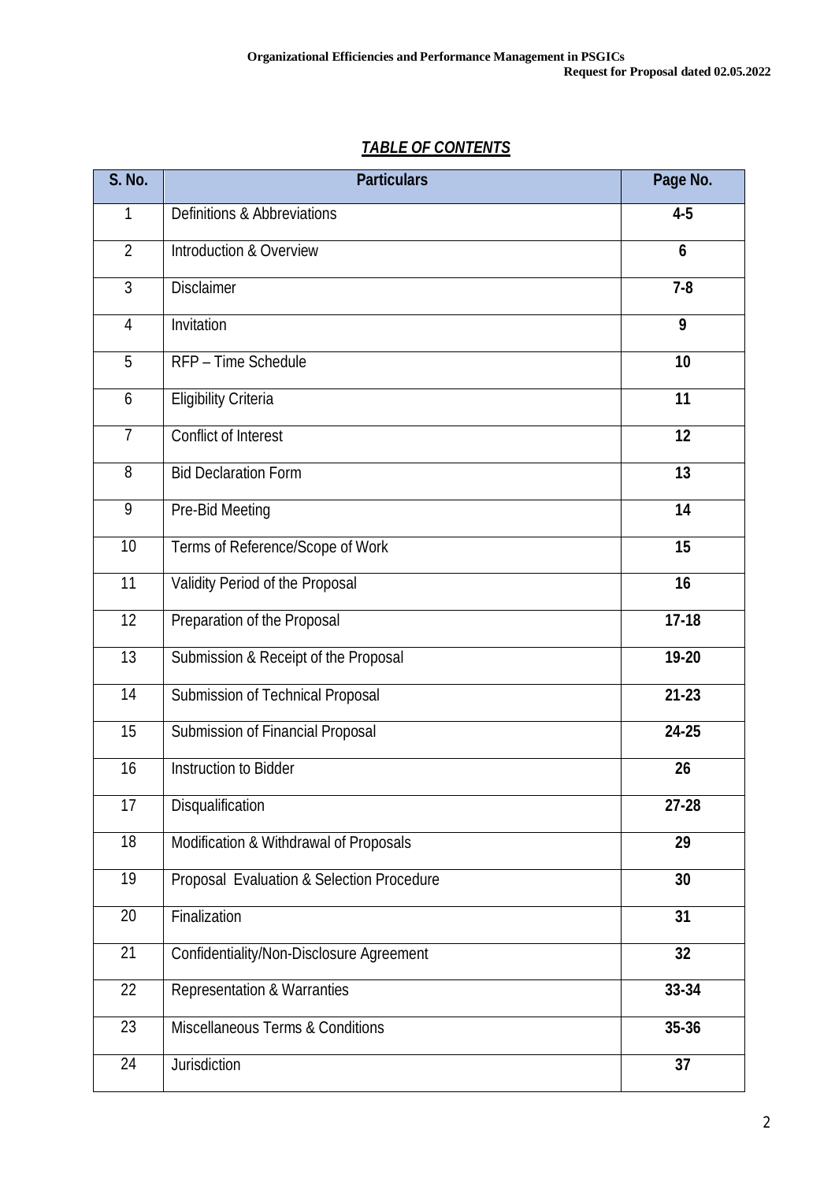***TABLE OF CONTENTS***

| S. No. | Particulars | Page No. |
|---|---|---|
| 1 | Definitions & Abbreviations | **4-5** |
| 2 | Introduction & Overview | **6** |
| 3 | Disclaimer | **7-8** |
| 4 | Invitation | **9** |
| 5 | RFP – Time Schedule | **10** |
| 6 | Eligibility Criteria | **11** |
| 7 | Conflict of Interest | **12** |
| 8 | Bid Declaration Form | **13** |
| 9 | Pre-Bid Meeting | **14** |
| 10 | Terms of Reference/Scope of Work | **15** |
| 11 | Validity Period of the Proposal | **16** |
| 12 | Preparation of the Proposal | **17-18** |
| 13 | Submission & Receipt of the Proposal | **19-20** |
| 14 | Submission of Technical Proposal | **21-23** |
| 15 | Submission of Financial Proposal | **24-25** |
| 16 | Instruction to Bidder | **26** |
| 17 | Disqualification | **27-28** |
| 18 | Modification & Withdrawal of Proposals | **29** |
| 19 | Proposal Evaluation & Selection Procedure | **30** |
| 20 | Finalization | **31** |
| 21 | Confidentiality/Non-Disclosure Agreement | **32** |
| 22 | Representation & Warranties | **33-34** |
| 23 | Miscellaneous Terms & Conditions | **35-36** |
| 24 | Jurisdiction | **37** |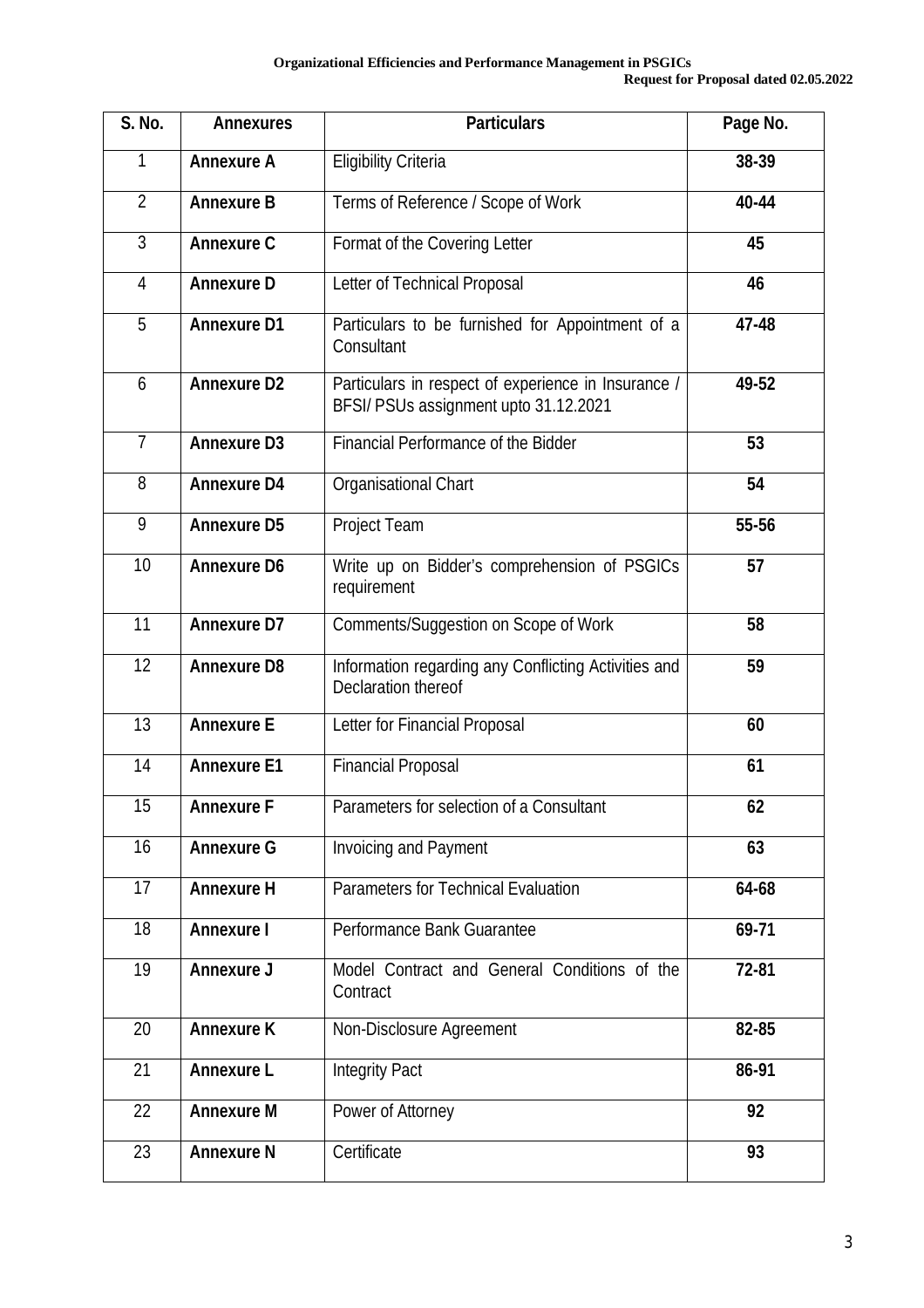| S. No. | Annexures | Particulars | Page No. |
|---|---|---|---|
| 1 | **Annexure A** | Eligibility Criteria | **38-39** |
| 2 | **Annexure B** | Terms of Reference / Scope of Work | **40-44** |
| 3 | **Annexure C** | Format of the Covering Letter | **45** |
| 4 | **Annexure D** | Letter of Technical Proposal | **46** |
| 5 | **Annexure D1** | Particulars to be furnished for Appointment of a Consultant | **47-48** |
| 6 | **Annexure D2** | Particulars in respect of experience in Insurance / BFSI/ PSUs assignment upto 31.12.2021 | **49-52** |
| 7 | **Annexure D3** | Financial Performance of the Bidder | **53** |
| 8 | **Annexure D4** | Organisational Chart | **54** |
| 9 | **Annexure D5** | Project Team | **55-56** |
| 10 | **Annexure D6** | Write up on Bidder's comprehension of PSGICs requirement | **57** |
| 11 | **Annexure D7** | Comments/Suggestion on Scope of Work | **58** |
| 12 | **Annexure D8** | Information regarding any Conflicting Activities and Declaration thereof | **59** |
| 13 | **Annexure E** | Letter for Financial Proposal | **60** |
| 14 | **Annexure E1** | Financial Proposal | **61** |
| 15 | **Annexure F** | Parameters for selection of a Consultant | **62** |
| 16 | **Annexure G** | Invoicing and Payment | **63** |
| 17 | **Annexure H** | Parameters for Technical Evaluation | **64-68** |
| 18 | **Annexure I** | Performance Bank Guarantee | **69-71** |
| 19 | **Annexure J** | Model Contract and General Conditions of the Contract | **72-81** |
| 20 | **Annexure K** | Non-Disclosure Agreement | **82-85** |
| 21 | **Annexure L** | Integrity Pact | **86-91** |
| 22 | **Annexure M** | Power of Attorney | **92** |
| 23 | **Annexure N** | Certificate | **93** |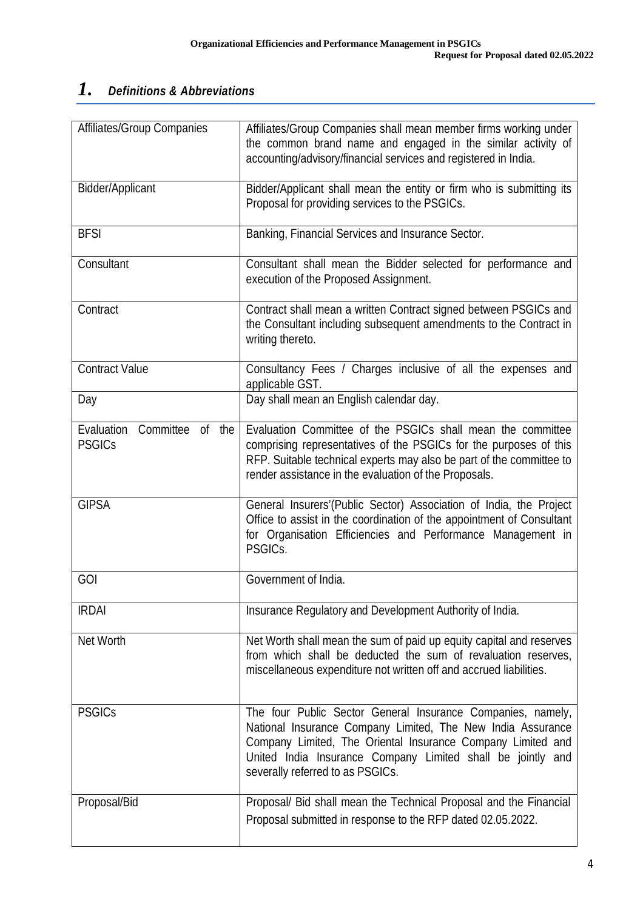# 1. *Definitions & Abbreviations*

| | |
|---|---|
| Affiliates/Group Companies | Affiliates/Group Companies shall mean member firms working under the common brand name and engaged in the similar activity of accounting/advisory/financial services and registered in India. |
| Bidder/Applicant | Bidder/Applicant shall mean the entity or firm who is submitting its Proposal for providing services to the PSGICs. |
| BFSI | Banking, Financial Services and Insurance Sector. |
| Consultant | Consultant shall mean the Bidder selected for performance and execution of the Proposed Assignment. |
| Contract | Contract shall mean a written Contract signed between PSGICs and the Consultant including subsequent amendments to the Contract in writing thereto. |
| Contract Value | Consultancy Fees / Charges inclusive of all the expenses and applicable GST. |
| Day | Day shall mean an English calendar day. |
| Evaluation Committee of the PSGICs | Evaluation Committee of the PSGICs shall mean the committee comprising representatives of the PSGICs for the purposes of this RFP. Suitable technical experts may also be part of the committee to render assistance in the evaluation of the Proposals. |
| GIPSA | General Insurers'(Public Sector) Association of India, the Project Office to assist in the coordination of the appointment of Consultant for Organisation Efficiencies and Performance Management in PSGICs. |
| GOI | Government of India. |
| IRDAI | Insurance Regulatory and Development Authority of India. |
| Net Worth | Net Worth shall mean the sum of paid up equity capital and reserves from which shall be deducted the sum of revaluation reserves, miscellaneous expenditure not written off and accrued liabilities. |
| PSGICs | The four Public Sector General Insurance Companies, namely, National Insurance Company Limited, The New India Assurance Company Limited, The Oriental Insurance Company Limited and United India Insurance Company Limited shall be jointly and severally referred to as PSGICs. |
| Proposal/Bid | Proposal/ Bid shall mean the Technical Proposal and the Financial Proposal submitted in response to the RFP dated 02.05.2022. |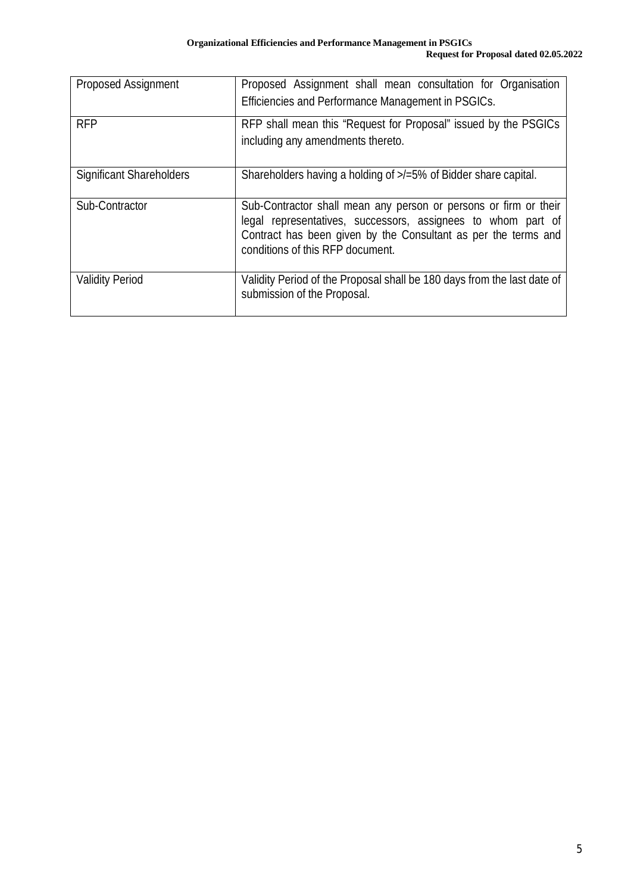| Proposed Assignment | Proposed Assignment shall mean consultation for Organisation Efficiencies and Performance Management in PSGICs. |
|---|---|
| RFP | RFP shall mean this "Request for Proposal" issued by the PSGICs including any amendments thereto. |
| Significant Shareholders | Shareholders having a holding of >/=5% of Bidder share capital. |
| Sub-Contractor | Sub-Contractor shall mean any person or persons or firm or their legal representatives, successors, assignees to whom part of Contract has been given by the Consultant as per the terms and conditions of this RFP document. |
| Validity Period | Validity Period of the Proposal shall be 180 days from the last date of submission of the Proposal. |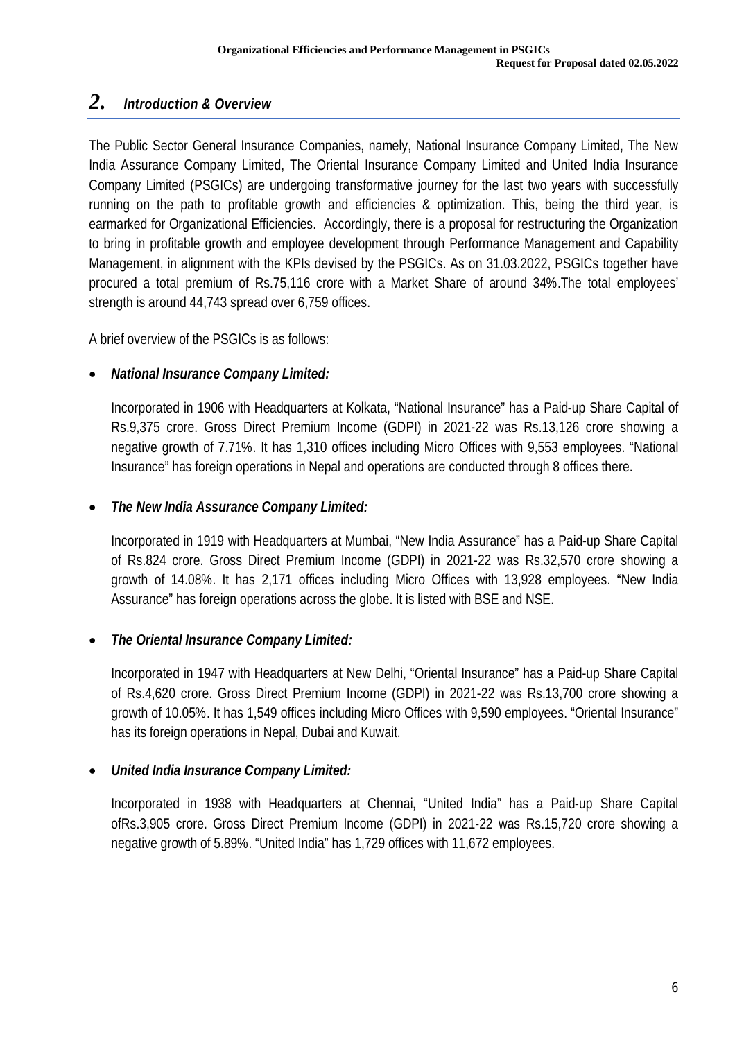## *2. Introduction & Overview*

The Public Sector General Insurance Companies, namely, National Insurance Company Limited, The New India Assurance Company Limited, The Oriental Insurance Company Limited and United India Insurance Company Limited (PSGICs) are undergoing transformative journey for the last two years with successfully running on the path to profitable growth and efficiencies & optimization. This, being the third year, is earmarked for Organizational Efficiencies. Accordingly, there is a proposal for restructuring the Organization to bring in profitable growth and employee development through Performance Management and Capability Management, in alignment with the KPIs devised by the PSGICs. As on 31.03.2022, PSGICs together have procured a total premium of Rs.75,116 crore with a Market Share of around 34%.The total employees' strength is around 44,743 spread over 6,759 offices.

A brief overview of the PSGICs is as follows:

- ***National Insurance Company Limited:***

  Incorporated in 1906 with Headquarters at Kolkata, "National Insurance" has a Paid-up Share Capital of Rs.9,375 crore. Gross Direct Premium Income (GDPI) in 2021-22 was Rs.13,126 crore showing a negative growth of 7.71%. It has 1,310 offices including Micro Offices with 9,553 employees. "National Insurance" has foreign operations in Nepal and operations are conducted through 8 offices there.

- ***The New India Assurance Company Limited:***

  Incorporated in 1919 with Headquarters at Mumbai, "New India Assurance" has a Paid-up Share Capital of Rs.824 crore. Gross Direct Premium Income (GDPI) in 2021-22 was Rs.32,570 crore showing a growth of 14.08%. It has 2,171 offices including Micro Offices with 13,928 employees. "New India Assurance" has foreign operations across the globe. It is listed with BSE and NSE.

- ***The Oriental Insurance Company Limited:***

  Incorporated in 1947 with Headquarters at New Delhi, "Oriental Insurance" has a Paid-up Share Capital of Rs.4,620 crore. Gross Direct Premium Income (GDPI) in 2021-22 was Rs.13,700 crore showing a growth of 10.05%. It has 1,549 offices including Micro Offices with 9,590 employees. "Oriental Insurance" has its foreign operations in Nepal, Dubai and Kuwait.

- ***United India Insurance Company Limited:***

  Incorporated in 1938 with Headquarters at Chennai, "United India" has a Paid-up Share Capital ofRs.3,905 crore. Gross Direct Premium Income (GDPI) in 2021-22 was Rs.15,720 crore showing a negative growth of 5.89%. "United India" has 1,729 offices with 11,672 employees.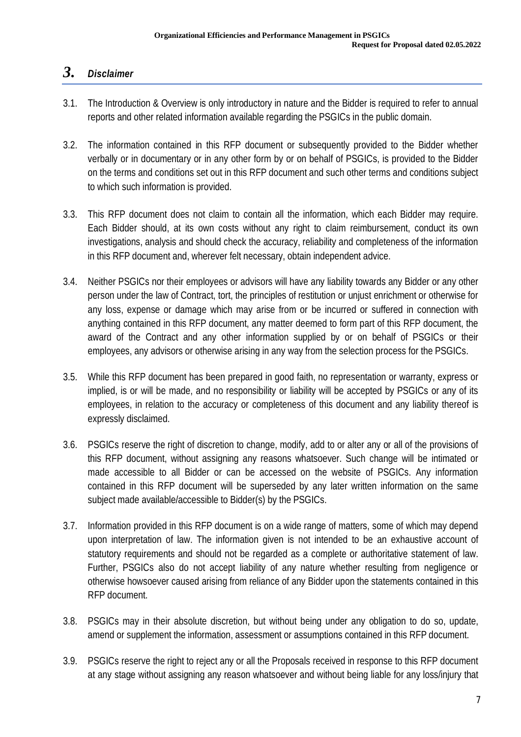# 3. *Disclaimer*

3.1. The Introduction & Overview is only introductory in nature and the Bidder is required to refer to annual reports and other related information available regarding the PSGICs in the public domain.

3.2. The information contained in this RFP document or subsequently provided to the Bidder whether verbally or in documentary or in any other form by or on behalf of PSGICs, is provided to the Bidder on the terms and conditions set out in this RFP document and such other terms and conditions subject to which such information is provided.

3.3. This RFP document does not claim to contain all the information, which each Bidder may require. Each Bidder should, at its own costs without any right to claim reimbursement, conduct its own investigations, analysis and should check the accuracy, reliability and completeness of the information in this RFP document and, wherever felt necessary, obtain independent advice.

3.4. Neither PSGICs nor their employees or advisors will have any liability towards any Bidder or any other person under the law of Contract, tort, the principles of restitution or unjust enrichment or otherwise for any loss, expense or damage which may arise from or be incurred or suffered in connection with anything contained in this RFP document, any matter deemed to form part of this RFP document, the award of the Contract and any other information supplied by or on behalf of PSGICs or their employees, any advisors or otherwise arising in any way from the selection process for the PSGICs.

3.5. While this RFP document has been prepared in good faith, no representation or warranty, express or implied, is or will be made, and no responsibility or liability will be accepted by PSGICs or any of its employees, in relation to the accuracy or completeness of this document and any liability thereof is expressly disclaimed.

3.6. PSGICs reserve the right of discretion to change, modify, add to or alter any or all of the provisions of this RFP document, without assigning any reasons whatsoever. Such change will be intimated or made accessible to all Bidder or can be accessed on the website of PSGICs. Any information contained in this RFP document will be superseded by any later written information on the same subject made available/accessible to Bidder(s) by the PSGICs.

3.7. Information provided in this RFP document is on a wide range of matters, some of which may depend upon interpretation of law. The information given is not intended to be an exhaustive account of statutory requirements and should not be regarded as a complete or authoritative statement of law. Further, PSGICs also do not accept liability of any nature whether resulting from negligence or otherwise howsoever caused arising from reliance of any Bidder upon the statements contained in this RFP document.

3.8. PSGICs may in their absolute discretion, but without being under any obligation to do so, update, amend or supplement the information, assessment or assumptions contained in this RFP document.

3.9. PSGICs reserve the right to reject any or all the Proposals received in response to this RFP document at any stage without assigning any reason whatsoever and without being liable for any loss/injury that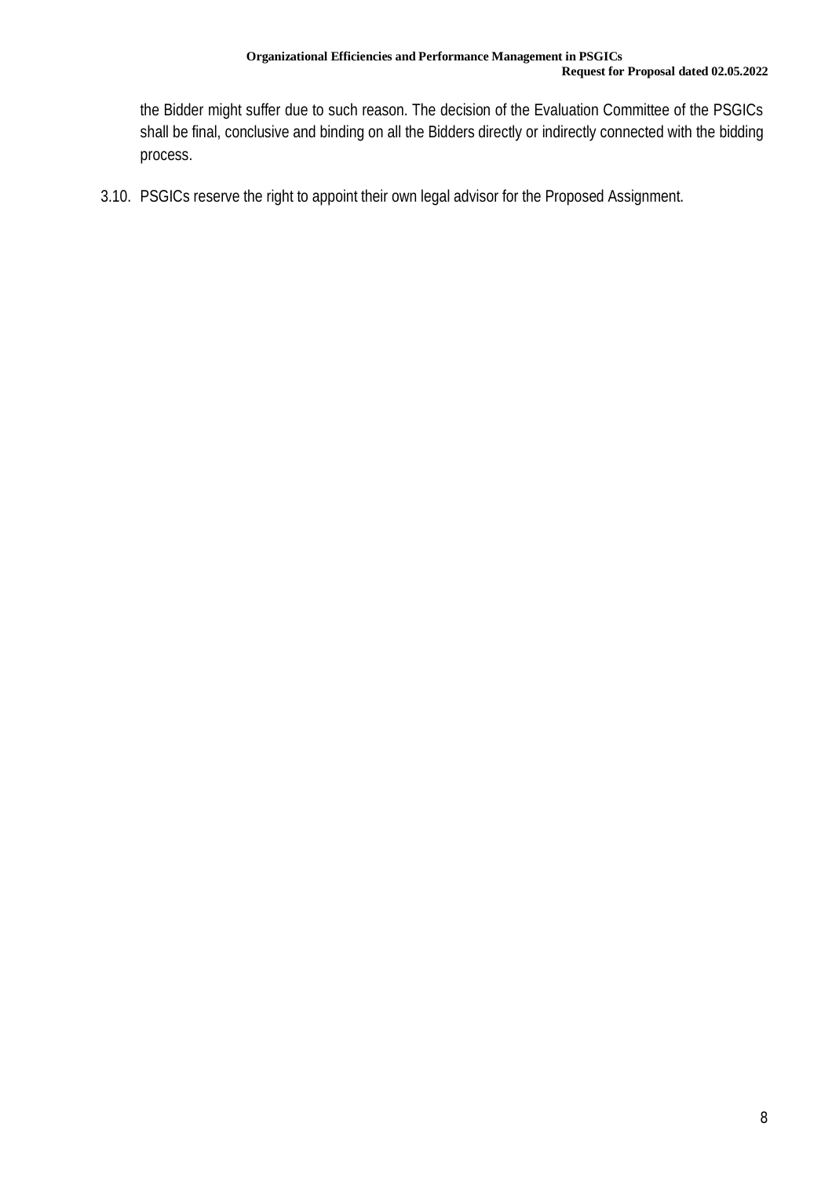the Bidder might suffer due to such reason. The decision of the Evaluation Committee of the PSGICs shall be final, conclusive and binding on all the Bidders directly or indirectly connected with the bidding process.

3.10. PSGICs reserve the right to appoint their own legal advisor for the Proposed Assignment.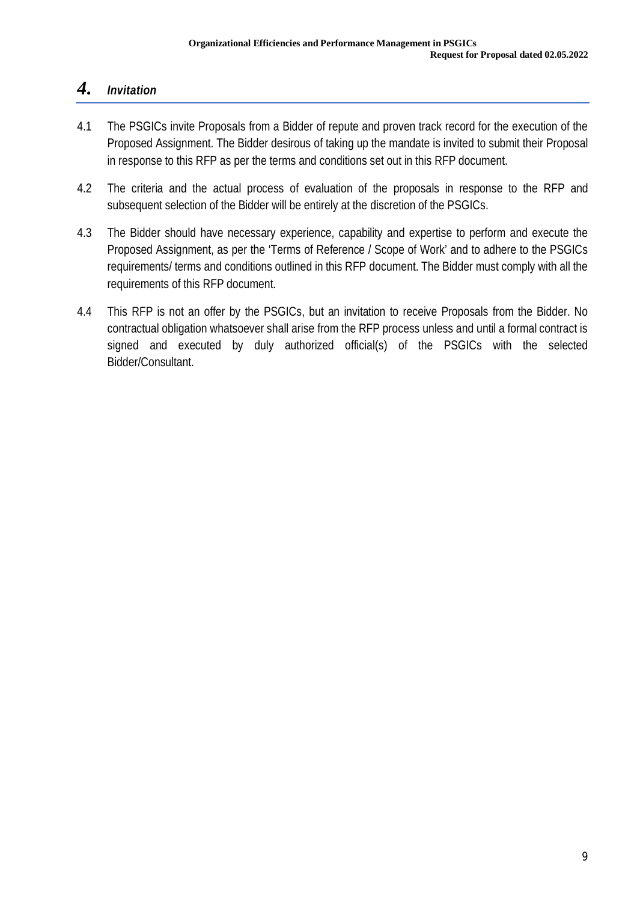# 4. *Invitation*

4.1 The PSGICs invite Proposals from a Bidder of repute and proven track record for the execution of the Proposed Assignment. The Bidder desirous of taking up the mandate is invited to submit their Proposal in response to this RFP as per the terms and conditions set out in this RFP document.

4.2 The criteria and the actual process of evaluation of the proposals in response to the RFP and subsequent selection of the Bidder will be entirely at the discretion of the PSGICs.

4.3 The Bidder should have necessary experience, capability and expertise to perform and execute the Proposed Assignment, as per the 'Terms of Reference / Scope of Work' and to adhere to the PSGICs requirements/ terms and conditions outlined in this RFP document. The Bidder must comply with all the requirements of this RFP document.

4.4 This RFP is not an offer by the PSGICs, but an invitation to receive Proposals from the Bidder. No contractual obligation whatsoever shall arise from the RFP process unless and until a formal contract is signed and executed by duly authorized official(s) of the PSGICs with the selected Bidder/Consultant.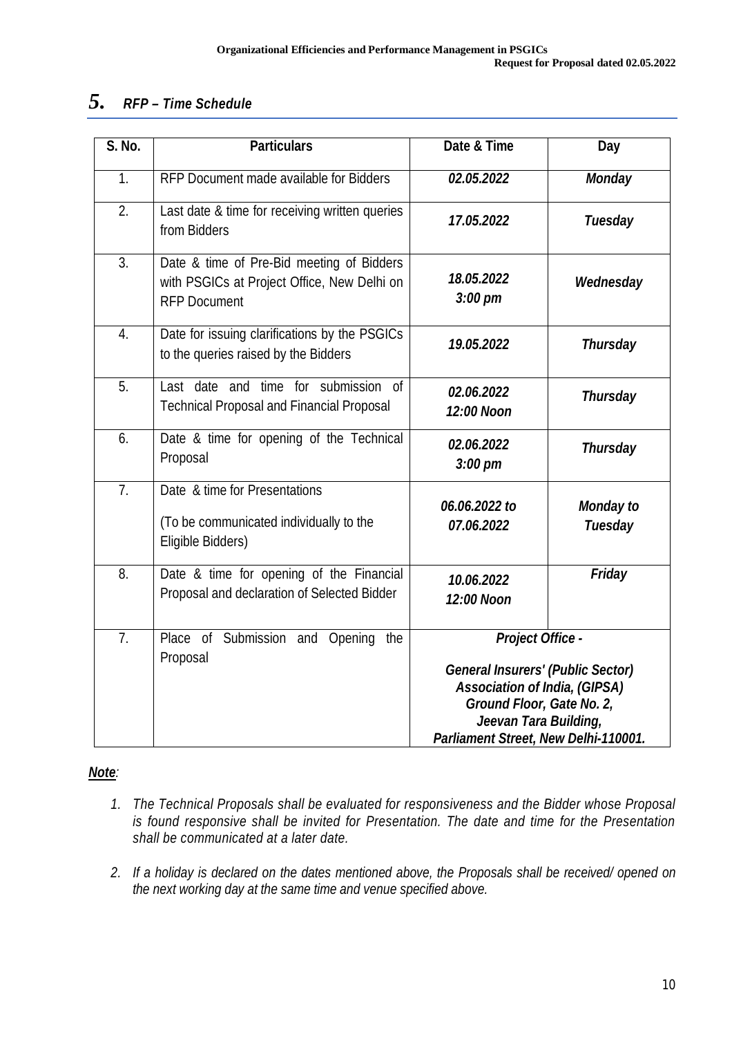# 5. *RFP – Time Schedule*

| S. No. | Particulars | Date & Time | Day |
|---|---|---|---|
| 1. | RFP Document made available for Bidders | *02.05.2022* | *Monday* |
| 2. | Last date & time for receiving written queries from Bidders | *17.05.2022* | *Tuesday* |
| 3. | Date & time of Pre-Bid meeting of Bidders with PSGICs at Project Office, New Delhi on RFP Document | *18.05.2022 3:00 pm* | *Wednesday* |
| 4. | Date for issuing clarifications by the PSGICs to the queries raised by the Bidders | *19.05.2022* | *Thursday* |
| 5. | Last date and time for submission of Technical Proposal and Financial Proposal | *02.06.2022 12:00 Noon* | *Thursday* |
| 6. | Date & time for opening of the Technical Proposal | *02.06.2022 3:00 pm* | *Thursday* |
| 7. | Date & time for Presentations (To be communicated individually to the Eligible Bidders) | *06.06.2022 to 07.06.2022* | *Monday to Tuesday* |
| 8. | Date & time for opening of the Financial Proposal and declaration of Selected Bidder | *10.06.2022 12:00 Noon* | *Friday* |
| 7. | Place of Submission and Opening the Proposal | ***Project Office -*** ***General Insurers' (Public Sector) Association of India, (GIPSA) Ground Floor, Gate No. 2, Jeevan Tara Building, Parliament Street, New Delhi-110001.*** | |

***Note**:*

1. *The Technical Proposals shall be evaluated for responsiveness and the Bidder whose Proposal is found responsive shall be invited for Presentation. The date and time for the Presentation shall be communicated at a later date.*
2. *If a holiday is declared on the dates mentioned above, the Proposals shall be received/ opened on the next working day at the same time and venue specified above.*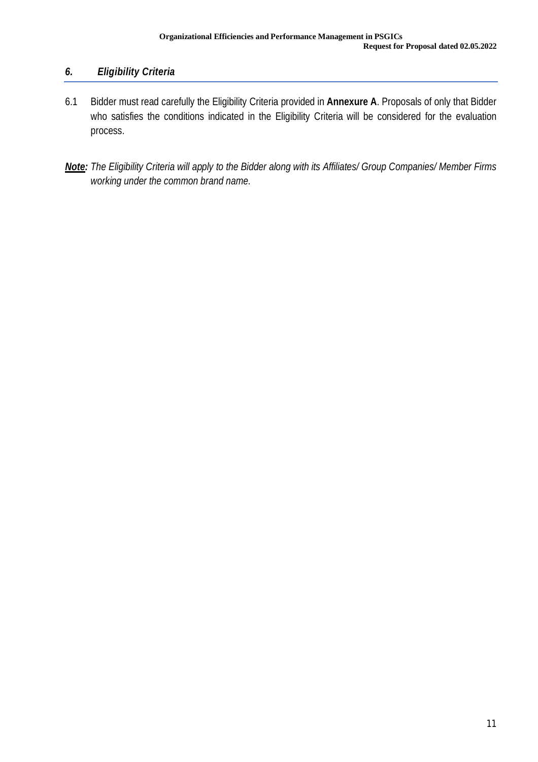## *6. Eligibility Criteria*

6.1 Bidder must read carefully the Eligibility Criteria provided in **Annexure A**. Proposals of only that Bidder who satisfies the conditions indicated in the Eligibility Criteria will be considered for the evaluation process.

***Note:*** *The Eligibility Criteria will apply to the Bidder along with its Affiliates/ Group Companies/ Member Firms working under the common brand name.*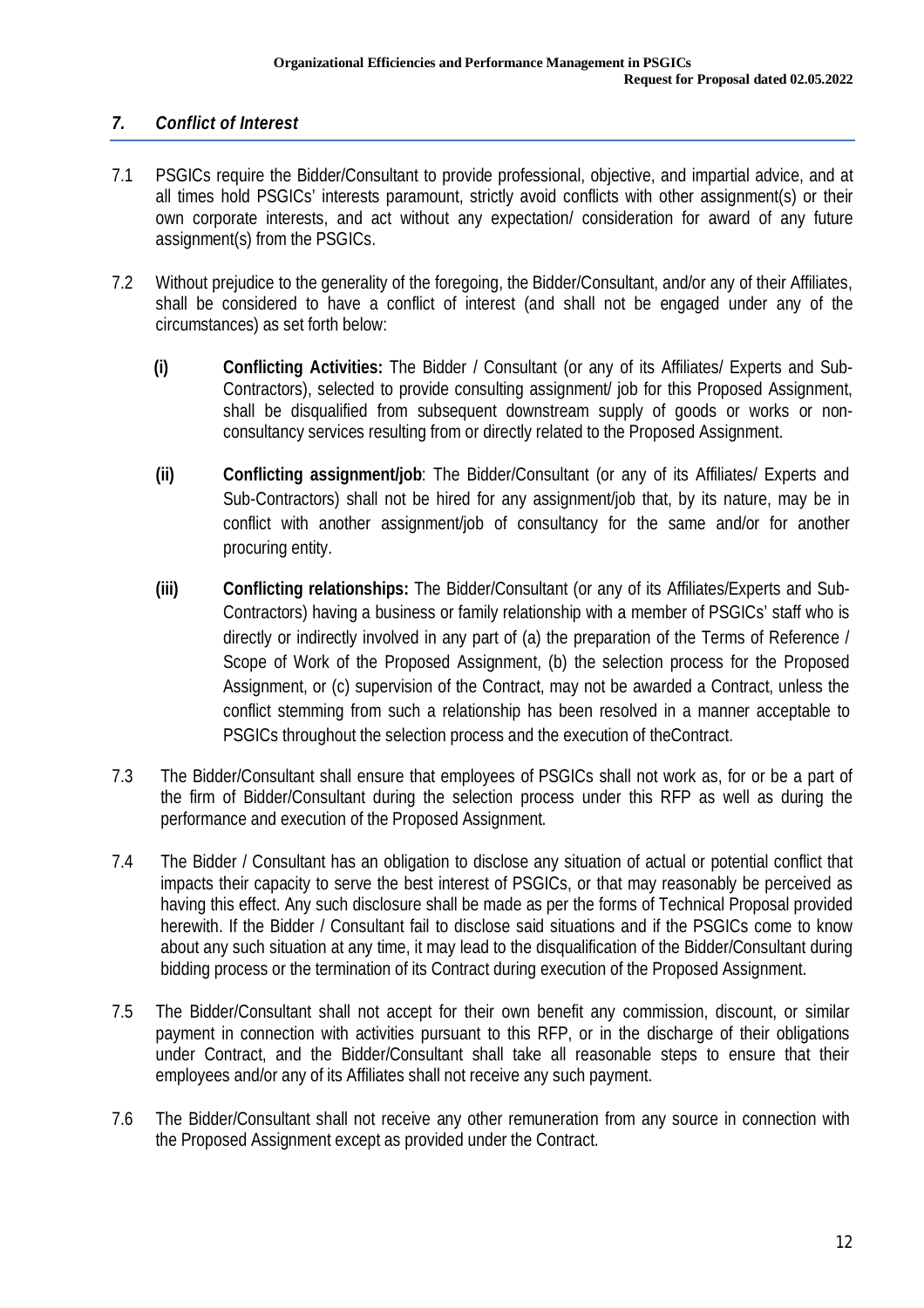## *7. Conflict of Interest*

7.1 PSGICs require the Bidder/Consultant to provide professional, objective, and impartial advice, and at all times hold PSGICs' interests paramount, strictly avoid conflicts with other assignment(s) or their own corporate interests, and act without any expectation/ consideration for award of any future assignment(s) from the PSGICs.

7.2 Without prejudice to the generality of the foregoing, the Bidder/Consultant, and/or any of their Affiliates, shall be considered to have a conflict of interest (and shall not be engaged under any of the circumstances) as set forth below:

- **(i) Conflicting Activities:** The Bidder / Consultant (or any of its Affiliates/ Experts and Sub-Contractors), selected to provide consulting assignment/ job for this Proposed Assignment, shall be disqualified from subsequent downstream supply of goods or works or non-consultancy services resulting from or directly related to the Proposed Assignment.

- **(ii) Conflicting assignment/job**: The Bidder/Consultant (or any of its Affiliates/ Experts and Sub-Contractors) shall not be hired for any assignment/job that, by its nature, may be in conflict with another assignment/job of consultancy for the same and/or for another procuring entity.

- **(iii) Conflicting relationships:** The Bidder/Consultant (or any of its Affiliates/Experts and Sub-Contractors) having a business or family relationship with a member of PSGICs' staff who is directly or indirectly involved in any part of (a) the preparation of the Terms of Reference / Scope of Work of the Proposed Assignment, (b) the selection process for the Proposed Assignment, or (c) supervision of the Contract, may not be awarded a Contract, unless the conflict stemming from such a relationship has been resolved in a manner acceptable to PSGICs throughout the selection process and the execution of theContract.

7.3 The Bidder/Consultant shall ensure that employees of PSGICs shall not work as, for or be a part of the firm of Bidder/Consultant during the selection process under this RFP as well as during the performance and execution of the Proposed Assignment.

7.4 The Bidder / Consultant has an obligation to disclose any situation of actual or potential conflict that impacts their capacity to serve the best interest of PSGICs, or that may reasonably be perceived as having this effect. Any such disclosure shall be made as per the forms of Technical Proposal provided herewith. If the Bidder / Consultant fail to disclose said situations and if the PSGICs come to know about any such situation at any time, it may lead to the disqualification of the Bidder/Consultant during bidding process or the termination of its Contract during execution of the Proposed Assignment.

7.5 The Bidder/Consultant shall not accept for their own benefit any commission, discount, or similar payment in connection with activities pursuant to this RFP, or in the discharge of their obligations under Contract, and the Bidder/Consultant shall take all reasonable steps to ensure that their employees and/or any of its Affiliates shall not receive any such payment.

7.6 The Bidder/Consultant shall not receive any other remuneration from any source in connection with the Proposed Assignment except as provided under the Contract.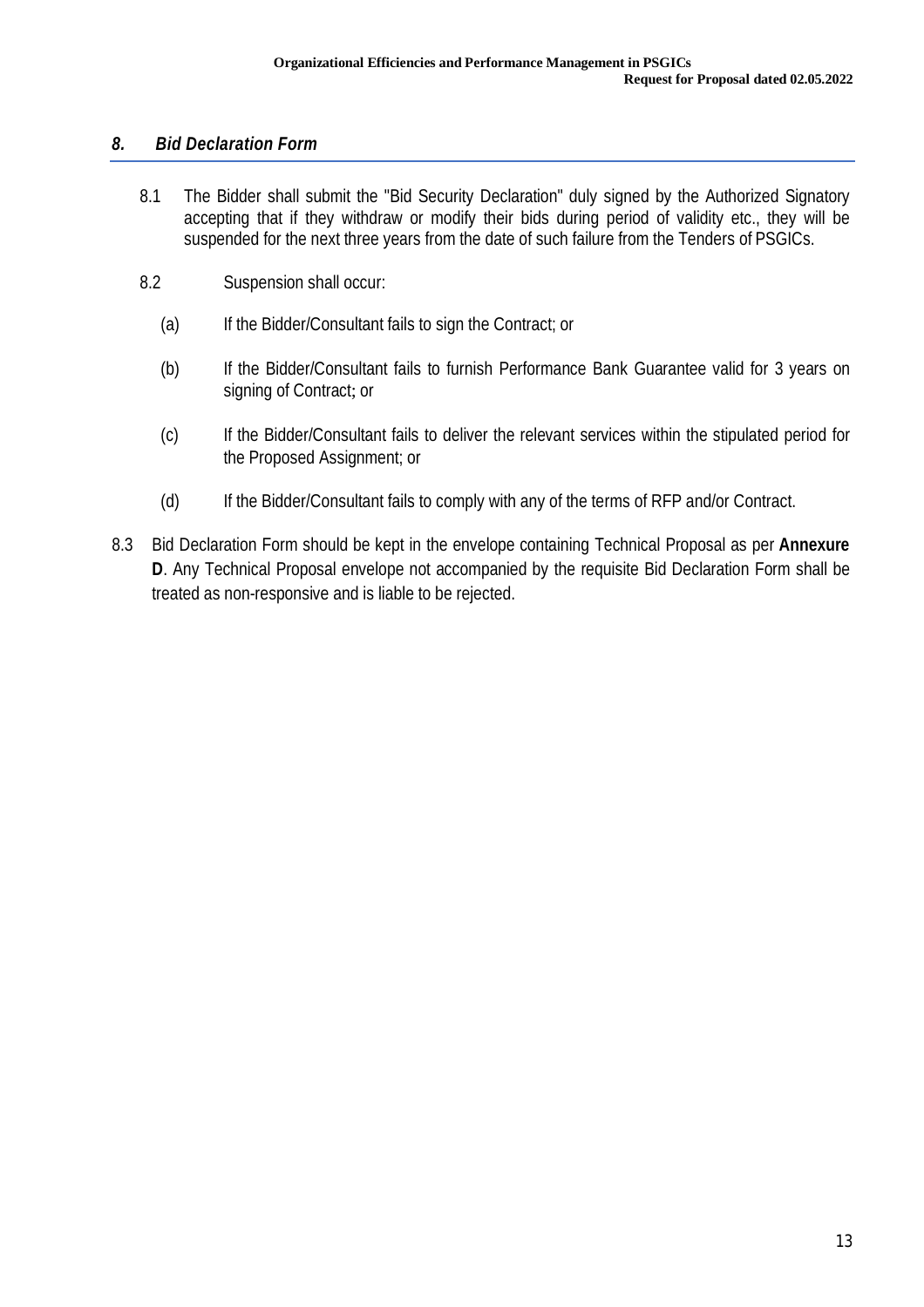## *8. Bid Declaration Form*

8.1 The Bidder shall submit the "Bid Security Declaration" duly signed by the Authorized Signatory accepting that if they withdraw or modify their bids during period of validity etc., they will be suspended for the next three years from the date of such failure from the Tenders of PSGICs.

8.2 Suspension shall occur:

(a) If the Bidder/Consultant fails to sign the Contract; or

(b) If the Bidder/Consultant fails to furnish Performance Bank Guarantee valid for 3 years on signing of Contract; or

(c) If the Bidder/Consultant fails to deliver the relevant services within the stipulated period for the Proposed Assignment; or

(d) If the Bidder/Consultant fails to comply with any of the terms of RFP and/or Contract.

8.3 Bid Declaration Form should be kept in the envelope containing Technical Proposal as per **Annexure D**. Any Technical Proposal envelope not accompanied by the requisite Bid Declaration Form shall be treated as non-responsive and is liable to be rejected.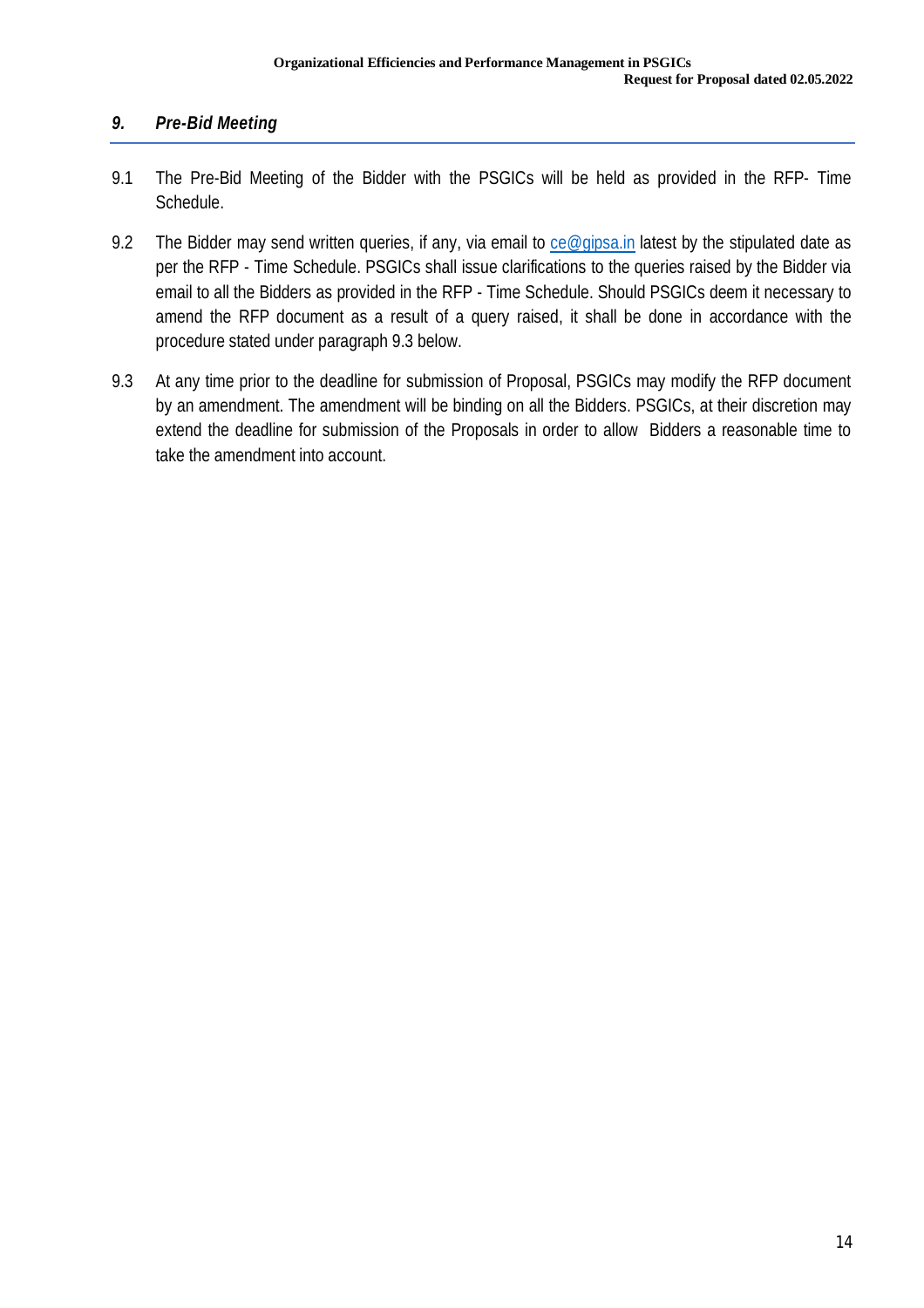## *9. Pre-Bid Meeting*

9.1 The Pre-Bid Meeting of the Bidder with the PSGICs will be held as provided in the RFP- Time Schedule.

9.2 The Bidder may send written queries, if any, via email to ce@gipsa.in latest by the stipulated date as per the RFP - Time Schedule. PSGICs shall issue clarifications to the queries raised by the Bidder via email to all the Bidders as provided in the RFP - Time Schedule. Should PSGICs deem it necessary to amend the RFP document as a result of a query raised, it shall be done in accordance with the procedure stated under paragraph 9.3 below.

9.3 At any time prior to the deadline for submission of Proposal, PSGICs may modify the RFP document by an amendment. The amendment will be binding on all the Bidders. PSGICs, at their discretion may extend the deadline for submission of the Proposals in order to allow Bidders a reasonable time to take the amendment into account.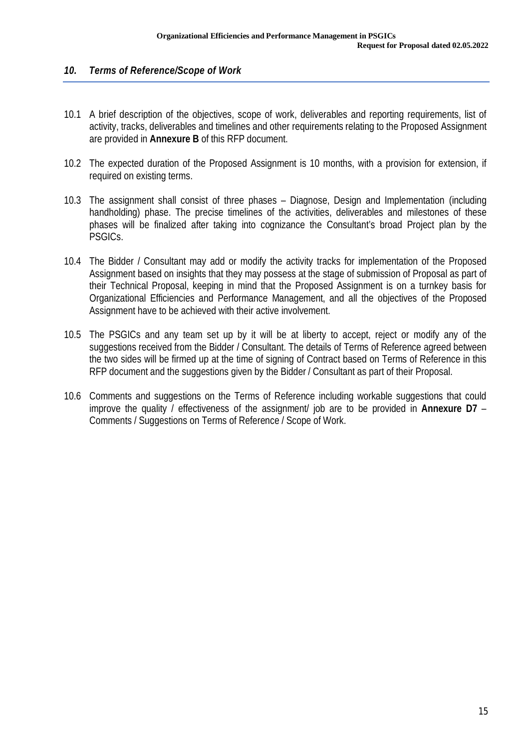## *10. Terms of Reference/Scope of Work*

10.1 A brief description of the objectives, scope of work, deliverables and reporting requirements, list of activity, tracks, deliverables and timelines and other requirements relating to the Proposed Assignment are provided in **Annexure B** of this RFP document.

10.2 The expected duration of the Proposed Assignment is 10 months, with a provision for extension, if required on existing terms.

10.3 The assignment shall consist of three phases – Diagnose, Design and Implementation (including handholding) phase. The precise timelines of the activities, deliverables and milestones of these phases will be finalized after taking into cognizance the Consultant's broad Project plan by the PSGICs.

10.4 The Bidder / Consultant may add or modify the activity tracks for implementation of the Proposed Assignment based on insights that they may possess at the stage of submission of Proposal as part of their Technical Proposal, keeping in mind that the Proposed Assignment is on a turnkey basis for Organizational Efficiencies and Performance Management, and all the objectives of the Proposed Assignment have to be achieved with their active involvement.

10.5 The PSGICs and any team set up by it will be at liberty to accept, reject or modify any of the suggestions received from the Bidder / Consultant. The details of Terms of Reference agreed between the two sides will be firmed up at the time of signing of Contract based on Terms of Reference in this RFP document and the suggestions given by the Bidder / Consultant as part of their Proposal.

10.6 Comments and suggestions on the Terms of Reference including workable suggestions that could improve the quality / effectiveness of the assignment/ job are to be provided in **Annexure D7** – Comments / Suggestions on Terms of Reference / Scope of Work.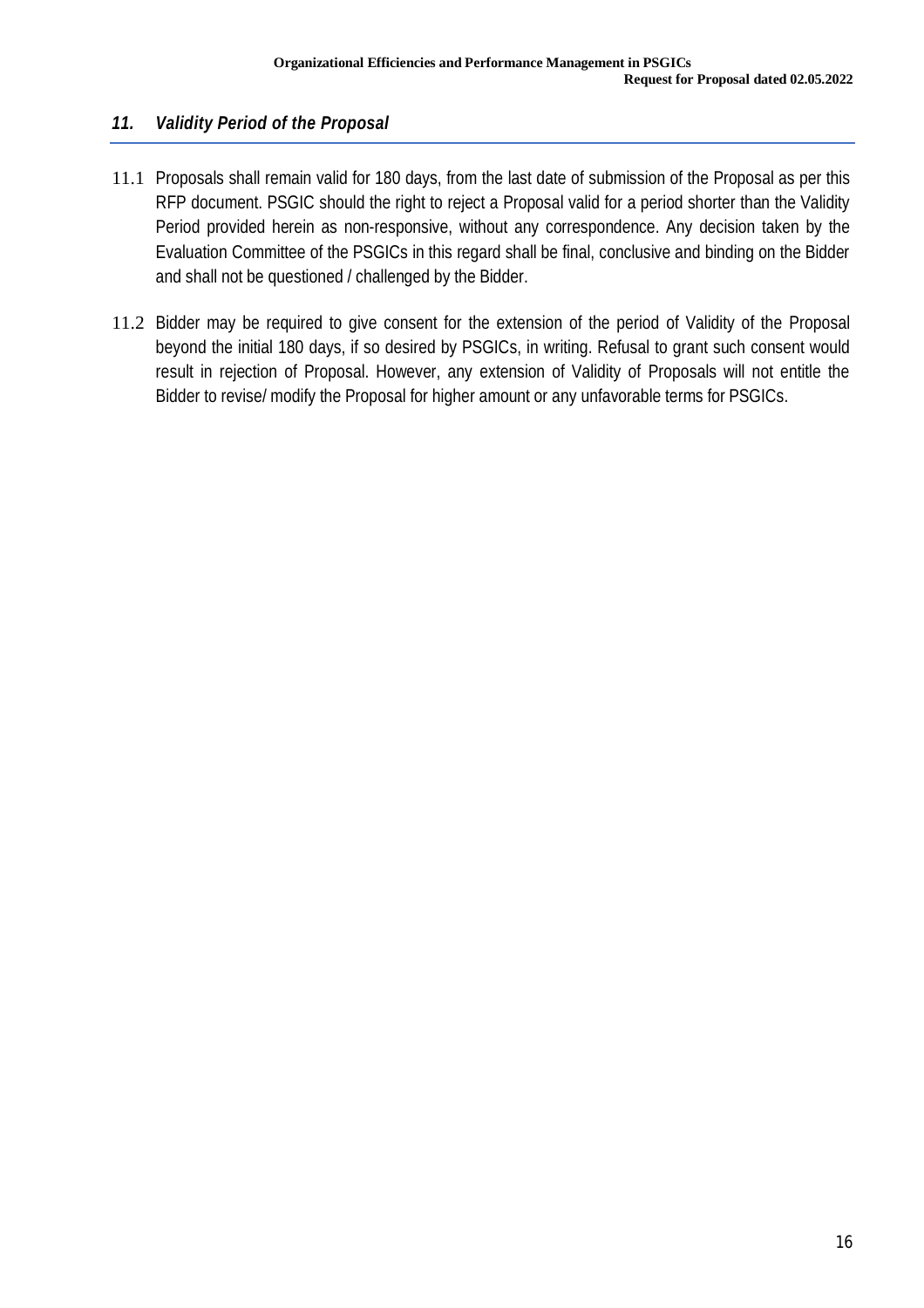## *11. Validity Period of the Proposal*

11.1 Proposals shall remain valid for 180 days, from the last date of submission of the Proposal as per this RFP document. PSGIC should the right to reject a Proposal valid for a period shorter than the Validity Period provided herein as non-responsive, without any correspondence. Any decision taken by the Evaluation Committee of the PSGICs in this regard shall be final, conclusive and binding on the Bidder and shall not be questioned / challenged by the Bidder.

11.2 Bidder may be required to give consent for the extension of the period of Validity of the Proposal beyond the initial 180 days, if so desired by PSGICs, in writing. Refusal to grant such consent would result in rejection of Proposal. However, any extension of Validity of Proposals will not entitle the Bidder to revise/ modify the Proposal for higher amount or any unfavorable terms for PSGICs.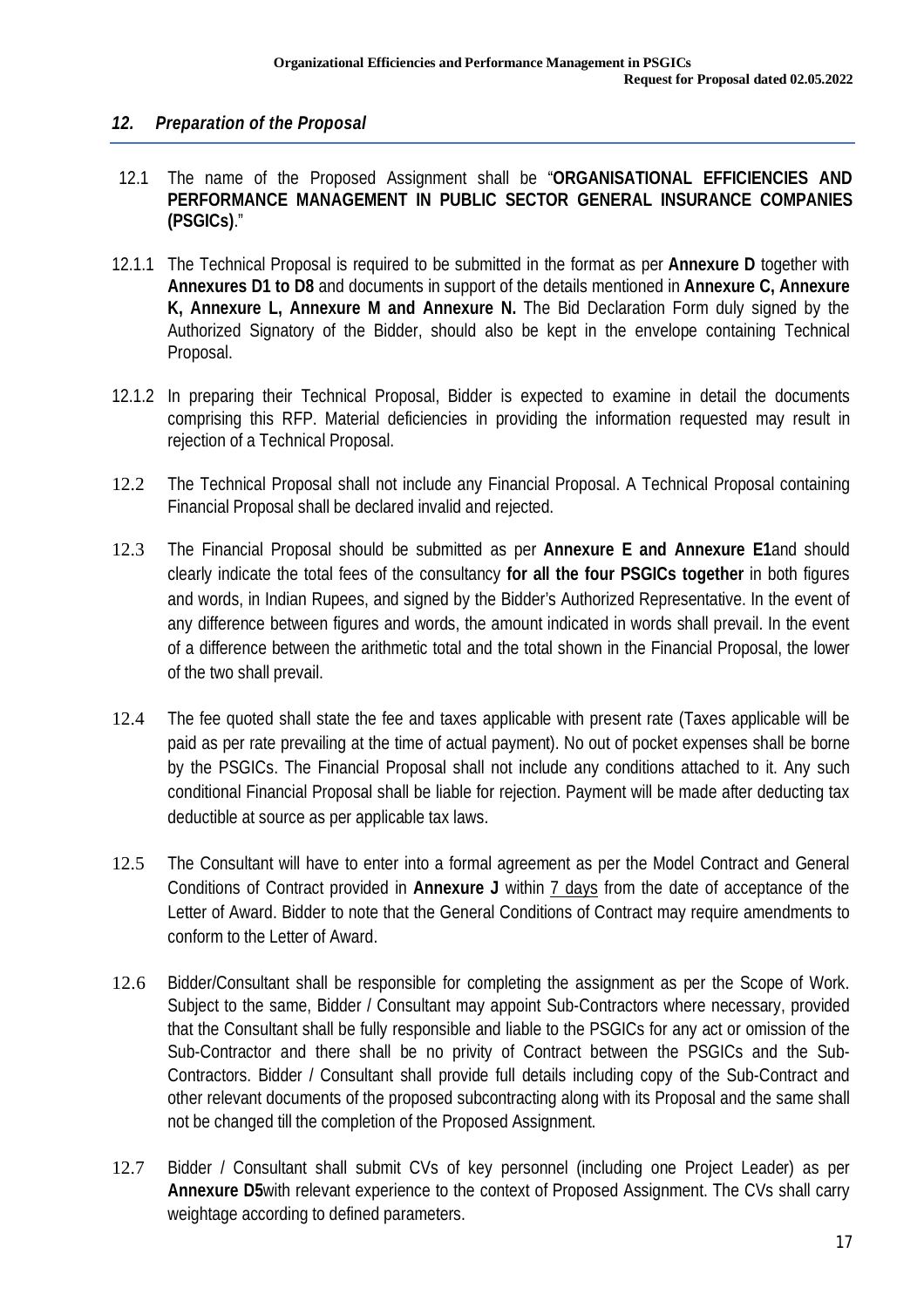## *12. Preparation of the Proposal*

12.1 The name of the Proposed Assignment shall be "**ORGANISATIONAL EFFICIENCIES AND PERFORMANCE MANAGEMENT IN PUBLIC SECTOR GENERAL INSURANCE COMPANIES (PSGICs)**."

12.1.1 The Technical Proposal is required to be submitted in the format as per **Annexure D** together with **Annexures D1 to D8** and documents in support of the details mentioned in **Annexure C, Annexure K, Annexure L, Annexure M and Annexure N.** The Bid Declaration Form duly signed by the Authorized Signatory of the Bidder, should also be kept in the envelope containing Technical Proposal.

12.1.2 In preparing their Technical Proposal, Bidder is expected to examine in detail the documents comprising this RFP. Material deficiencies in providing the information requested may result in rejection of a Technical Proposal.

12.2 The Technical Proposal shall not include any Financial Proposal. A Technical Proposal containing Financial Proposal shall be declared invalid and rejected.

12.3 The Financial Proposal should be submitted as per **Annexure E and Annexure E1**and should clearly indicate the total fees of the consultancy **for all the four PSGICs together** in both figures and words, in Indian Rupees, and signed by the Bidder's Authorized Representative. In the event of any difference between figures and words, the amount indicated in words shall prevail. In the event of a difference between the arithmetic total and the total shown in the Financial Proposal, the lower of the two shall prevail.

12.4 The fee quoted shall state the fee and taxes applicable with present rate (Taxes applicable will be paid as per rate prevailing at the time of actual payment). No out of pocket expenses shall be borne by the PSGICs. The Financial Proposal shall not include any conditions attached to it. Any such conditional Financial Proposal shall be liable for rejection. Payment will be made after deducting tax deductible at source as per applicable tax laws.

12.5 The Consultant will have to enter into a formal agreement as per the Model Contract and General Conditions of Contract provided in **Annexure J** within 7 days from the date of acceptance of the Letter of Award. Bidder to note that the General Conditions of Contract may require amendments to conform to the Letter of Award.

12.6 Bidder/Consultant shall be responsible for completing the assignment as per the Scope of Work. Subject to the same, Bidder / Consultant may appoint Sub-Contractors where necessary, provided that the Consultant shall be fully responsible and liable to the PSGICs for any act or omission of the Sub-Contractor and there shall be no privity of Contract between the PSGICs and the Sub-Contractors. Bidder / Consultant shall provide full details including copy of the Sub-Contract and other relevant documents of the proposed subcontracting along with its Proposal and the same shall not be changed till the completion of the Proposed Assignment.

12.7 Bidder / Consultant shall submit CVs of key personnel (including one Project Leader) as per **Annexure D5**with relevant experience to the context of Proposed Assignment. The CVs shall carry weightage according to defined parameters.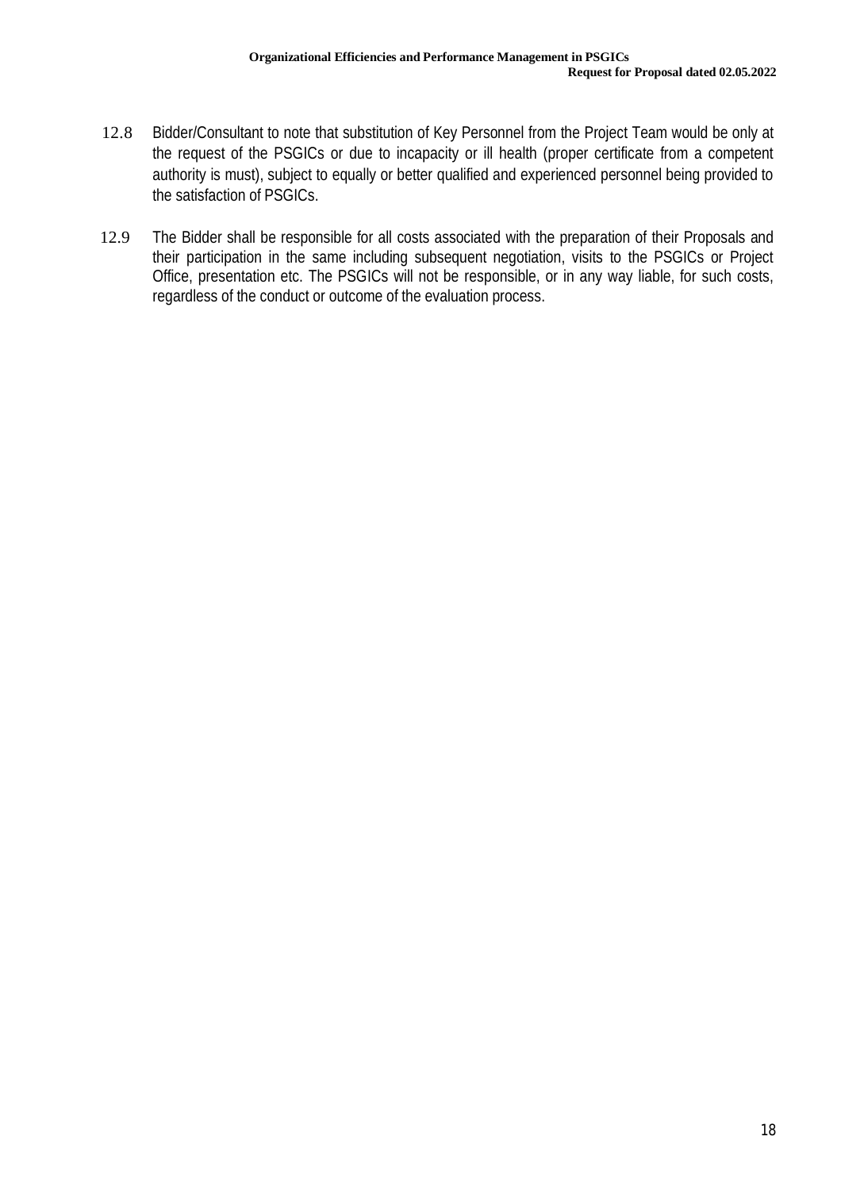12.8 Bidder/Consultant to note that substitution of Key Personnel from the Project Team would be only at the request of the PSGICs or due to incapacity or ill health (proper certificate from a competent authority is must), subject to equally or better qualified and experienced personnel being provided to the satisfaction of PSGICs.

12.9 The Bidder shall be responsible for all costs associated with the preparation of their Proposals and their participation in the same including subsequent negotiation, visits to the PSGICs or Project Office, presentation etc. The PSGICs will not be responsible, or in any way liable, for such costs, regardless of the conduct or outcome of the evaluation process.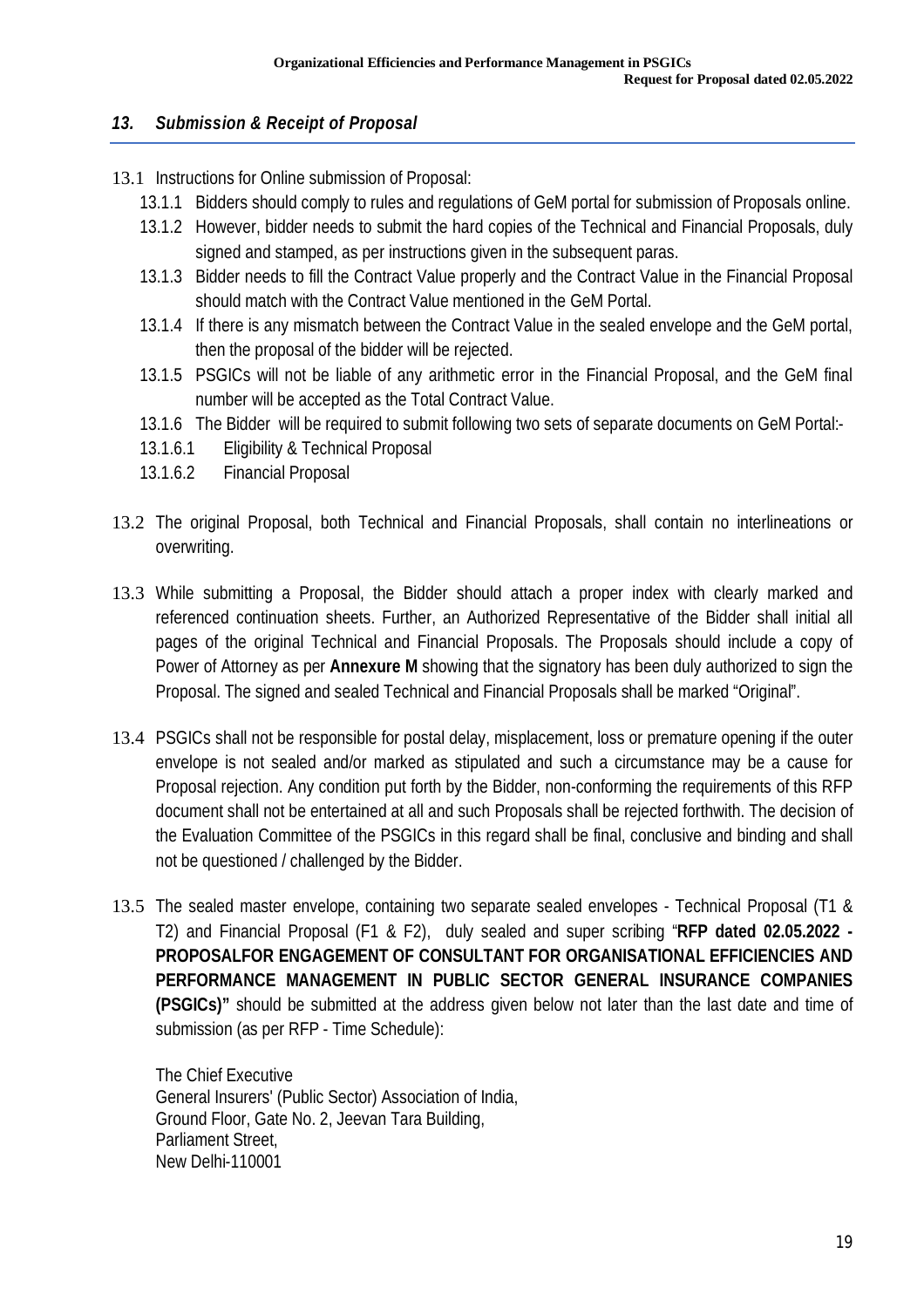## *13. Submission & Receipt of Proposal*

13.1 Instructions for Online submission of Proposal:

13.1.1 Bidders should comply to rules and regulations of GeM portal for submission of Proposals online.

13.1.2 However, bidder needs to submit the hard copies of the Technical and Financial Proposals, duly signed and stamped, as per instructions given in the subsequent paras.

13.1.3 Bidder needs to fill the Contract Value properly and the Contract Value in the Financial Proposal should match with the Contract Value mentioned in the GeM Portal.

13.1.4 If there is any mismatch between the Contract Value in the sealed envelope and the GeM portal, then the proposal of the bidder will be rejected.

13.1.5 PSGICs will not be liable of any arithmetic error in the Financial Proposal, and the GeM final number will be accepted as the Total Contract Value.

13.1.6 The Bidder will be required to submit following two sets of separate documents on GeM Portal:-

13.1.6.1 Eligibility & Technical Proposal

13.1.6.2 Financial Proposal

13.2 The original Proposal, both Technical and Financial Proposals, shall contain no interlineations or overwriting.

13.3 While submitting a Proposal, the Bidder should attach a proper index with clearly marked and referenced continuation sheets. Further, an Authorized Representative of the Bidder shall initial all pages of the original Technical and Financial Proposals. The Proposals should include a copy of Power of Attorney as per **Annexure M** showing that the signatory has been duly authorized to sign the Proposal. The signed and sealed Technical and Financial Proposals shall be marked "Original".

13.4 PSGICs shall not be responsible for postal delay, misplacement, loss or premature opening if the outer envelope is not sealed and/or marked as stipulated and such a circumstance may be a cause for Proposal rejection. Any condition put forth by the Bidder, non-conforming the requirements of this RFP document shall not be entertained at all and such Proposals shall be rejected forthwith. The decision of the Evaluation Committee of the PSGICs in this regard shall be final, conclusive and binding and shall not be questioned / challenged by the Bidder.

13.5 The sealed master envelope, containing two separate sealed envelopes - Technical Proposal (T1 & T2) and Financial Proposal (F1 & F2), duly sealed and super scribing "**RFP dated 02.05.2022 - PROPOSALFOR ENGAGEMENT OF CONSULTANT FOR ORGANISATIONAL EFFICIENCIES AND PERFORMANCE MANAGEMENT IN PUBLIC SECTOR GENERAL INSURANCE COMPANIES (PSGICs)"** should be submitted at the address given below not later than the last date and time of submission (as per RFP - Time Schedule):

The Chief Executive
General Insurers' (Public Sector) Association of India,
Ground Floor, Gate No. 2, Jeevan Tara Building,
Parliament Street,
New Delhi-110001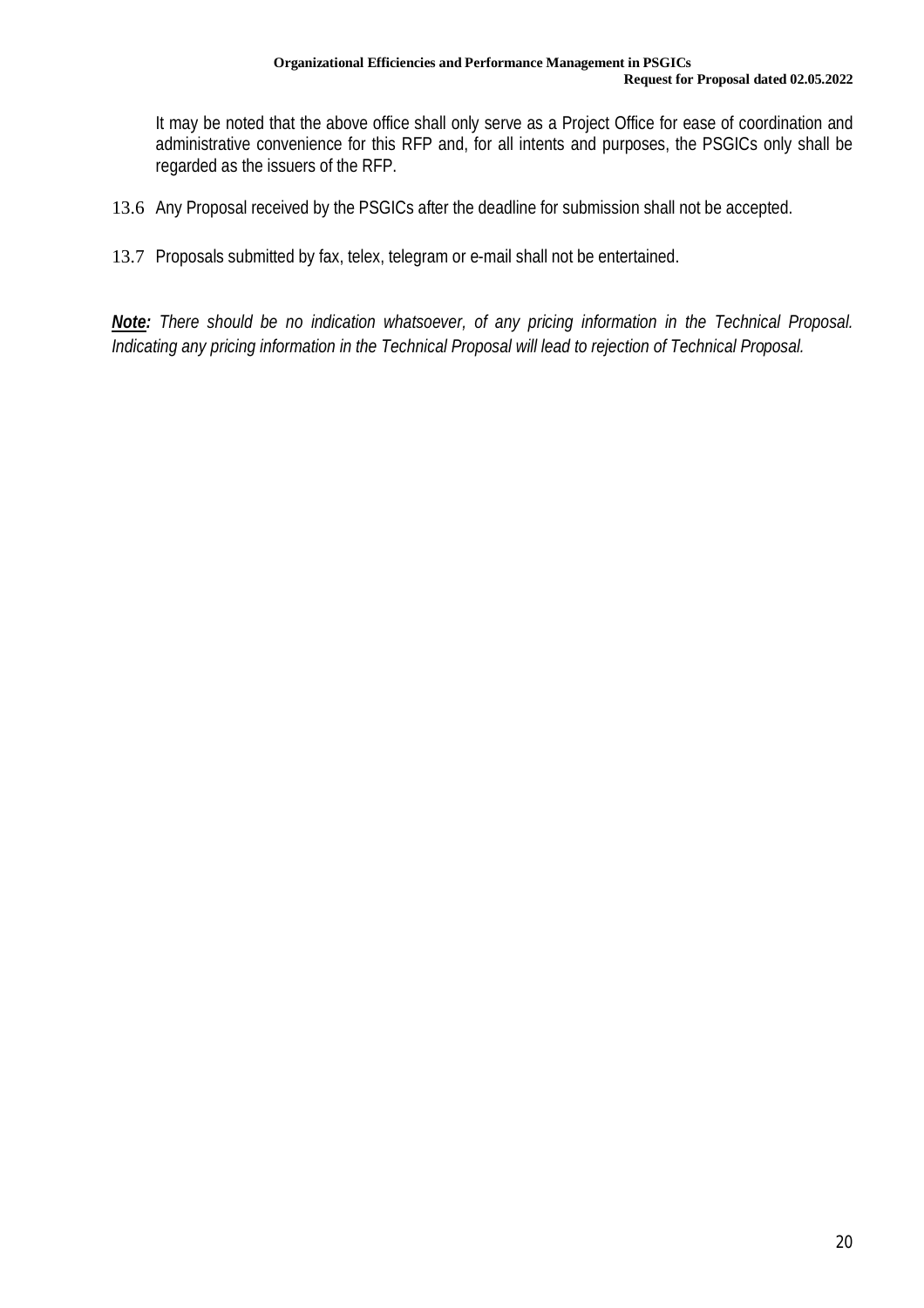It may be noted that the above office shall only serve as a Project Office for ease of coordination and administrative convenience for this RFP and, for all intents and purposes, the PSGICs only shall be regarded as the issuers of the RFP.

13.6 Any Proposal received by the PSGICs after the deadline for submission shall not be accepted.

13.7 Proposals submitted by fax, telex, telegram or e-mail shall not be entertained.

***Note:*** *There should be no indication whatsoever, of any pricing information in the Technical Proposal. Indicating any pricing information in the Technical Proposal will lead to rejection of Technical Proposal.*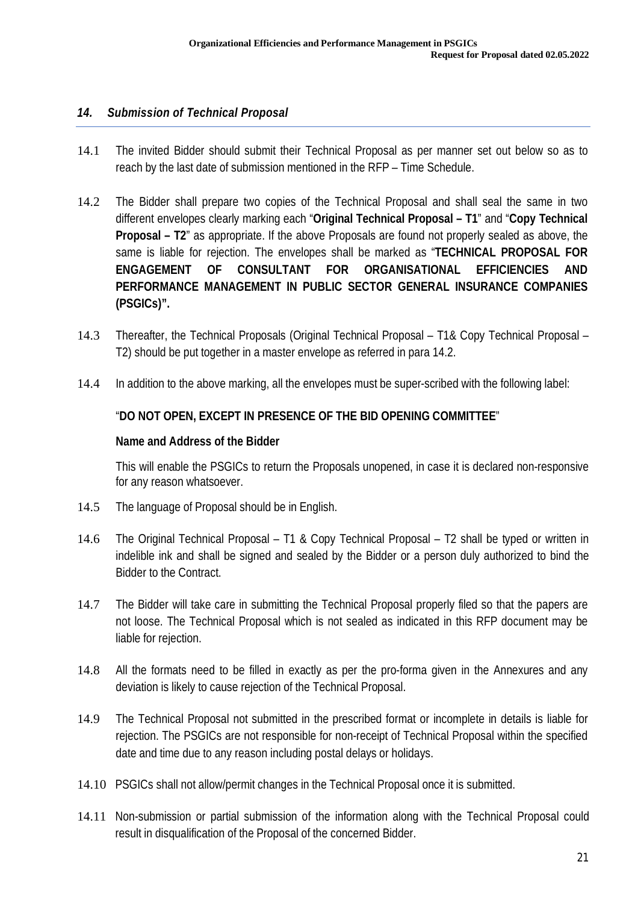## *14. Submission of Technical Proposal*

14.1 The invited Bidder should submit their Technical Proposal as per manner set out below so as to reach by the last date of submission mentioned in the RFP – Time Schedule.

14.2 The Bidder shall prepare two copies of the Technical Proposal and shall seal the same in two different envelopes clearly marking each "**Original Technical Proposal – T1**" and "**Copy Technical Proposal – T2**" as appropriate. If the above Proposals are found not properly sealed as above, the same is liable for rejection. The envelopes shall be marked as "**TECHNICAL PROPOSAL FOR ENGAGEMENT OF CONSULTANT FOR ORGANISATIONAL EFFICIENCIES AND PERFORMANCE MANAGEMENT IN PUBLIC SECTOR GENERAL INSURANCE COMPANIES (PSGICs)".**

14.3 Thereafter, the Technical Proposals (Original Technical Proposal – T1& Copy Technical Proposal – T2) should be put together in a master envelope as referred in para 14.2.

14.4 In addition to the above marking, all the envelopes must be super-scribed with the following label:

"**DO NOT OPEN, EXCEPT IN PRESENCE OF THE BID OPENING COMMITTEE**"

**Name and Address of the Bidder**

This will enable the PSGICs to return the Proposals unopened, in case it is declared non-responsive for any reason whatsoever.

14.5 The language of Proposal should be in English.

14.6 The Original Technical Proposal – T1 & Copy Technical Proposal – T2 shall be typed or written in indelible ink and shall be signed and sealed by the Bidder or a person duly authorized to bind the Bidder to the Contract.

14.7 The Bidder will take care in submitting the Technical Proposal properly filed so that the papers are not loose. The Technical Proposal which is not sealed as indicated in this RFP document may be liable for rejection.

14.8 All the formats need to be filled in exactly as per the pro-forma given in the Annexures and any deviation is likely to cause rejection of the Technical Proposal.

14.9 The Technical Proposal not submitted in the prescribed format or incomplete in details is liable for rejection. The PSGICs are not responsible for non-receipt of Technical Proposal within the specified date and time due to any reason including postal delays or holidays.

14.10 PSGICs shall not allow/permit changes in the Technical Proposal once it is submitted.

14.11 Non-submission or partial submission of the information along with the Technical Proposal could result in disqualification of the Proposal of the concerned Bidder.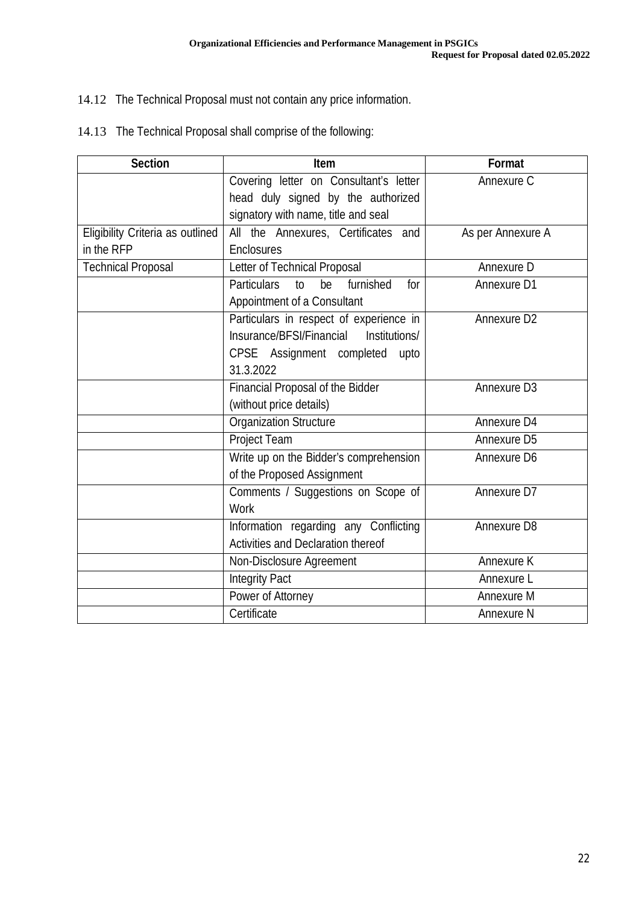14.12 The Technical Proposal must not contain any price information.

14.13 The Technical Proposal shall comprise of the following:

| Section | Item | Format |
|---|---|---|
| | Covering letter on Consultant's letter head duly signed by the authorized signatory with name, title and seal | Annexure C |
| Eligibility Criteria as outlined in the RFP | All the Annexures, Certificates and Enclosures | As per Annexure A |
| Technical Proposal | Letter of Technical Proposal | Annexure D |
| | Particulars to be furnished for Appointment of a Consultant | Annexure D1 |
| | Particulars in respect of experience in Insurance/BFSI/Financial Institutions/ CPSE Assignment completed upto 31.3.2022 | Annexure D2 |
| | Financial Proposal of the Bidder (without price details) | Annexure D3 |
| | Organization Structure | Annexure D4 |
| | Project Team | Annexure D5 |
| | Write up on the Bidder's comprehension of the Proposed Assignment | Annexure D6 |
| | Comments / Suggestions on Scope of Work | Annexure D7 |
| | Information regarding any Conflicting Activities and Declaration thereof | Annexure D8 |
| | Non-Disclosure Agreement | Annexure K |
| | Integrity Pact | Annexure L |
| | Power of Attorney | Annexure M |
| | Certificate | Annexure N |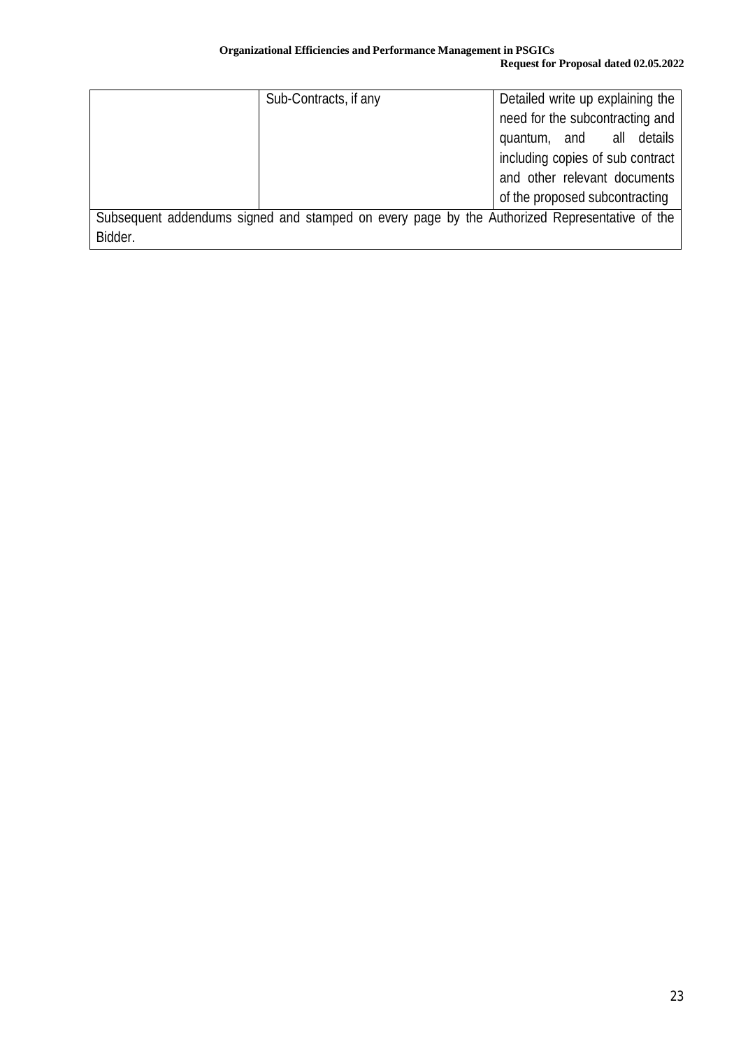| | | |
|---|---|---|
| | Sub-Contracts, if any | Detailed write up explaining the need for the subcontracting and quantum, and all details including copies of sub contract and other relevant documents of the proposed subcontracting |
| Subsequent addendums signed and stamped on every page by the Authorized Representative of the Bidder. | | |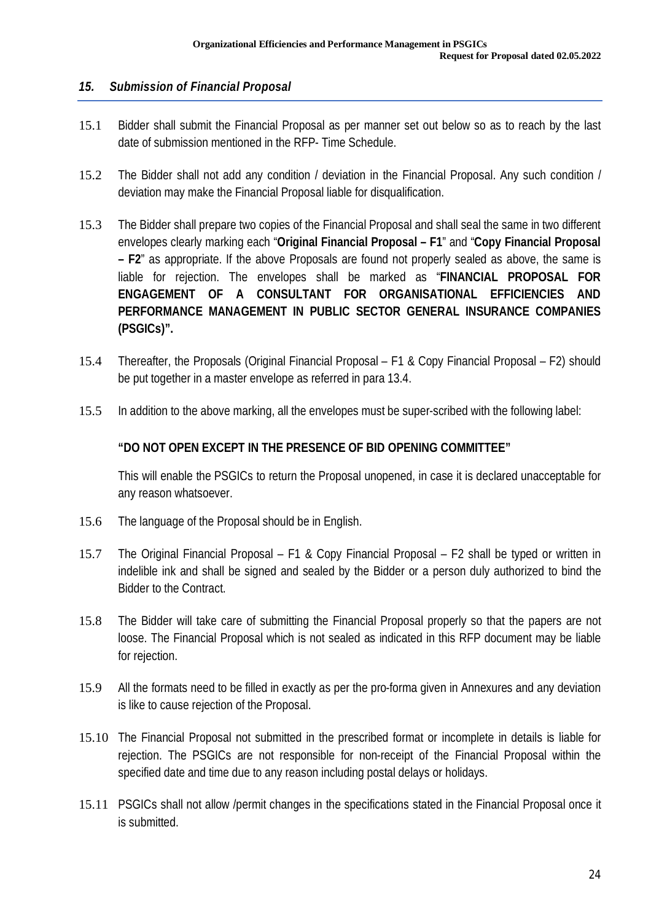## *15. Submission of Financial Proposal*

15.1 Bidder shall submit the Financial Proposal as per manner set out below so as to reach by the last date of submission mentioned in the RFP- Time Schedule.

15.2 The Bidder shall not add any condition / deviation in the Financial Proposal. Any such condition / deviation may make the Financial Proposal liable for disqualification.

15.3 The Bidder shall prepare two copies of the Financial Proposal and shall seal the same in two different envelopes clearly marking each "**Original Financial Proposal – F1**" and "**Copy Financial Proposal – F2**" as appropriate. If the above Proposals are found not properly sealed as above, the same is liable for rejection. The envelopes shall be marked as "**FINANCIAL PROPOSAL FOR ENGAGEMENT OF A CONSULTANT FOR ORGANISATIONAL EFFICIENCIES AND PERFORMANCE MANAGEMENT IN PUBLIC SECTOR GENERAL INSURANCE COMPANIES (PSGICs)".**

15.4 Thereafter, the Proposals (Original Financial Proposal – F1 & Copy Financial Proposal – F2) should be put together in a master envelope as referred in para 13.4.

15.5 In addition to the above marking, all the envelopes must be super-scribed with the following label:

**"DO NOT OPEN EXCEPT IN THE PRESENCE OF BID OPENING COMMITTEE"**

This will enable the PSGICs to return the Proposal unopened, in case it is declared unacceptable for any reason whatsoever.

15.6 The language of the Proposal should be in English.

15.7 The Original Financial Proposal – F1 & Copy Financial Proposal – F2 shall be typed or written in indelible ink and shall be signed and sealed by the Bidder or a person duly authorized to bind the Bidder to the Contract.

15.8 The Bidder will take care of submitting the Financial Proposal properly so that the papers are not loose. The Financial Proposal which is not sealed as indicated in this RFP document may be liable for rejection.

15.9 All the formats need to be filled in exactly as per the pro-forma given in Annexures and any deviation is like to cause rejection of the Proposal.

15.10 The Financial Proposal not submitted in the prescribed format or incomplete in details is liable for rejection. The PSGICs are not responsible for non-receipt of the Financial Proposal within the specified date and time due to any reason including postal delays or holidays.

15.11 PSGICs shall not allow /permit changes in the specifications stated in the Financial Proposal once it is submitted.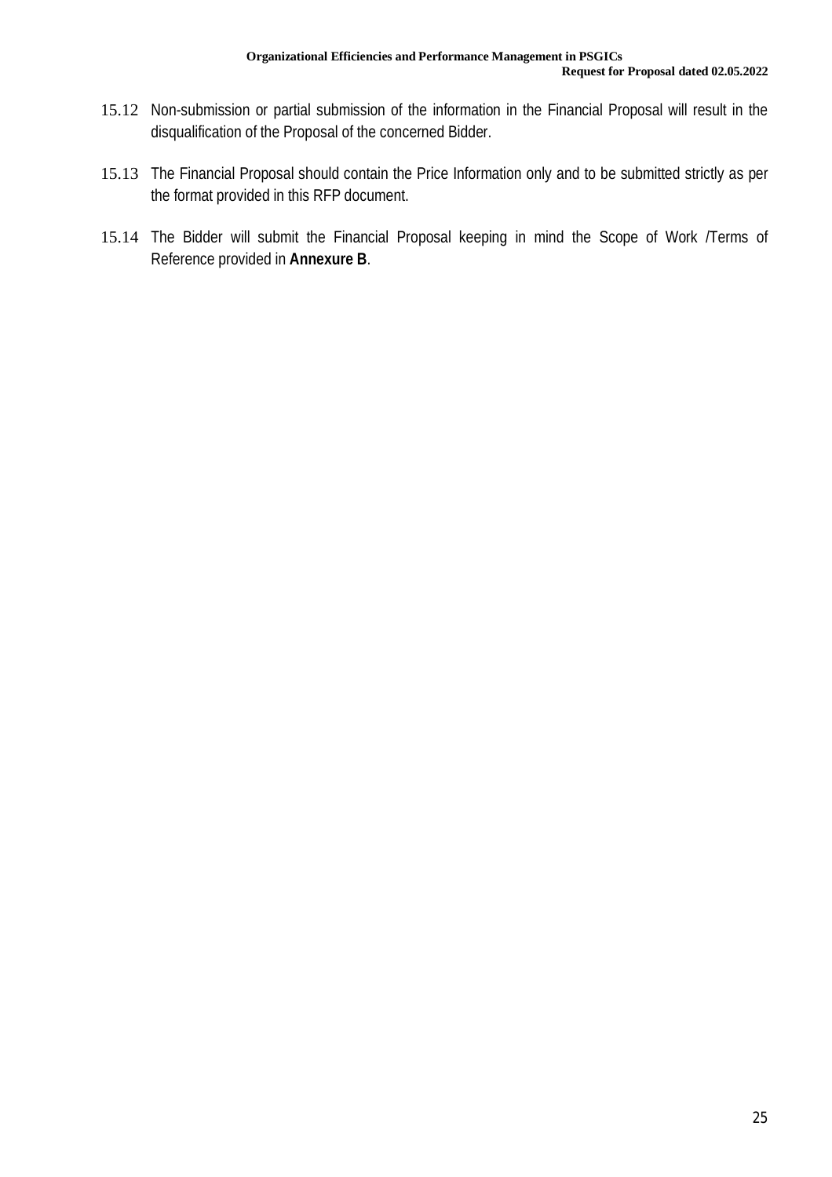15.12 Non-submission or partial submission of the information in the Financial Proposal will result in the disqualification of the Proposal of the concerned Bidder.

15.13 The Financial Proposal should contain the Price Information only and to be submitted strictly as per the format provided in this RFP document.

15.14 The Bidder will submit the Financial Proposal keeping in mind the Scope of Work /Terms of Reference provided in **Annexure B**.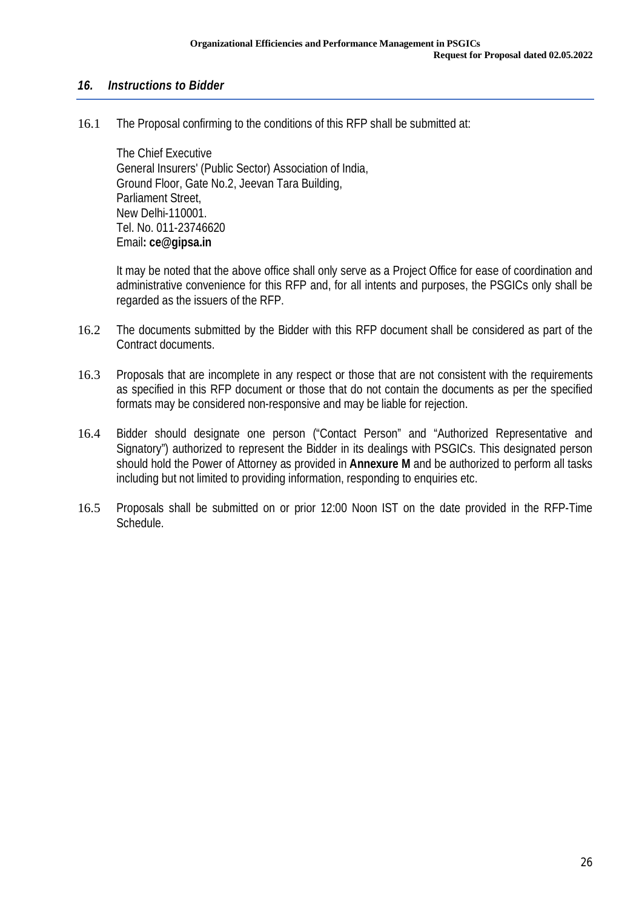## *16. Instructions to Bidder*

16.1 The Proposal confirming to the conditions of this RFP shall be submitted at:

The Chief Executive
General Insurers' (Public Sector) Association of India,
Ground Floor, Gate No.2, Jeevan Tara Building,
Parliament Street,
New Delhi-110001.
Tel. No. 011-23746620
Email**: ce@gipsa.in**

It may be noted that the above office shall only serve as a Project Office for ease of coordination and administrative convenience for this RFP and, for all intents and purposes, the PSGICs only shall be regarded as the issuers of the RFP.

16.2 The documents submitted by the Bidder with this RFP document shall be considered as part of the Contract documents.

16.3 Proposals that are incomplete in any respect or those that are not consistent with the requirements as specified in this RFP document or those that do not contain the documents as per the specified formats may be considered non-responsive and may be liable for rejection.

16.4 Bidder should designate one person ("Contact Person" and "Authorized Representative and Signatory") authorized to represent the Bidder in its dealings with PSGICs. This designated person should hold the Power of Attorney as provided in **Annexure M** and be authorized to perform all tasks including but not limited to providing information, responding to enquiries etc.

16.5 Proposals shall be submitted on or prior 12:00 Noon IST on the date provided in the RFP-Time Schedule.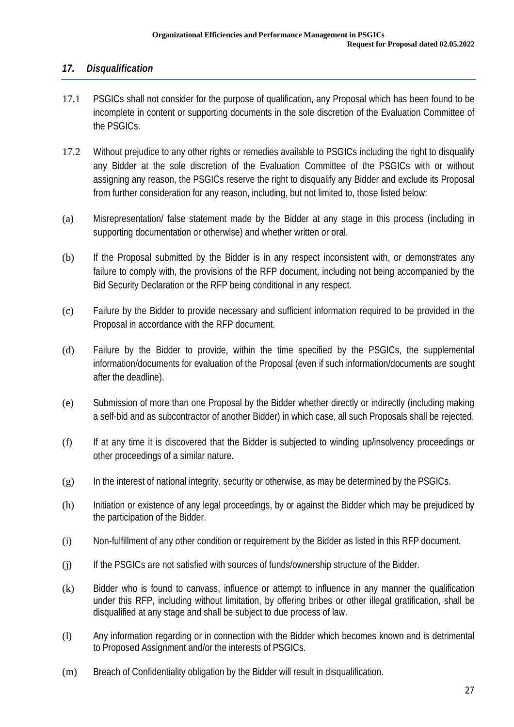## *17. Disqualification*

17.1 PSGICs shall not consider for the purpose of qualification, any Proposal which has been found to be incomplete in content or supporting documents in the sole discretion of the Evaluation Committee of the PSGICs.

17.2 Without prejudice to any other rights or remedies available to PSGICs including the right to disqualify any Bidder at the sole discretion of the Evaluation Committee of the PSGICs with or without assigning any reason, the PSGICs reserve the right to disqualify any Bidder and exclude its Proposal from further consideration for any reason, including, but not limited to, those listed below:

(a) Misrepresentation/ false statement made by the Bidder at any stage in this process (including in supporting documentation or otherwise) and whether written or oral.

(b) If the Proposal submitted by the Bidder is in any respect inconsistent with, or demonstrates any failure to comply with, the provisions of the RFP document, including not being accompanied by the Bid Security Declaration or the RFP being conditional in any respect.

(c) Failure by the Bidder to provide necessary and sufficient information required to be provided in the Proposal in accordance with the RFP document.

(d) Failure by the Bidder to provide, within the time specified by the PSGICs, the supplemental information/documents for evaluation of the Proposal (even if such information/documents are sought after the deadline).

(e) Submission of more than one Proposal by the Bidder whether directly or indirectly (including making a self-bid and as subcontractor of another Bidder) in which case, all such Proposals shall be rejected.

(f) If at any time it is discovered that the Bidder is subjected to winding up/insolvency proceedings or other proceedings of a similar nature.

(g) In the interest of national integrity, security or otherwise, as may be determined by the PSGICs.

(h) Initiation or existence of any legal proceedings, by or against the Bidder which may be prejudiced by the participation of the Bidder.

(i) Non-fulfillment of any other condition or requirement by the Bidder as listed in this RFP document.

(j) If the PSGICs are not satisfied with sources of funds/ownership structure of the Bidder.

(k) Bidder who is found to canvass, influence or attempt to influence in any manner the qualification under this RFP, including without limitation, by offering bribes or other illegal gratification, shall be disqualified at any stage and shall be subject to due process of law.

(l) Any information regarding or in connection with the Bidder which becomes known and is detrimental to Proposed Assignment and/or the interests of PSGICs.

(m) Breach of Confidentiality obligation by the Bidder will result in disqualification.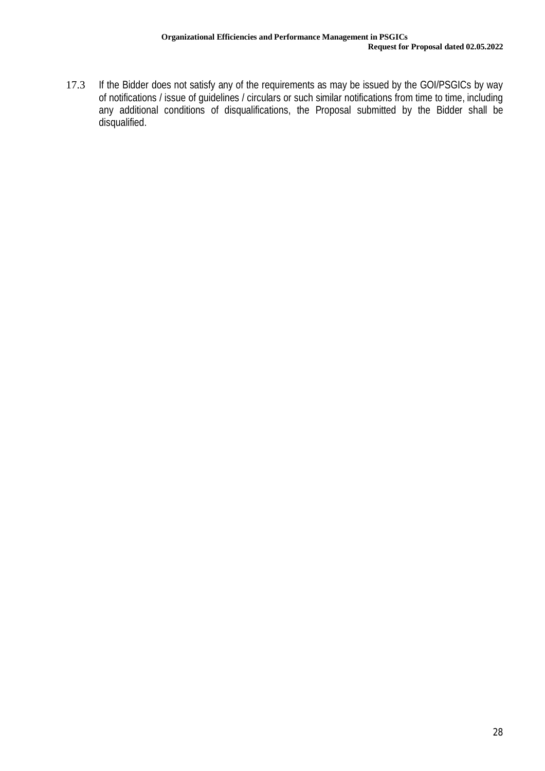17.3 If the Bidder does not satisfy any of the requirements as may be issued by the GOI/PSGICs by way of notifications / issue of guidelines / circulars or such similar notifications from time to time, including any additional conditions of disqualifications, the Proposal submitted by the Bidder shall be disqualified.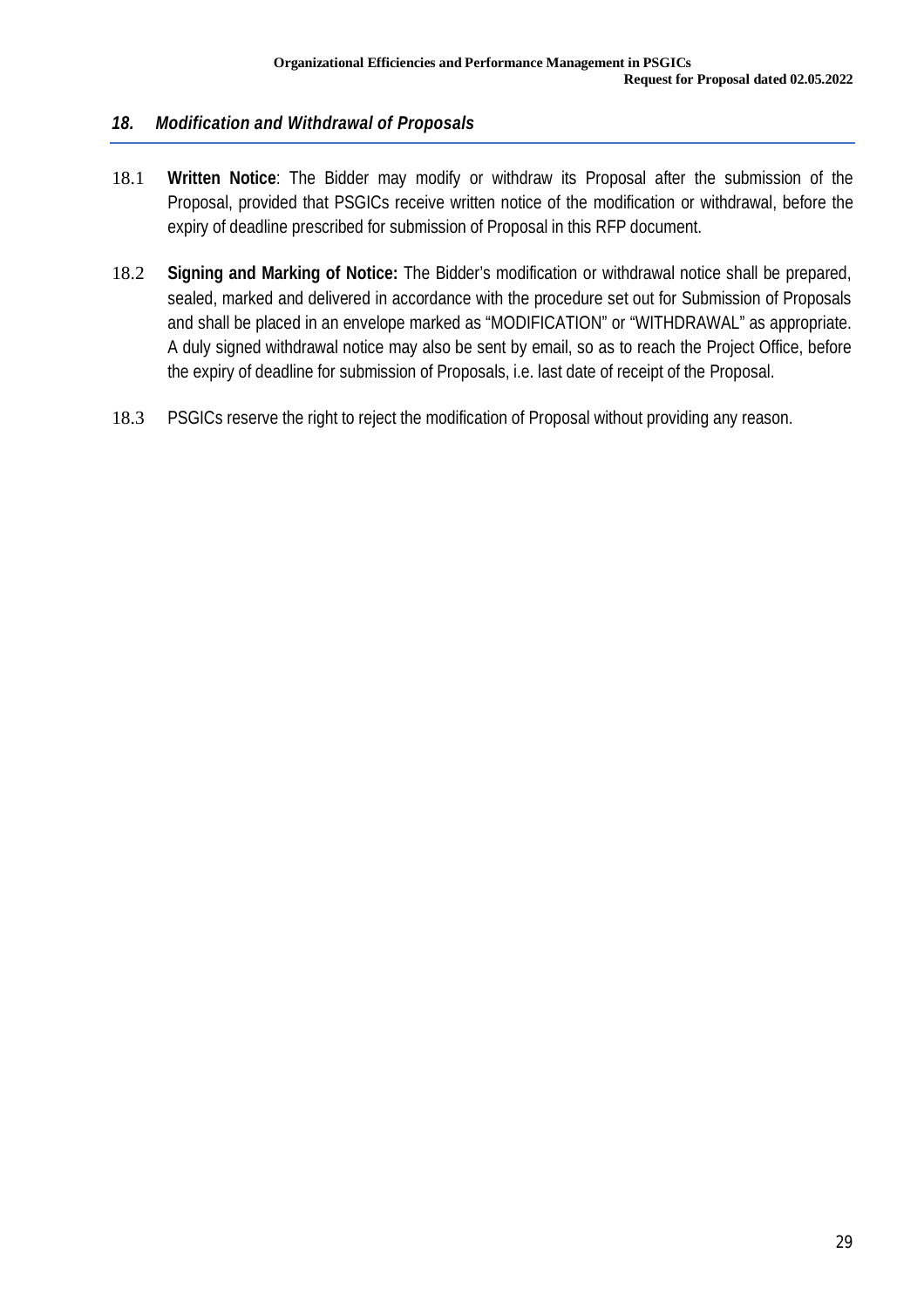### *18. Modification and Withdrawal of Proposals*

18.1 **Written Notice**: The Bidder may modify or withdraw its Proposal after the submission of the Proposal, provided that PSGICs receive written notice of the modification or withdrawal, before the expiry of deadline prescribed for submission of Proposal in this RFP document.

18.2 **Signing and Marking of Notice:** The Bidder's modification or withdrawal notice shall be prepared, sealed, marked and delivered in accordance with the procedure set out for Submission of Proposals and shall be placed in an envelope marked as "MODIFICATION" or "WITHDRAWAL" as appropriate. A duly signed withdrawal notice may also be sent by email, so as to reach the Project Office, before the expiry of deadline for submission of Proposals, i.e. last date of receipt of the Proposal.

18.3 PSGICs reserve the right to reject the modification of Proposal without providing any reason.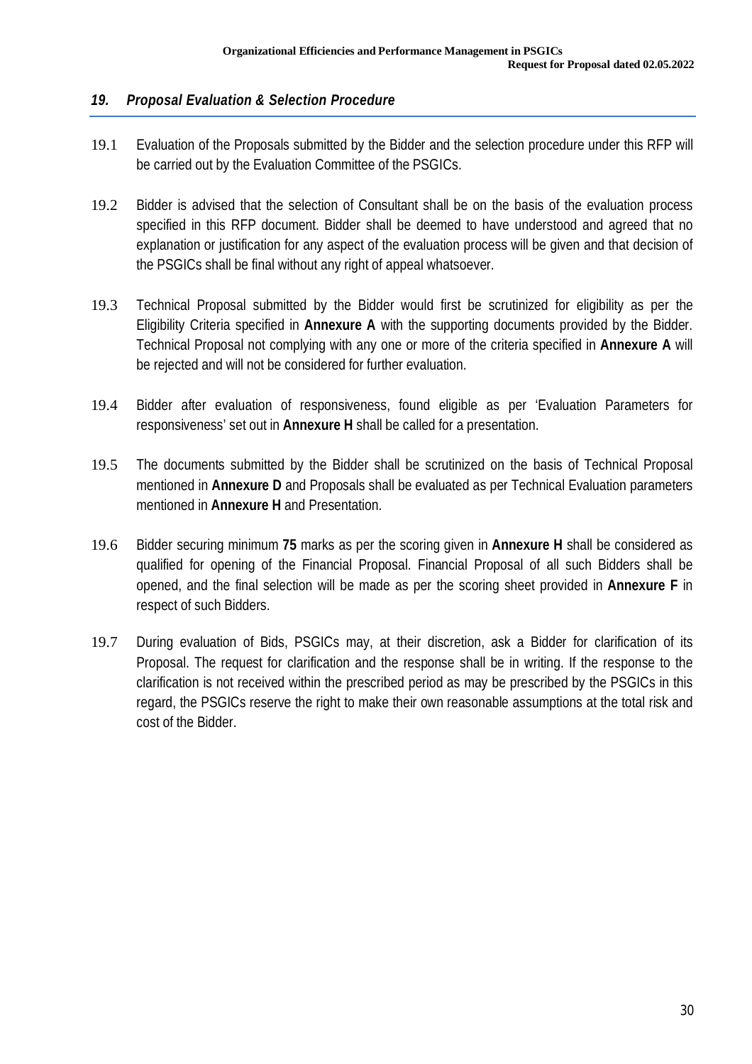## *19. Proposal Evaluation & Selection Procedure*

19.1 Evaluation of the Proposals submitted by the Bidder and the selection procedure under this RFP will be carried out by the Evaluation Committee of the PSGICs.

19.2 Bidder is advised that the selection of Consultant shall be on the basis of the evaluation process specified in this RFP document. Bidder shall be deemed to have understood and agreed that no explanation or justification for any aspect of the evaluation process will be given and that decision of the PSGICs shall be final without any right of appeal whatsoever.

19.3 Technical Proposal submitted by the Bidder would first be scrutinized for eligibility as per the Eligibility Criteria specified in **Annexure A** with the supporting documents provided by the Bidder. Technical Proposal not complying with any one or more of the criteria specified in **Annexure A** will be rejected and will not be considered for further evaluation.

19.4 Bidder after evaluation of responsiveness, found eligible as per 'Evaluation Parameters for responsiveness' set out in **Annexure H** shall be called for a presentation.

19.5 The documents submitted by the Bidder shall be scrutinized on the basis of Technical Proposal mentioned in **Annexure D** and Proposals shall be evaluated as per Technical Evaluation parameters mentioned in **Annexure H** and Presentation.

19.6 Bidder securing minimum **75** marks as per the scoring given in **Annexure H** shall be considered as qualified for opening of the Financial Proposal. Financial Proposal of all such Bidders shall be opened, and the final selection will be made as per the scoring sheet provided in **Annexure F** in respect of such Bidders.

19.7 During evaluation of Bids, PSGICs may, at their discretion, ask a Bidder for clarification of its Proposal. The request for clarification and the response shall be in writing. If the response to the clarification is not received within the prescribed period as may be prescribed by the PSGICs in this regard, the PSGICs reserve the right to make their own reasonable assumptions at the total risk and cost of the Bidder.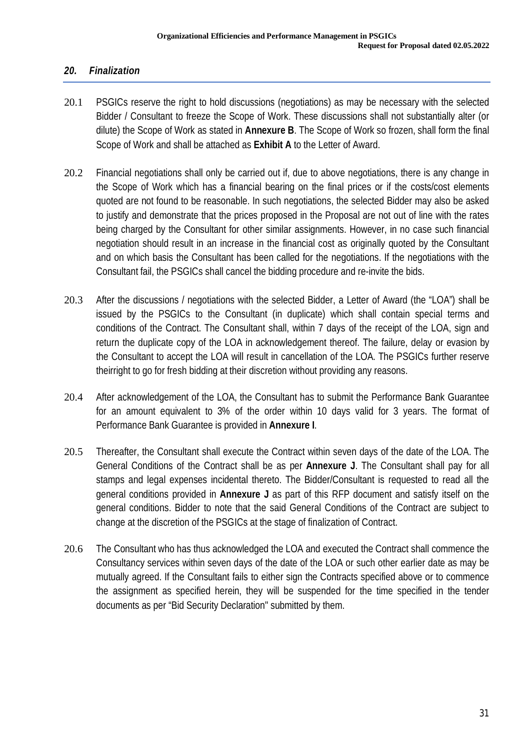## *20. Finalization*

20.1 PSGICs reserve the right to hold discussions (negotiations) as may be necessary with the selected Bidder / Consultant to freeze the Scope of Work. These discussions shall not substantially alter (or dilute) the Scope of Work as stated in **Annexure B**. The Scope of Work so frozen, shall form the final Scope of Work and shall be attached as **Exhibit A** to the Letter of Award.

20.2 Financial negotiations shall only be carried out if, due to above negotiations, there is any change in the Scope of Work which has a financial bearing on the final prices or if the costs/cost elements quoted are not found to be reasonable. In such negotiations, the selected Bidder may also be asked to justify and demonstrate that the prices proposed in the Proposal are not out of line with the rates being charged by the Consultant for other similar assignments. However, in no case such financial negotiation should result in an increase in the financial cost as originally quoted by the Consultant and on which basis the Consultant has been called for the negotiations. If the negotiations with the Consultant fail, the PSGICs shall cancel the bidding procedure and re-invite the bids.

20.3 After the discussions / negotiations with the selected Bidder, a Letter of Award (the "LOA") shall be issued by the PSGICs to the Consultant (in duplicate) which shall contain special terms and conditions of the Contract. The Consultant shall, within 7 days of the receipt of the LOA, sign and return the duplicate copy of the LOA in acknowledgement thereof. The failure, delay or evasion by the Consultant to accept the LOA will result in cancellation of the LOA. The PSGICs further reserve theirright to go for fresh bidding at their discretion without providing any reasons.

20.4 After acknowledgement of the LOA, the Consultant has to submit the Performance Bank Guarantee for an amount equivalent to 3% of the order within 10 days valid for 3 years. The format of Performance Bank Guarantee is provided in **Annexure I**.

20.5 Thereafter, the Consultant shall execute the Contract within seven days of the date of the LOA. The General Conditions of the Contract shall be as per **Annexure J**. The Consultant shall pay for all stamps and legal expenses incidental thereto. The Bidder/Consultant is requested to read all the general conditions provided in **Annexure J** as part of this RFP document and satisfy itself on the general conditions. Bidder to note that the said General Conditions of the Contract are subject to change at the discretion of the PSGICs at the stage of finalization of Contract.

20.6 The Consultant who has thus acknowledged the LOA and executed the Contract shall commence the Consultancy services within seven days of the date of the LOA or such other earlier date as may be mutually agreed. If the Consultant fails to either sign the Contracts specified above or to commence the assignment as specified herein, they will be suspended for the time specified in the tender documents as per "Bid Security Declaration" submitted by them.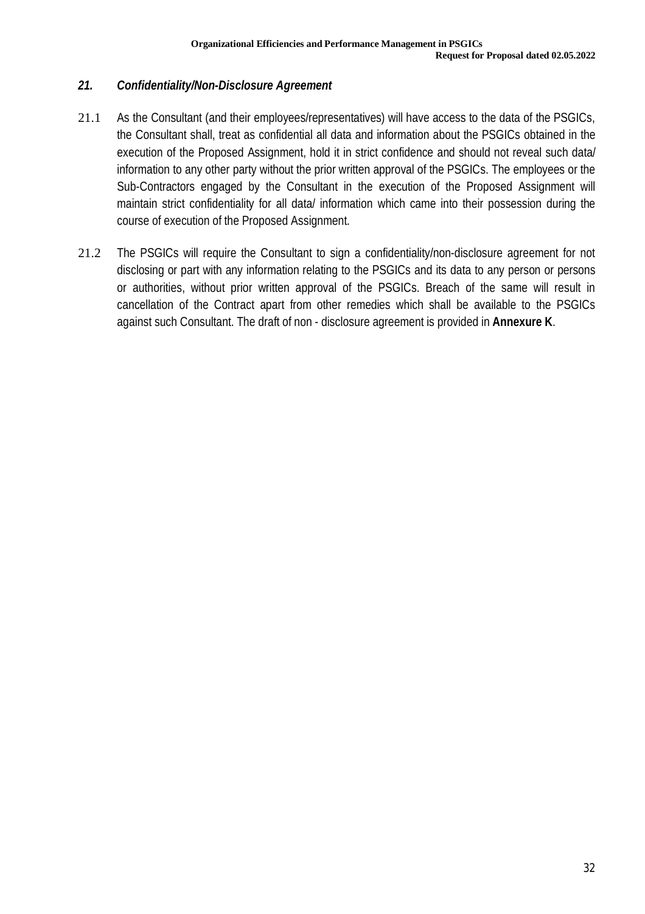## *21. Confidentiality/Non-Disclosure Agreement*

21.1 As the Consultant (and their employees/representatives) will have access to the data of the PSGICs, the Consultant shall, treat as confidential all data and information about the PSGICs obtained in the execution of the Proposed Assignment, hold it in strict confidence and should not reveal such data/ information to any other party without the prior written approval of the PSGICs. The employees or the Sub-Contractors engaged by the Consultant in the execution of the Proposed Assignment will maintain strict confidentiality for all data/ information which came into their possession during the course of execution of the Proposed Assignment.

21.2 The PSGICs will require the Consultant to sign a confidentiality/non-disclosure agreement for not disclosing or part with any information relating to the PSGICs and its data to any person or persons or authorities, without prior written approval of the PSGICs. Breach of the same will result in cancellation of the Contract apart from other remedies which shall be available to the PSGICs against such Consultant. The draft of non - disclosure agreement is provided in **Annexure K**.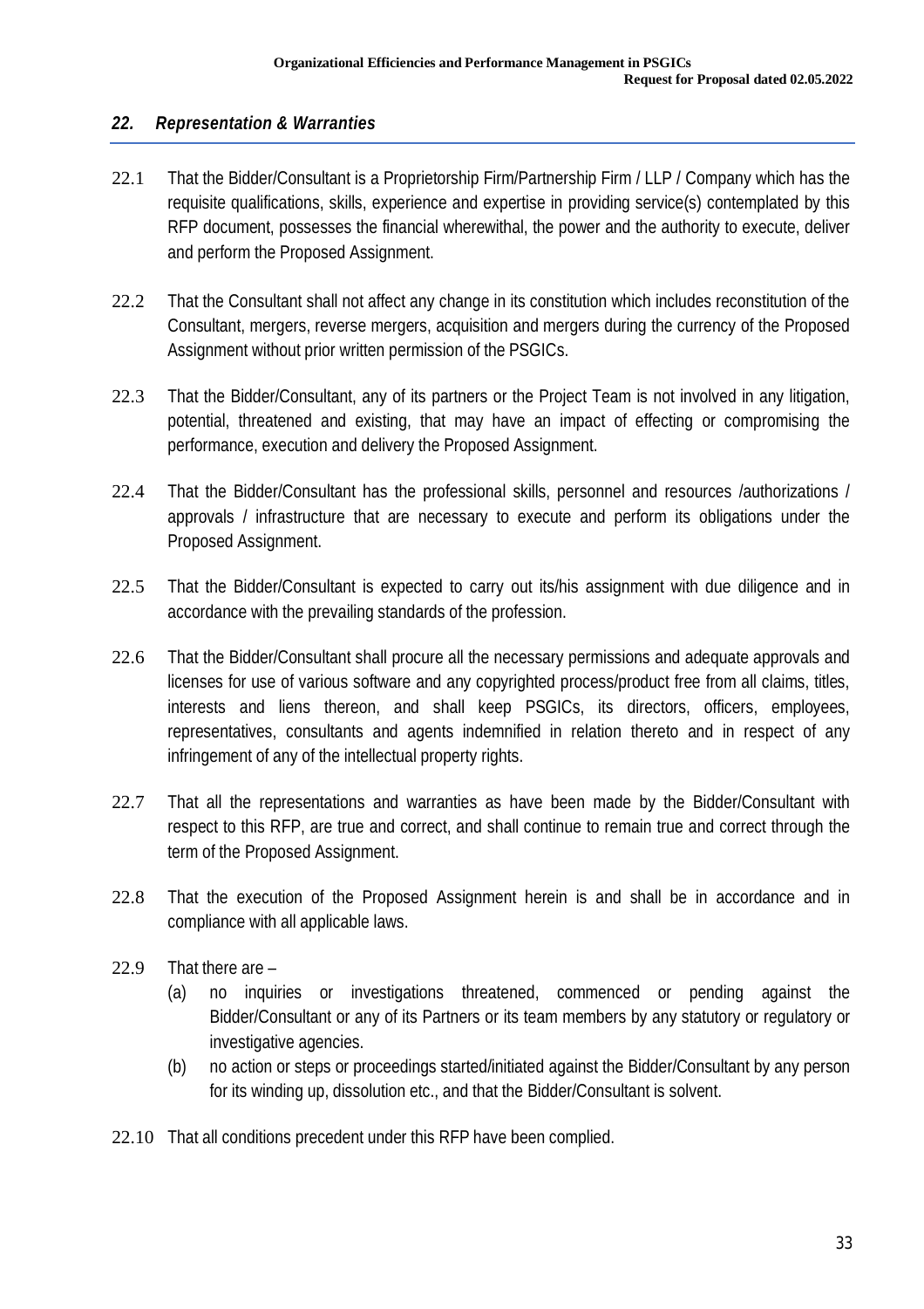## *22. Representation & Warranties*

22.1 That the Bidder/Consultant is a Proprietorship Firm/Partnership Firm / LLP / Company which has the requisite qualifications, skills, experience and expertise in providing service(s) contemplated by this RFP document, possesses the financial wherewithal, the power and the authority to execute, deliver and perform the Proposed Assignment.

22.2 That the Consultant shall not affect any change in its constitution which includes reconstitution of the Consultant, mergers, reverse mergers, acquisition and mergers during the currency of the Proposed Assignment without prior written permission of the PSGICs.

22.3 That the Bidder/Consultant, any of its partners or the Project Team is not involved in any litigation, potential, threatened and existing, that may have an impact of effecting or compromising the performance, execution and delivery the Proposed Assignment.

22.4 That the Bidder/Consultant has the professional skills, personnel and resources /authorizations / approvals / infrastructure that are necessary to execute and perform its obligations under the Proposed Assignment.

22.5 That the Bidder/Consultant is expected to carry out its/his assignment with due diligence and in accordance with the prevailing standards of the profession.

22.6 That the Bidder/Consultant shall procure all the necessary permissions and adequate approvals and licenses for use of various software and any copyrighted process/product free from all claims, titles, interests and liens thereon, and shall keep PSGICs, its directors, officers, employees, representatives, consultants and agents indemnified in relation thereto and in respect of any infringement of any of the intellectual property rights.

22.7 That all the representations and warranties as have been made by the Bidder/Consultant with respect to this RFP, are true and correct, and shall continue to remain true and correct through the term of the Proposed Assignment.

22.8 That the execution of the Proposed Assignment herein is and shall be in accordance and in compliance with all applicable laws.

22.9 That there are –

(a) no inquiries or investigations threatened, commenced or pending against the Bidder/Consultant or any of its Partners or its team members by any statutory or regulatory or investigative agencies.

(b) no action or steps or proceedings started/initiated against the Bidder/Consultant by any person for its winding up, dissolution etc., and that the Bidder/Consultant is solvent.

22.10 That all conditions precedent under this RFP have been complied.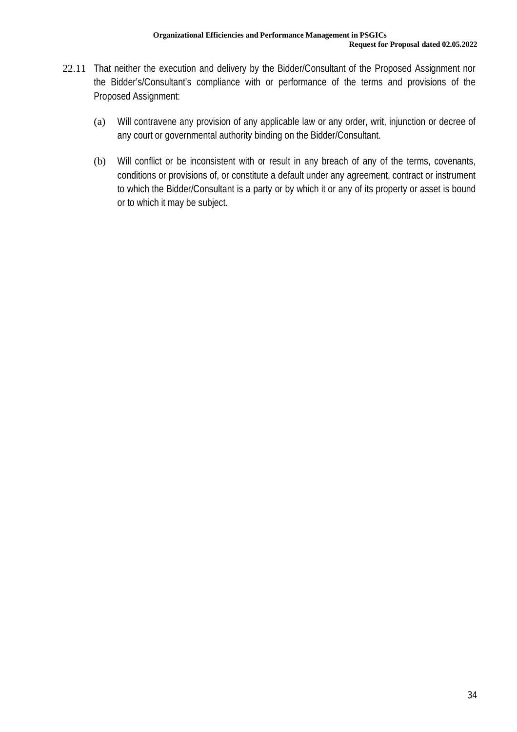22.11 That neither the execution and delivery by the Bidder/Consultant of the Proposed Assignment nor the Bidder's/Consultant's compliance with or performance of the terms and provisions of the Proposed Assignment:

(a) Will contravene any provision of any applicable law or any order, writ, injunction or decree of any court or governmental authority binding on the Bidder/Consultant.

(b) Will conflict or be inconsistent with or result in any breach of any of the terms, covenants, conditions or provisions of, or constitute a default under any agreement, contract or instrument to which the Bidder/Consultant is a party or by which it or any of its property or asset is bound or to which it may be subject.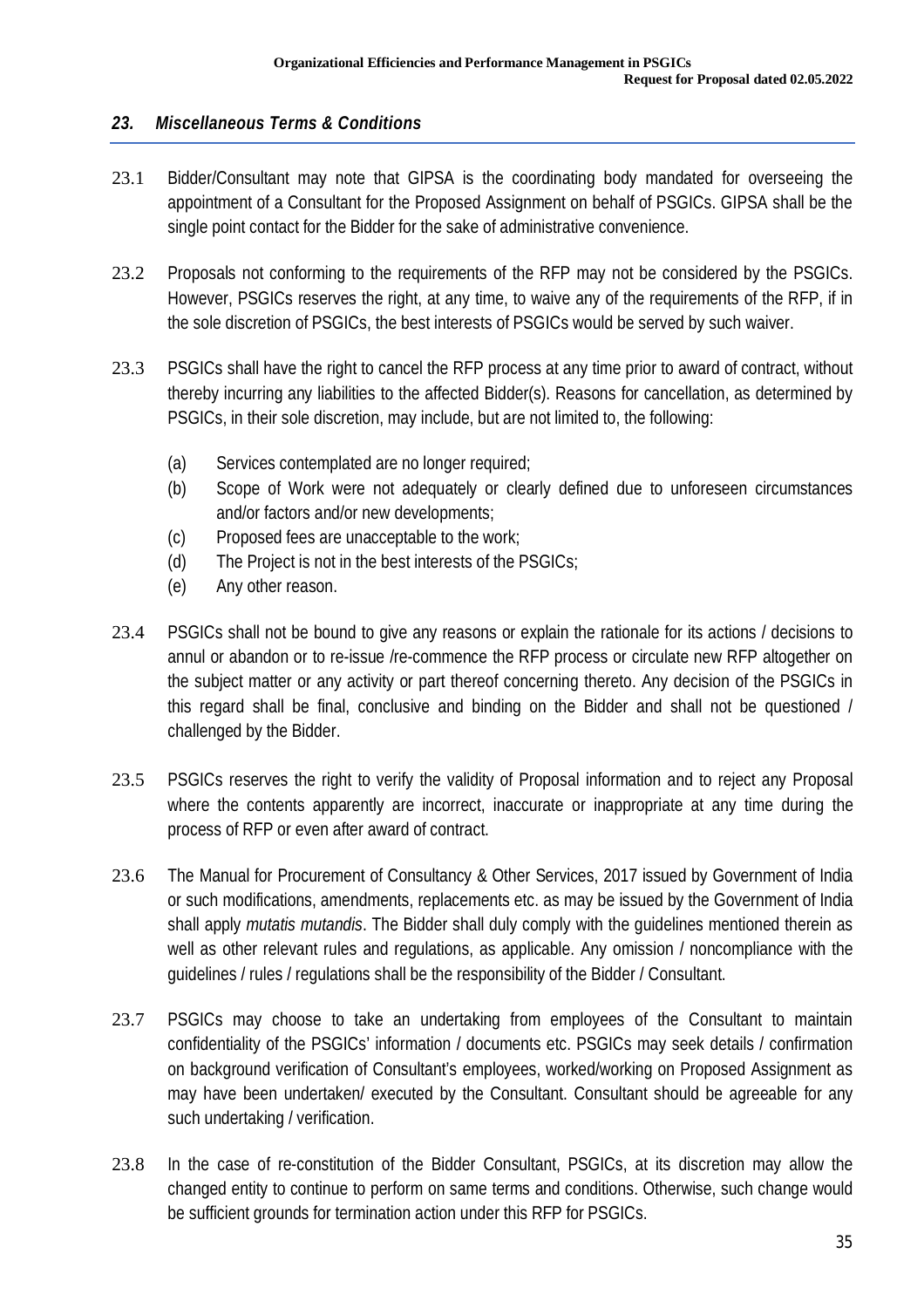## *23. Miscellaneous Terms & Conditions*

23.1 Bidder/Consultant may note that GIPSA is the coordinating body mandated for overseeing the appointment of a Consultant for the Proposed Assignment on behalf of PSGICs. GIPSA shall be the single point contact for the Bidder for the sake of administrative convenience.

23.2 Proposals not conforming to the requirements of the RFP may not be considered by the PSGICs. However, PSGICs reserves the right, at any time, to waive any of the requirements of the RFP, if in the sole discretion of PSGICs, the best interests of PSGICs would be served by such waiver.

23.3 PSGICs shall have the right to cancel the RFP process at any time prior to award of contract, without thereby incurring any liabilities to the affected Bidder(s). Reasons for cancellation, as determined by PSGICs, in their sole discretion, may include, but are not limited to, the following:

(a) Services contemplated are no longer required;
(b) Scope of Work were not adequately or clearly defined due to unforeseen circumstances and/or factors and/or new developments;
(c) Proposed fees are unacceptable to the work;
(d) The Project is not in the best interests of the PSGICs;
(e) Any other reason.

23.4 PSGICs shall not be bound to give any reasons or explain the rationale for its actions / decisions to annul or abandon or to re-issue /re-commence the RFP process or circulate new RFP altogether on the subject matter or any activity or part thereof concerning thereto. Any decision of the PSGICs in this regard shall be final, conclusive and binding on the Bidder and shall not be questioned / challenged by the Bidder.

23.5 PSGICs reserves the right to verify the validity of Proposal information and to reject any Proposal where the contents apparently are incorrect, inaccurate or inappropriate at any time during the process of RFP or even after award of contract.

23.6 The Manual for Procurement of Consultancy & Other Services, 2017 issued by Government of India or such modifications, amendments, replacements etc. as may be issued by the Government of India shall apply *mutatis mutandis*. The Bidder shall duly comply with the guidelines mentioned therein as well as other relevant rules and regulations, as applicable. Any omission / noncompliance with the guidelines / rules / regulations shall be the responsibility of the Bidder / Consultant.

23.7 PSGICs may choose to take an undertaking from employees of the Consultant to maintain confidentiality of the PSGICs' information / documents etc. PSGICs may seek details / confirmation on background verification of Consultant's employees, worked/working on Proposed Assignment as may have been undertaken/ executed by the Consultant. Consultant should be agreeable for any such undertaking / verification.

23.8 In the case of re-constitution of the Bidder Consultant, PSGICs, at its discretion may allow the changed entity to continue to perform on same terms and conditions. Otherwise, such change would be sufficient grounds for termination action under this RFP for PSGICs.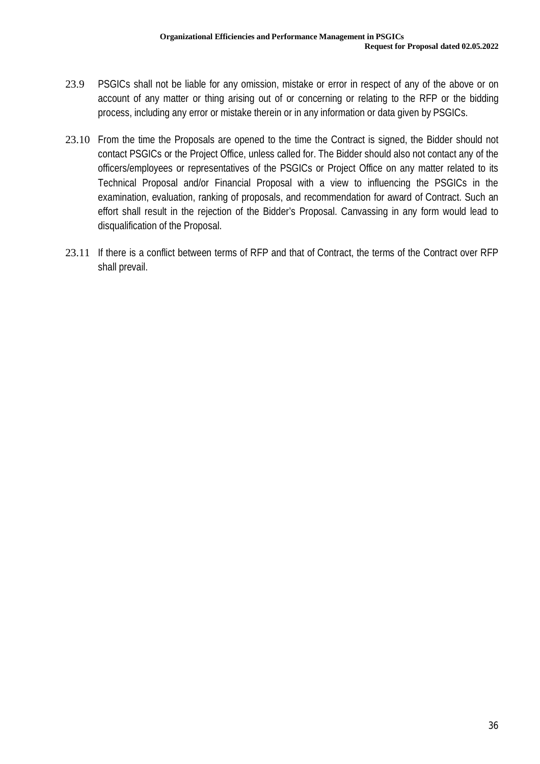23.9 PSGICs shall not be liable for any omission, mistake or error in respect of any of the above or on account of any matter or thing arising out of or concerning or relating to the RFP or the bidding process, including any error or mistake therein or in any information or data given by PSGICs.

23.10 From the time the Proposals are opened to the time the Contract is signed, the Bidder should not contact PSGICs or the Project Office, unless called for. The Bidder should also not contact any of the officers/employees or representatives of the PSGICs or Project Office on any matter related to its Technical Proposal and/or Financial Proposal with a view to influencing the PSGICs in the examination, evaluation, ranking of proposals, and recommendation for award of Contract. Such an effort shall result in the rejection of the Bidder's Proposal. Canvassing in any form would lead to disqualification of the Proposal.

23.11 If there is a conflict between terms of RFP and that of Contract, the terms of the Contract over RFP shall prevail.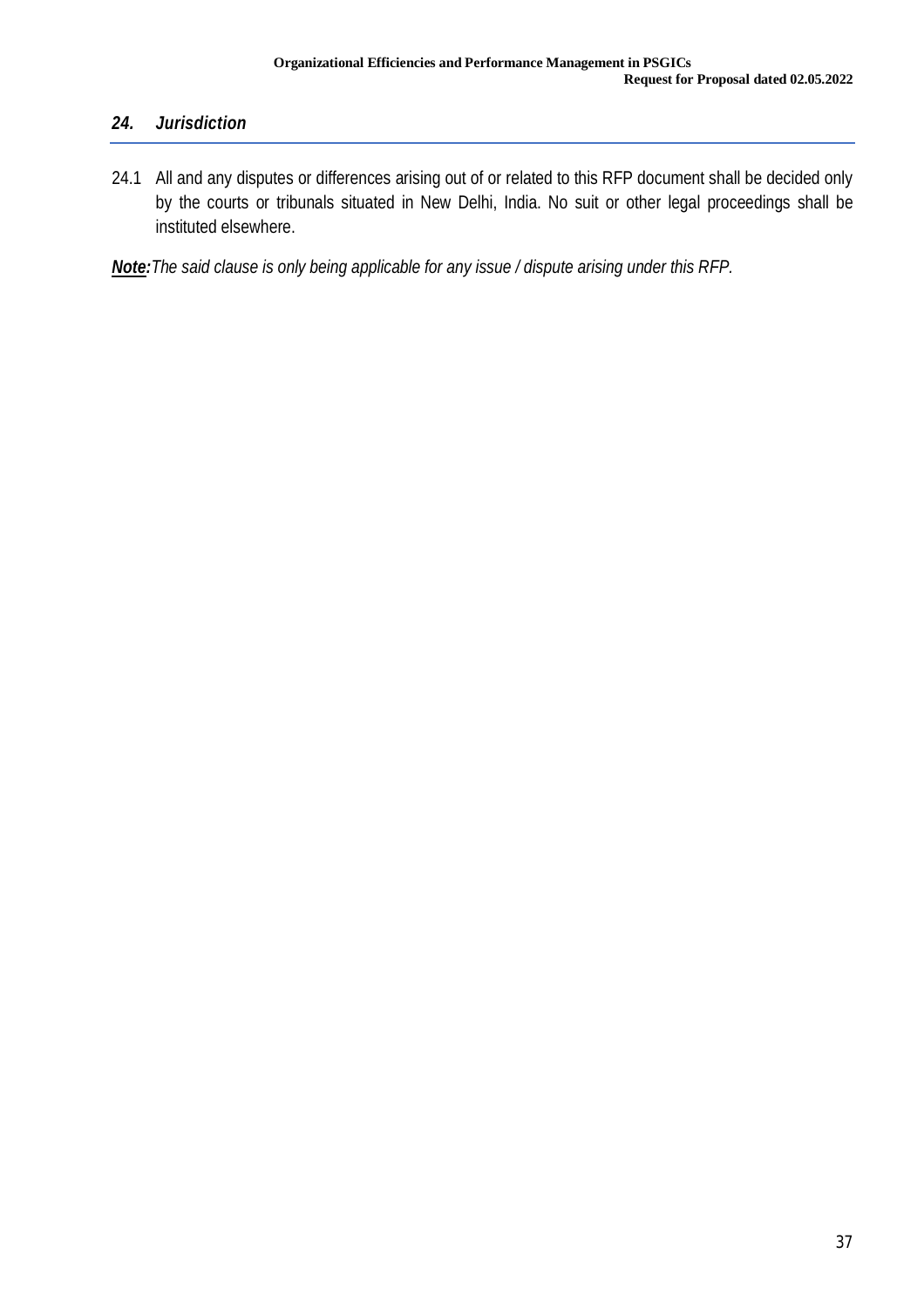## *24. Jurisdiction*

24.1 All and any disputes or differences arising out of or related to this RFP document shall be decided only by the courts or tribunals situated in New Delhi, India. No suit or other legal proceedings shall be instituted elsewhere.

***Note:*** *The said clause is only being applicable for any issue / dispute arising under this RFP.*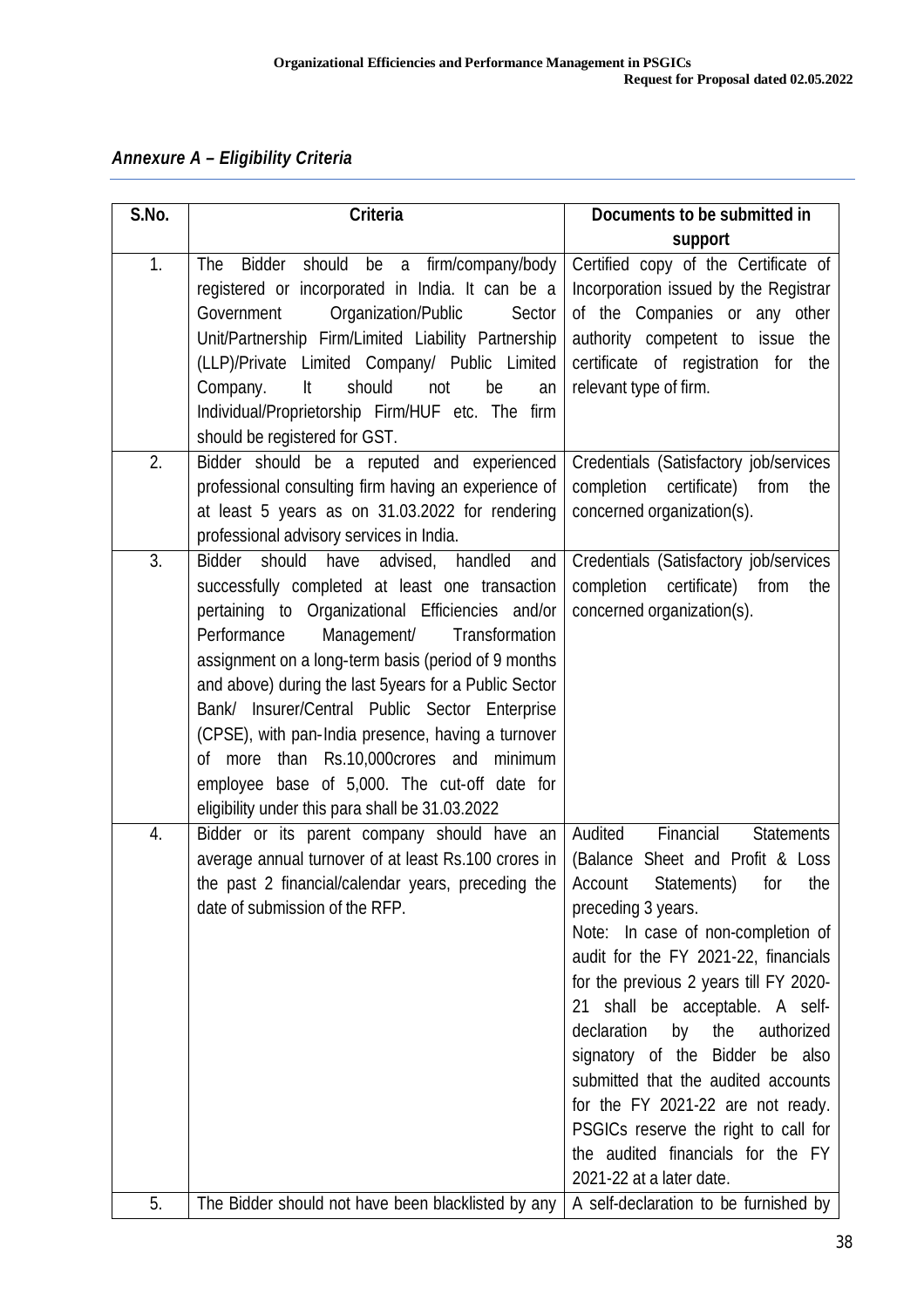*Annexure A – Eligibility Criteria*

| S.No. | Criteria | Documents to be submitted in support |
|---|---|---|
| 1. | The Bidder should be a firm/company/body registered or incorporated in India. It can be a Government Organization/Public Sector Unit/Partnership Firm/Limited Liability Partnership (LLP)/Private Limited Company/ Public Limited Company. It should not be an Individual/Proprietorship Firm/HUF etc. The firm should be registered for GST. | Certified copy of the Certificate of Incorporation issued by the Registrar of the Companies or any other authority competent to issue the certificate of registration for the relevant type of firm. |
| 2. | Bidder should be a reputed and experienced professional consulting firm having an experience of at least 5 years as on 31.03.2022 for rendering professional advisory services in India. | Credentials (Satisfactory job/services completion certificate) from the concerned organization(s). |
| 3. | Bidder should have advised, handled and successfully completed at least one transaction pertaining to Organizational Efficiencies and/or Performance Management/ Transformation assignment on a long-term basis (period of 9 months and above) during the last 5years for a Public Sector Bank/ Insurer/Central Public Sector Enterprise (CPSE), with pan-India presence, having a turnover of more than Rs.10,000crores and minimum employee base of 5,000. The cut-off date for eligibility under this para shall be 31.03.2022 | Credentials (Satisfactory job/services completion certificate) from the concerned organization(s). |
| 4. | Bidder or its parent company should have an average annual turnover of at least Rs.100 crores in the past 2 financial/calendar years, preceding the date of submission of the RFP. | Audited Financial Statements (Balance Sheet and Profit & Loss Account Statements) for the preceding 3 years.<br>Note: In case of non-completion of audit for the FY 2021-22, financials for the previous 2 years till FY 2020-21 shall be acceptable. A self-declaration by the authorized signatory of the Bidder be also submitted that the audited accounts for the FY 2021-22 are not ready. PSGICs reserve the right to call for the audited financials for the FY 2021-22 at a later date. |
| 5. | The Bidder should not have been blacklisted by any | A self-declaration to be furnished by |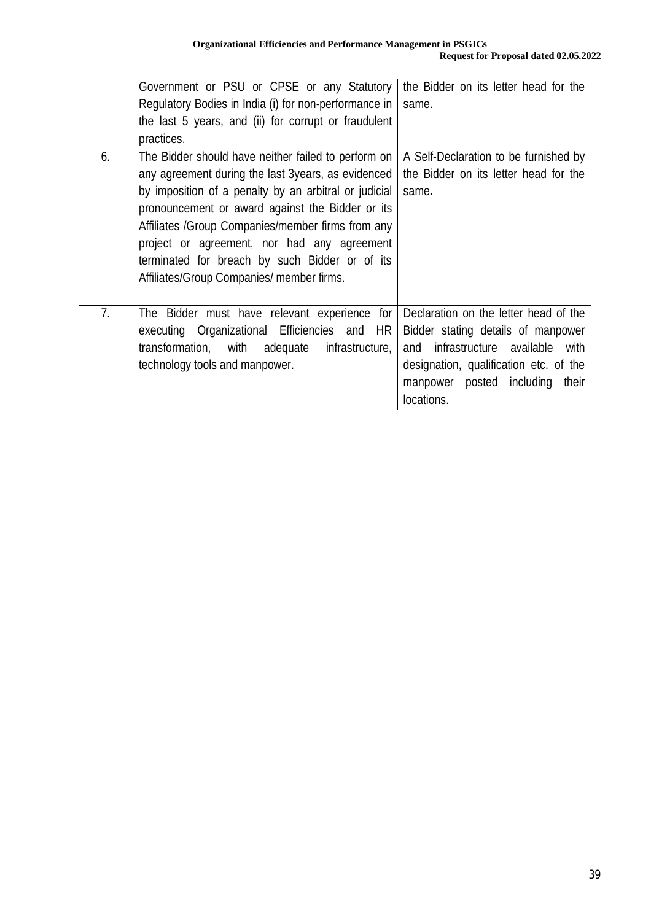| | | |
|---|---|---|
| | Government or PSU or CPSE or any Statutory Regulatory Bodies in India (i) for non-performance in the last 5 years, and (ii) for corrupt or fraudulent practices. | the Bidder on its letter head for the same. |
| 6. | The Bidder should have neither failed to perform on any agreement during the last 3years, as evidenced by imposition of a penalty by an arbitral or judicial pronouncement or award against the Bidder or its Affiliates /Group Companies/member firms from any project or agreement, nor had any agreement terminated for breach by such Bidder or of its Affiliates/Group Companies/ member firms. | A Self-Declaration to be furnished by the Bidder on its letter head for the same**.** |
| 7. | The Bidder must have relevant experience for executing Organizational Efficiencies and HR transformation, with adequate infrastructure, technology tools and manpower. | Declaration on the letter head of the Bidder stating details of manpower and infrastructure available with designation, qualification etc. of the manpower posted including their locations. |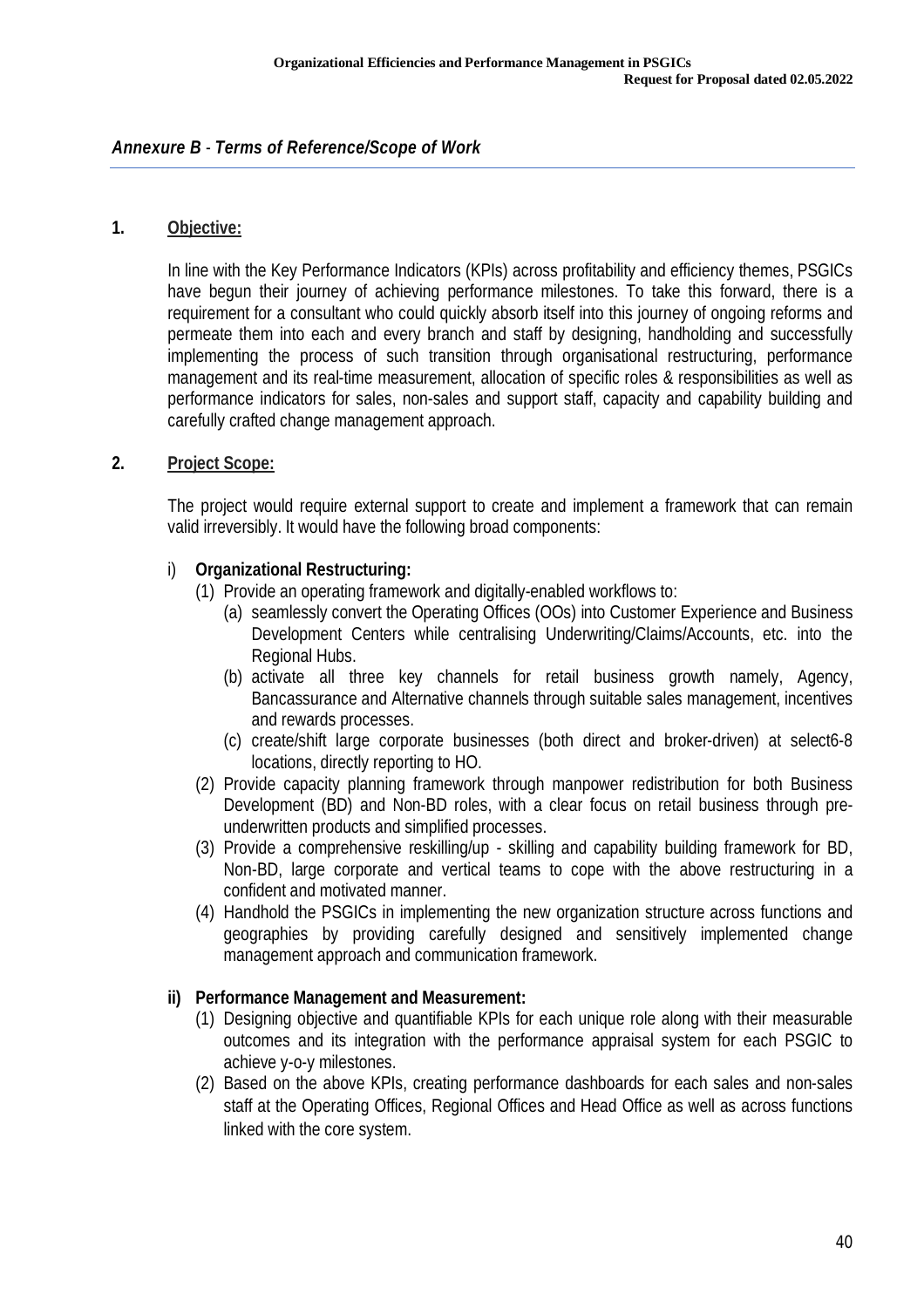## *Annexure B - Terms of Reference/Scope of Work*

**1. Objective:**

In line with the Key Performance Indicators (KPIs) across profitability and efficiency themes, PSGICs have begun their journey of achieving performance milestones. To take this forward, there is a requirement for a consultant who could quickly absorb itself into this journey of ongoing reforms and permeate them into each and every branch and staff by designing, handholding and successfully implementing the process of such transition through organisational restructuring, performance management and its real-time measurement, allocation of specific roles & responsibilities as well as performance indicators for sales, non-sales and support staff, capacity and capability building and carefully crafted change management approach.

**2. Project Scope:**

The project would require external support to create and implement a framework that can remain valid irreversibly. It would have the following broad components:

i) **Organizational Restructuring:**

(1) Provide an operating framework and digitally-enabled workflows to:

(a) seamlessly convert the Operating Offices (OOs) into Customer Experience and Business Development Centers while centralising Underwriting/Claims/Accounts, etc. into the Regional Hubs.

(b) activate all three key channels for retail business growth namely, Agency, Bancassurance and Alternative channels through suitable sales management, incentives and rewards processes.

(c) create/shift large corporate businesses (both direct and broker-driven) at select6-8 locations, directly reporting to HO.

(2) Provide capacity planning framework through manpower redistribution for both Business Development (BD) and Non-BD roles, with a clear focus on retail business through pre-underwritten products and simplified processes.

(3) Provide a comprehensive reskilling/up - skilling and capability building framework for BD, Non-BD, large corporate and vertical teams to cope with the above restructuring in a confident and motivated manner.

(4) Handhold the PSGICs in implementing the new organization structure across functions and geographies by providing carefully designed and sensitively implemented change management approach and communication framework.

**ii) Performance Management and Measurement:**

(1) Designing objective and quantifiable KPIs for each unique role along with their measurable outcomes and its integration with the performance appraisal system for each PSGIC to achieve y-o-y milestones.

(2) Based on the above KPIs, creating performance dashboards for each sales and non-sales staff at the Operating Offices, Regional Offices and Head Office as well as across functions linked with the core system.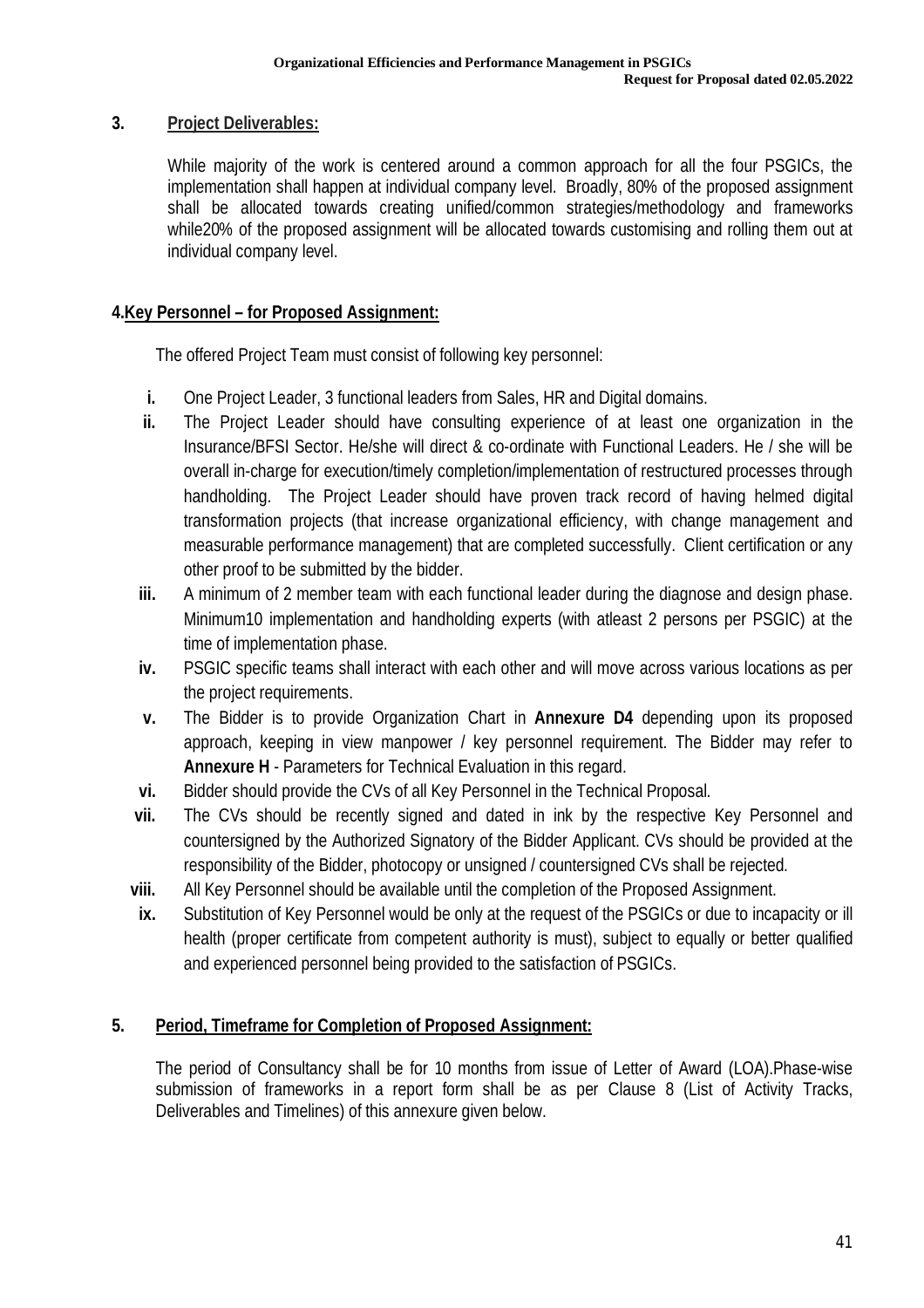## 3. Project Deliverables:

While majority of the work is centered around a common approach for all the four PSGICs, the implementation shall happen at individual company level. Broadly, 80% of the proposed assignment shall be allocated towards creating unified/common strategies/methodology and frameworks while20% of the proposed assignment will be allocated towards customising and rolling them out at individual company level.

## 4.Key Personnel – for Proposed Assignment:

The offered Project Team must consist of following key personnel:

- **i.** One Project Leader, 3 functional leaders from Sales, HR and Digital domains.
- **ii.** The Project Leader should have consulting experience of at least one organization in the Insurance/BFSI Sector. He/she will direct & co-ordinate with Functional Leaders. He / she will be overall in-charge for execution/timely completion/implementation of restructured processes through handholding. The Project Leader should have proven track record of having helmed digital transformation projects (that increase organizational efficiency, with change management and measurable performance management) that are completed successfully. Client certification or any other proof to be submitted by the bidder.
- **iii.** A minimum of 2 member team with each functional leader during the diagnose and design phase. Minimum10 implementation and handholding experts (with atleast 2 persons per PSGIC) at the time of implementation phase.
- **iv.** PSGIC specific teams shall interact with each other and will move across various locations as per the project requirements.
- **v.** The Bidder is to provide Organization Chart in **Annexure D4** depending upon its proposed approach, keeping in view manpower / key personnel requirement. The Bidder may refer to **Annexure H** - Parameters for Technical Evaluation in this regard.
- **vi.** Bidder should provide the CVs of all Key Personnel in the Technical Proposal.
- **vii.** The CVs should be recently signed and dated in ink by the respective Key Personnel and countersigned by the Authorized Signatory of the Bidder Applicant. CVs should be provided at the responsibility of the Bidder, photocopy or unsigned / countersigned CVs shall be rejected.
- **viii.** All Key Personnel should be available until the completion of the Proposed Assignment.
- **ix.** Substitution of Key Personnel would be only at the request of the PSGICs or due to incapacity or ill health (proper certificate from competent authority is must), subject to equally or better qualified and experienced personnel being provided to the satisfaction of PSGICs.

## 5. Period, Timeframe for Completion of Proposed Assignment:

The period of Consultancy shall be for 10 months from issue of Letter of Award (LOA).Phase-wise submission of frameworks in a report form shall be as per Clause 8 (List of Activity Tracks, Deliverables and Timelines) of this annexure given below.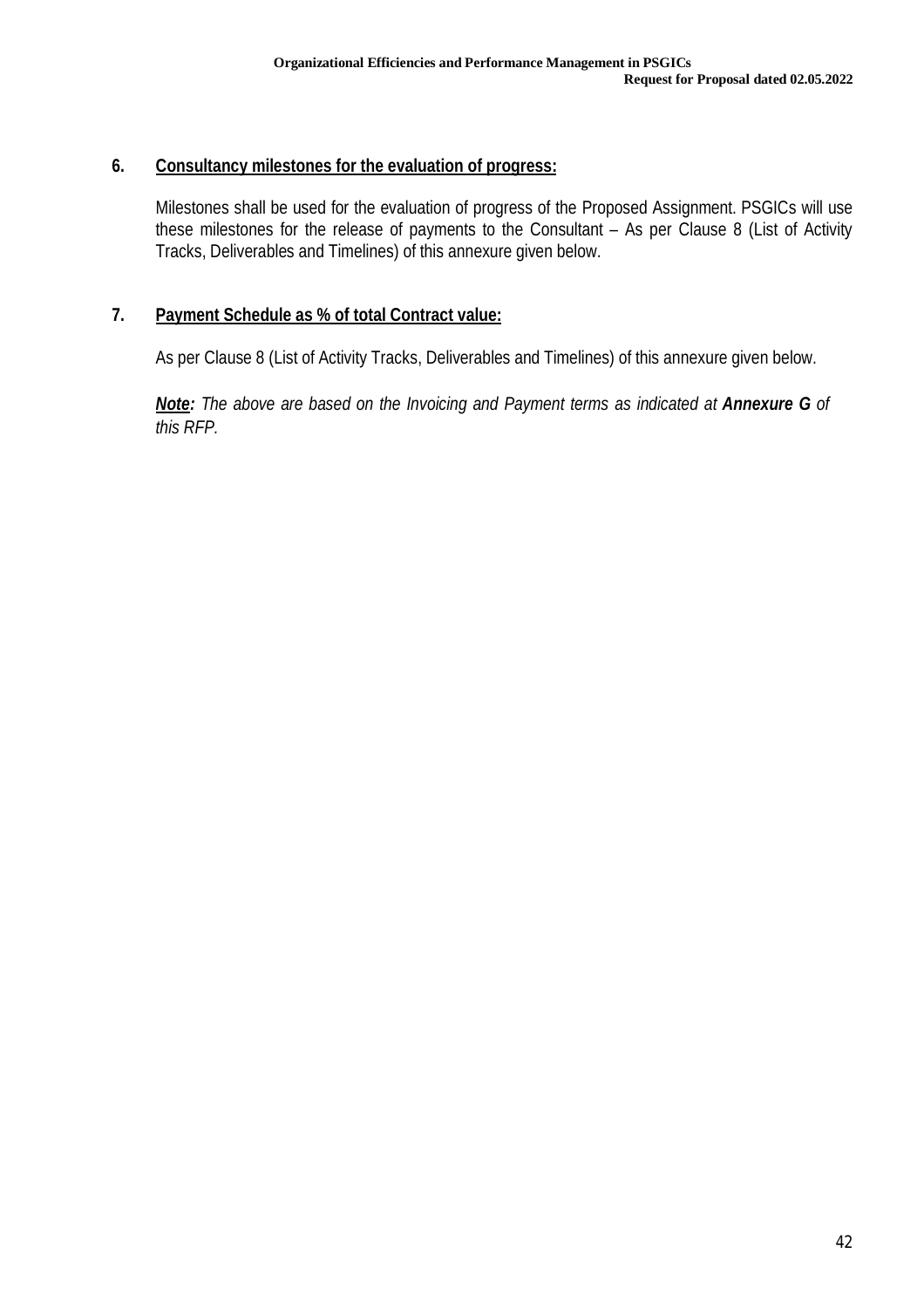## 6. Consultancy milestones for the evaluation of progress:

Milestones shall be used for the evaluation of progress of the Proposed Assignment. PSGICs will use these milestones for the release of payments to the Consultant – As per Clause 8 (List of Activity Tracks, Deliverables and Timelines) of this annexure given below.

## 7. Payment Schedule as % of total Contract value:

As per Clause 8 (List of Activity Tracks, Deliverables and Timelines) of this annexure given below.

***Note:*** *The above are based on the Invoicing and Payment terms as indicated at* ***Annexure G*** *of this RFP.*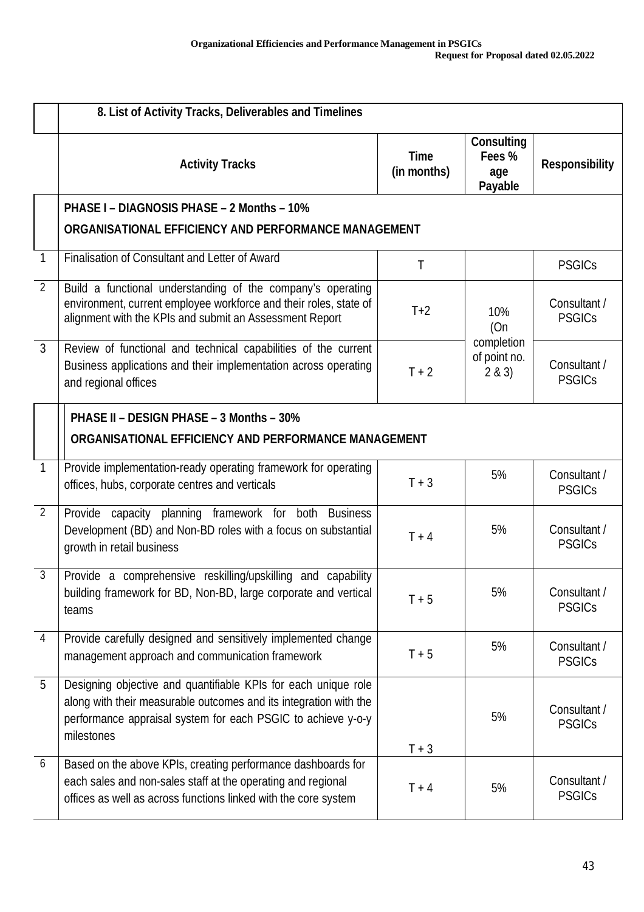| | 8. List of Activity Tracks, Deliverables and Timelines | | | |
|---|---|---|---|---|
| | **Activity Tracks** | **Time (in months)** | **Consulting Fees % age Payable** | **Responsibility** |
| | **PHASE I – DIAGNOSIS PHASE – 2 Months – 10%** **ORGANISATIONAL EFFICIENCY AND PERFORMANCE MANAGEMENT** | | | |
| 1 | Finalisation of Consultant and Letter of Award | T | | PSGICs |
| 2 | Build a functional understanding of the company's operating environment, current employee workforce and their roles, state of alignment with the KPIs and submit an Assessment Report | T+2 | 10% (On completion of point no. 2 & 3) | Consultant / PSGICs |
| 3 | Review of functional and technical capabilities of the current Business applications and their implementation across operating and regional offices | T + 2 | | Consultant / PSGICs |
| | **PHASE II – DESIGN PHASE – 3 Months – 30%** **ORGANISATIONAL EFFICIENCY AND PERFORMANCE MANAGEMENT** | | | |
| 1 | Provide implementation-ready operating framework for operating offices, hubs, corporate centres and verticals | T + 3 | 5% | Consultant / PSGICs |
| 2 | Provide capacity planning framework for both Business Development (BD) and Non-BD roles with a focus on substantial growth in retail business | T + 4 | 5% | Consultant / PSGICs |
| 3 | Provide a comprehensive reskilling/upskilling and capability building framework for BD, Non-BD, large corporate and vertical teams | T + 5 | 5% | Consultant / PSGICs |
| 4 | Provide carefully designed and sensitively implemented change management approach and communication framework | T + 5 | 5% | Consultant / PSGICs |
| 5 | Designing objective and quantifiable KPIs for each unique role along with their measurable outcomes and its integration with the performance appraisal system for each PSGIC to achieve y-o-y milestones | T + 3 | 5% | Consultant / PSGICs |
| 6 | Based on the above KPIs, creating performance dashboards for each sales and non-sales staff at the operating and regional offices as well as across functions linked with the core system | T + 4 | 5% | Consultant / PSGICs |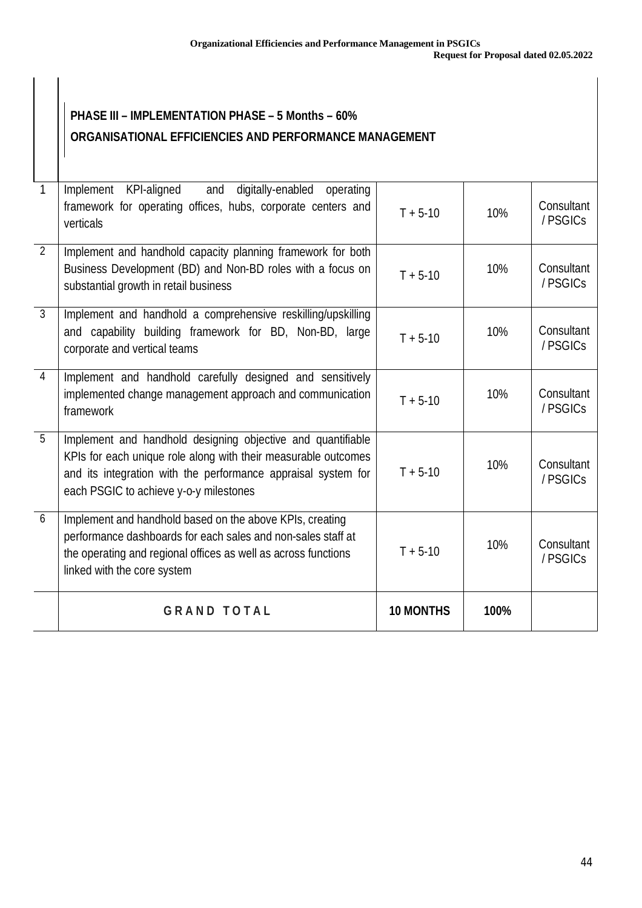| | PHASE III – IMPLEMENTATION PHASE – 5 Months – 60%<br>ORGANISATIONAL EFFICIENCIES AND PERFORMANCE MANAGEMENT | | | |
|---|---|---|---|---|
| 1 | Implement KPI-aligned and digitally-enabled operating framework for operating offices, hubs, corporate centers and verticals | T + 5-10 | 10% | Consultant / PSGICs |
| 2 | Implement and handhold capacity planning framework for both Business Development (BD) and Non-BD roles with a focus on substantial growth in retail business | T + 5-10 | 10% | Consultant / PSGICs |
| 3 | Implement and handhold a comprehensive reskilling/upskilling and capability building framework for BD, Non-BD, large corporate and vertical teams | T + 5-10 | 10% | Consultant / PSGICs |
| 4 | Implement and handhold carefully designed and sensitively implemented change management approach and communication framework | T + 5-10 | 10% | Consultant / PSGICs |
| 5 | Implement and handhold designing objective and quantifiable KPIs for each unique role along with their measurable outcomes and its integration with the performance appraisal system for each PSGIC to achieve y-o-y milestones | T + 5-10 | 10% | Consultant / PSGICs |
| 6 | Implement and handhold based on the above KPIs, creating performance dashboards for each sales and non-sales staff at the operating and regional offices as well as across functions linked with the core system | T + 5-10 | 10% | Consultant / PSGICs |
| | **GRAND TOTAL** | **10 MONTHS** | **100%** | |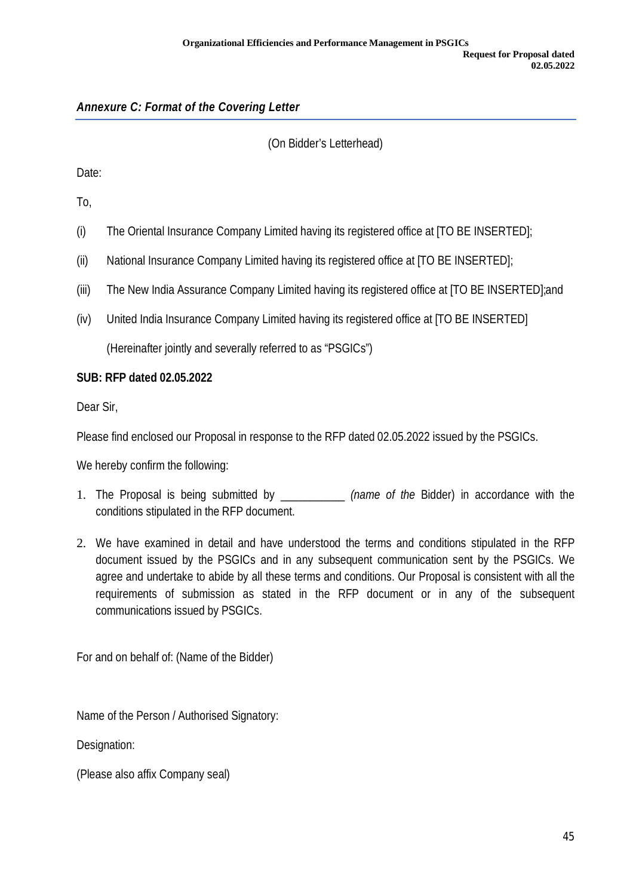### *Annexure C: Format of the Covering Letter*

(On Bidder's Letterhead)

Date:

To,

(i) The Oriental Insurance Company Limited having its registered office at [TO BE INSERTED];

(ii) National Insurance Company Limited having its registered office at [TO BE INSERTED];

(iii) The New India Assurance Company Limited having its registered office at [TO BE INSERTED];and

(iv) United India Insurance Company Limited having its registered office at [TO BE INSERTED]

(Hereinafter jointly and severally referred to as "PSGICs")

**SUB: RFP dated 02.05.2022**

Dear Sir,

Please find enclosed our Proposal in response to the RFP dated 02.05.2022 issued by the PSGICs.

We hereby confirm the following:

1. The Proposal is being submitted by ___________ *(name of the* Bidder) in accordance with the conditions stipulated in the RFP document.
2. We have examined in detail and have understood the terms and conditions stipulated in the RFP document issued by the PSGICs and in any subsequent communication sent by the PSGICs. We agree and undertake to abide by all these terms and conditions. Our Proposal is consistent with all the requirements of submission as stated in the RFP document or in any of the subsequent communications issued by PSGICs.

For and on behalf of: (Name of the Bidder)

Name of the Person / Authorised Signatory:

Designation:

(Please also affix Company seal)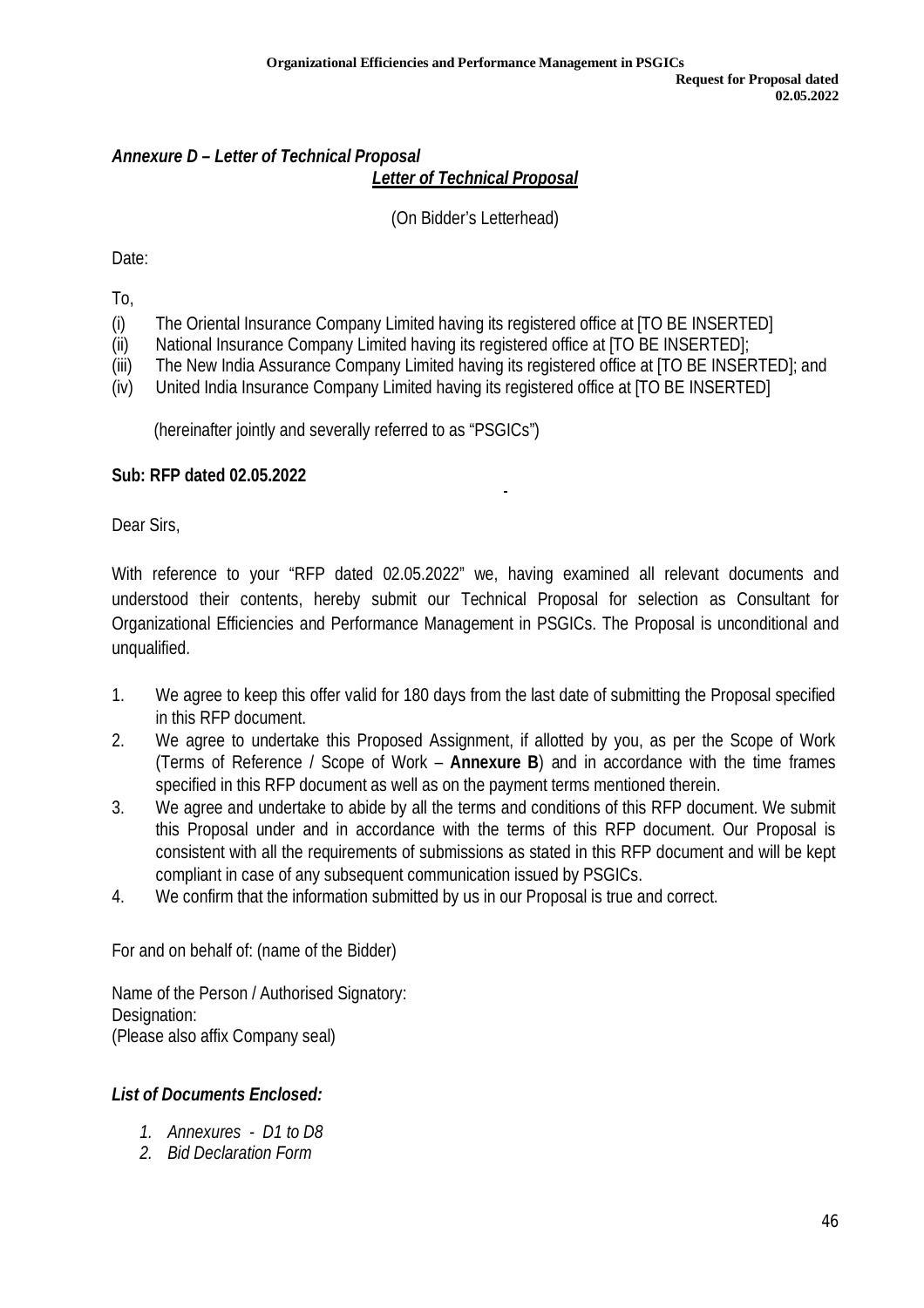***Annexure D – Letter of Technical Proposal***

***Letter of Technical Proposal***

(On Bidder's Letterhead)

Date:

To,

(i) The Oriental Insurance Company Limited having its registered office at [TO BE INSERTED]
(ii) National Insurance Company Limited having its registered office at [TO BE INSERTED];
(iii) The New India Assurance Company Limited having its registered office at [TO BE INSERTED]; and
(iv) United India Insurance Company Limited having its registered office at [TO BE INSERTED]

(hereinafter jointly and severally referred to as "PSGICs")

**Sub: RFP dated 02.05.2022**

Dear Sirs,

With reference to your "RFP dated 02.05.2022" we, having examined all relevant documents and understood their contents, hereby submit our Technical Proposal for selection as Consultant for Organizational Efficiencies and Performance Management in PSGICs. The Proposal is unconditional and unqualified.

1. We agree to keep this offer valid for 180 days from the last date of submitting the Proposal specified in this RFP document.
2. We agree to undertake this Proposed Assignment, if allotted by you, as per the Scope of Work (Terms of Reference / Scope of Work – **Annexure B**) and in accordance with the time frames specified in this RFP document as well as on the payment terms mentioned therein.
3. We agree and undertake to abide by all the terms and conditions of this RFP document. We submit this Proposal under and in accordance with the terms of this RFP document. Our Proposal is consistent with all the requirements of submissions as stated in this RFP document and will be kept compliant in case of any subsequent communication issued by PSGICs.
4. We confirm that the information submitted by us in our Proposal is true and correct.

For and on behalf of: (name of the Bidder)

Name of the Person / Authorised Signatory:
Designation:
(Please also affix Company seal)

***List of Documents Enclosed:***

1. *Annexures - D1 to D8*
2. *Bid Declaration Form*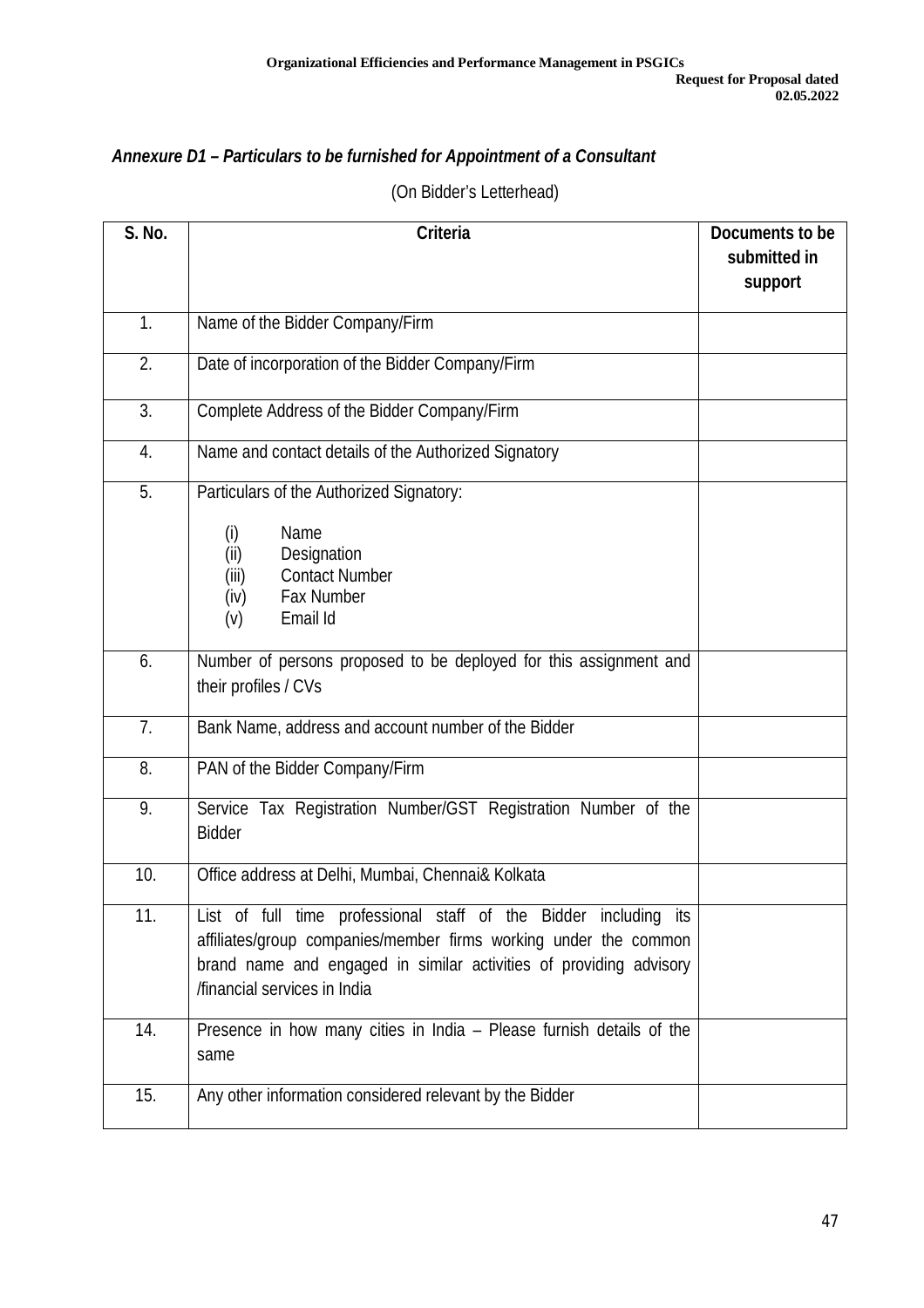### *Annexure D1 – Particulars to be furnished for Appointment of a Consultant*

(On Bidder's Letterhead)

| S. No. | Criteria | Documents to be submitted in support |
|---|---|---|
| 1. | Name of the Bidder Company/Firm | |
| 2. | Date of incorporation of the Bidder Company/Firm | |
| 3. | Complete Address of the Bidder Company/Firm | |
| 4. | Name and contact details of the Authorized Signatory | |
| 5. | Particulars of the Authorized Signatory:<br>(i) Name<br>(ii) Designation<br>(iii) Contact Number<br>(iv) Fax Number<br>(v) Email Id | |
| 6. | Number of persons proposed to be deployed for this assignment and their profiles / CVs | |
| 7. | Bank Name, address and account number of the Bidder | |
| 8. | PAN of the Bidder Company/Firm | |
| 9. | Service Tax Registration Number/GST Registration Number of the Bidder | |
| 10. | Office address at Delhi, Mumbai, Chennai& Kolkata | |
| 11. | List of full time professional staff of the Bidder including its affiliates/group companies/member firms working under the common brand name and engaged in similar activities of providing advisory /financial services in India | |
| 14. | Presence in how many cities in India – Please furnish details of the same | |
| 15. | Any other information considered relevant by the Bidder | |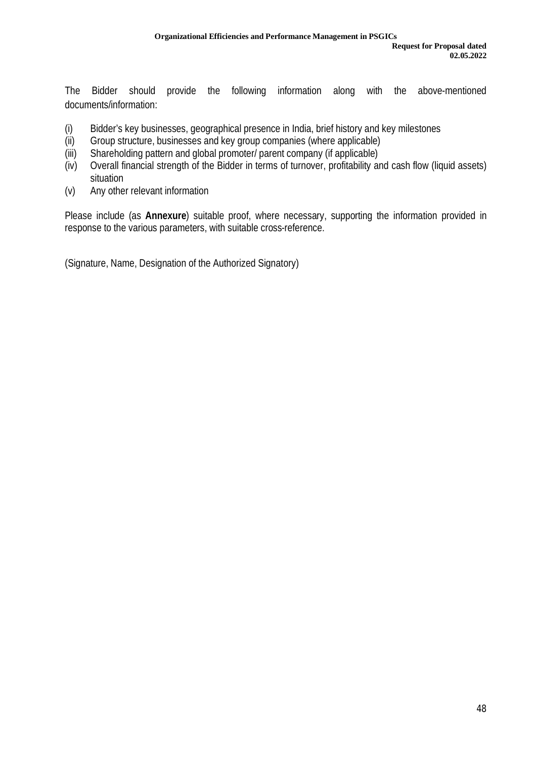The Bidder should provide the following information along with the above-mentioned documents/information:

(i) Bidder's key businesses, geographical presence in India, brief history and key milestones
(ii) Group structure, businesses and key group companies (where applicable)
(iii) Shareholding pattern and global promoter/ parent company (if applicable)
(iv) Overall financial strength of the Bidder in terms of turnover, profitability and cash flow (liquid assets) situation
(v) Any other relevant information

Please include (as **Annexure**) suitable proof, where necessary, supporting the information provided in response to the various parameters, with suitable cross-reference.

(Signature, Name, Designation of the Authorized Signatory)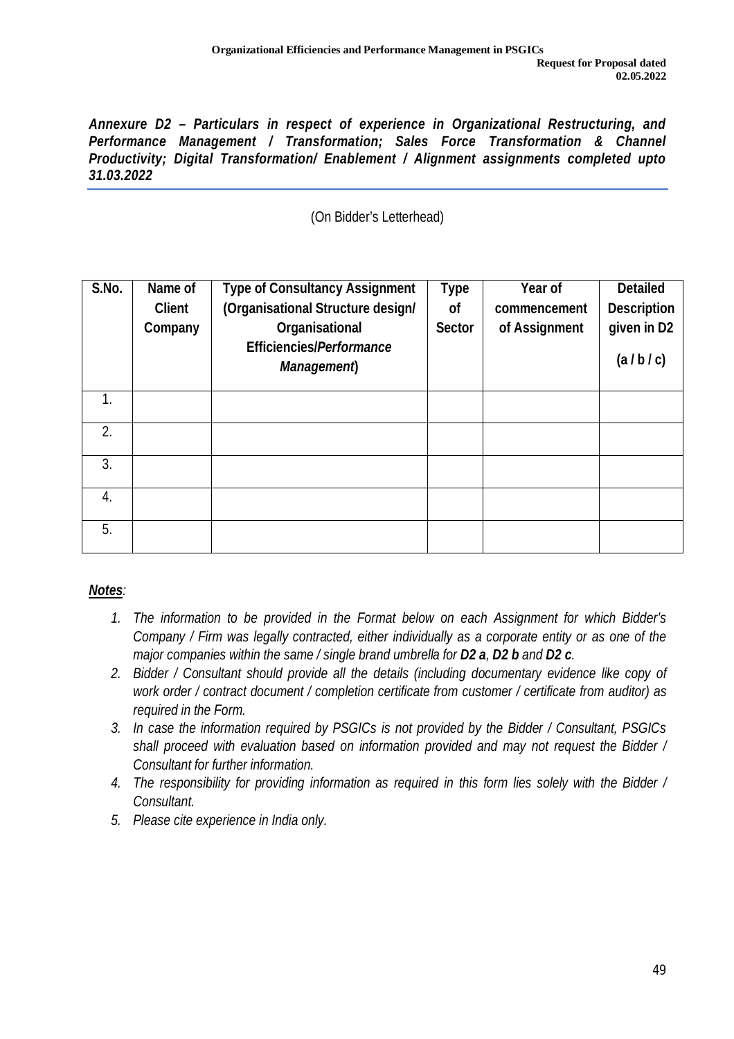***Annexure D2 – Particulars in respect of experience in Organizational Restructuring, and Performance Management / Transformation; Sales Force Transformation & Channel Productivity; Digital Transformation/ Enablement / Alignment assignments completed upto 31.03.2022***

(On Bidder's Letterhead)

| S.No. | Name of Client Company | Type of Consultancy Assignment (Organisational Structure design/ Organisational Efficiencies/*Performance Management*) | Type of Sector | Year of commencement of Assignment | Detailed Description given in D2 (a / b / c) |
|---|---|---|---|---|---|
| 1. | | | | | |
| 2. | | | | | |
| 3. | | | | | |
| 4. | | | | | |
| 5. | | | | | |

***Notes**:*

1. *The information to be provided in the Format below on each Assignment for which Bidder's Company / Firm was legally contracted, either individually as a corporate entity or as one of the major companies within the same / single brand umbrella for **D2 a**, **D2 b** and **D2 c**.*
2. *Bidder / Consultant should provide all the details (including documentary evidence like copy of work order / contract document / completion certificate from customer / certificate from auditor) as required in the Form.*
3. *In case the information required by PSGICs is not provided by the Bidder / Consultant, PSGICs shall proceed with evaluation based on information provided and may not request the Bidder / Consultant for further information.*
4. *The responsibility for providing information as required in this form lies solely with the Bidder / Consultant.*
5. *Please cite experience in India only.*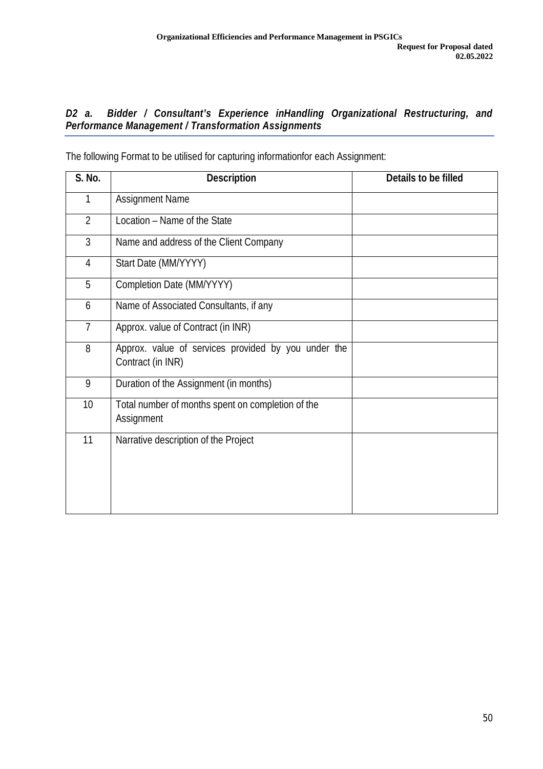### *D2 a. Bidder / Consultant's Experience inHandling Organizational Restructuring, and Performance Management / Transformation Assignments*

The following Format to be utilised for capturing informationfor each Assignment:

| S. No. | Description | Details to be filled |
|---|---|---|
| 1 | Assignment Name | |
| 2 | Location – Name of the State | |
| 3 | Name and address of the Client Company | |
| 4 | Start Date (MM/YYYY) | |
| 5 | Completion Date (MM/YYYY) | |
| 6 | Name of Associated Consultants, if any | |
| 7 | Approx. value of Contract (in INR) | |
| 8 | Approx. value of services provided by you under the Contract (in INR) | |
| 9 | Duration of the Assignment (in months) | |
| 10 | Total number of months spent on completion of the Assignment | |
| 11 | Narrative description of the Project | |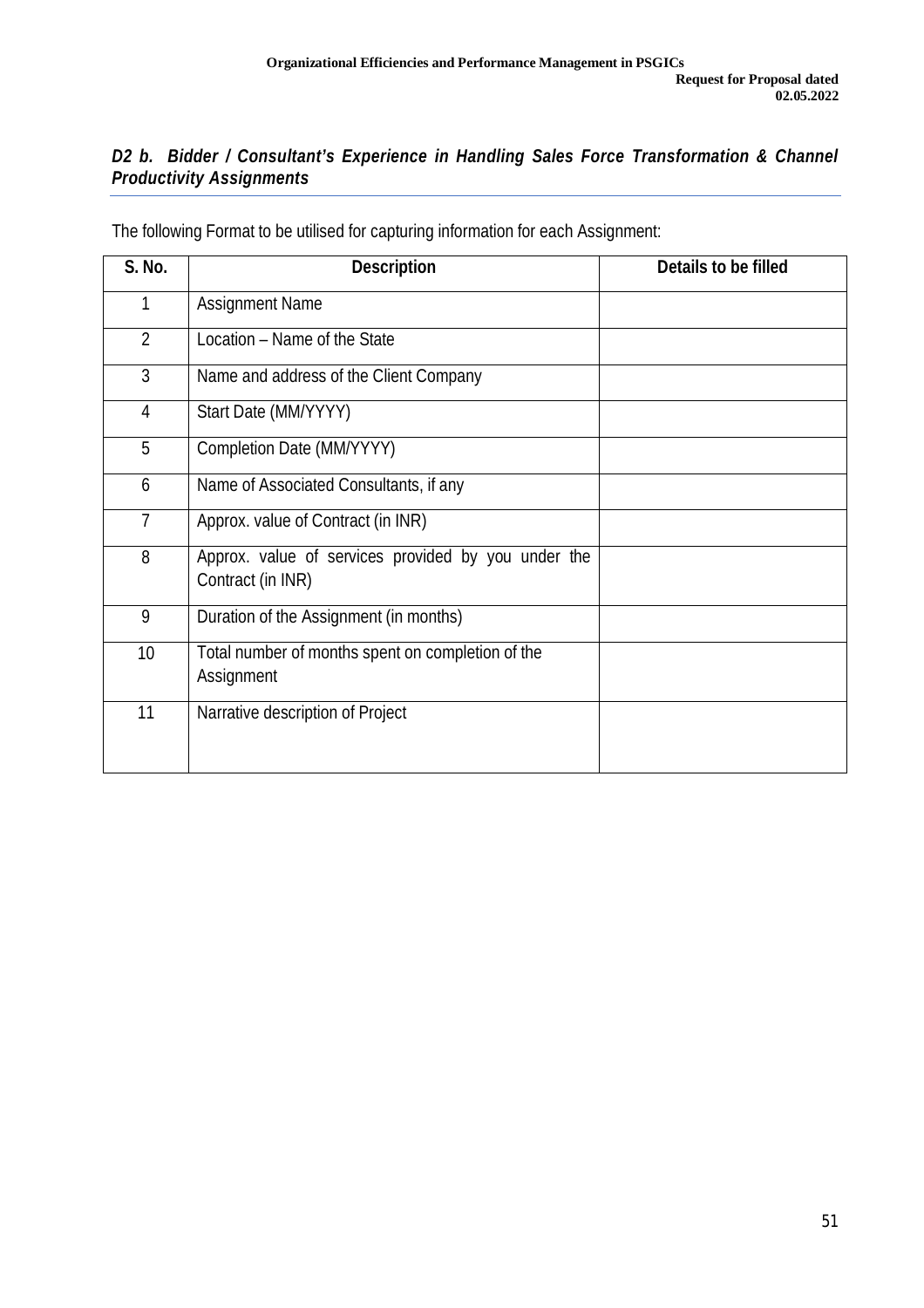### *D2 b. Bidder / Consultant's Experience in Handling Sales Force Transformation & Channel Productivity Assignments*

The following Format to be utilised for capturing information for each Assignment:

| S. No. | Description | Details to be filled |
|---|---|---|
| 1 | Assignment Name | |
| 2 | Location – Name of the State | |
| 3 | Name and address of the Client Company | |
| 4 | Start Date (MM/YYYY) | |
| 5 | Completion Date (MM/YYYY) | |
| 6 | Name of Associated Consultants, if any | |
| 7 | Approx. value of Contract (in INR) | |
| 8 | Approx. value of services provided by you under the Contract (in INR) | |
| 9 | Duration of the Assignment (in months) | |
| 10 | Total number of months spent on completion of the Assignment | |
| 11 | Narrative description of Project | |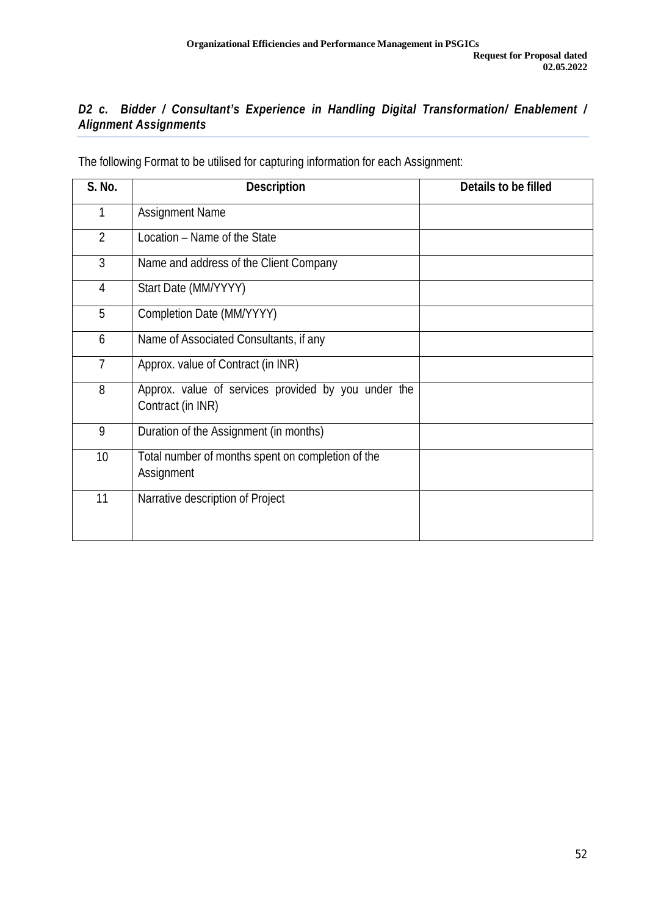### *D2 c. Bidder / Consultant's Experience in Handling Digital Transformation/ Enablement / Alignment Assignments*

The following Format to be utilised for capturing information for each Assignment:

| S. No. | Description | Details to be filled |
|---|---|---|
| 1 | Assignment Name | |
| 2 | Location – Name of the State | |
| 3 | Name and address of the Client Company | |
| 4 | Start Date (MM/YYYY) | |
| 5 | Completion Date (MM/YYYY) | |
| 6 | Name of Associated Consultants, if any | |
| 7 | Approx. value of Contract (in INR) | |
| 8 | Approx. value of services provided by you under the Contract (in INR) | |
| 9 | Duration of the Assignment (in months) | |
| 10 | Total number of months spent on completion of the Assignment | |
| 11 | Narrative description of Project | |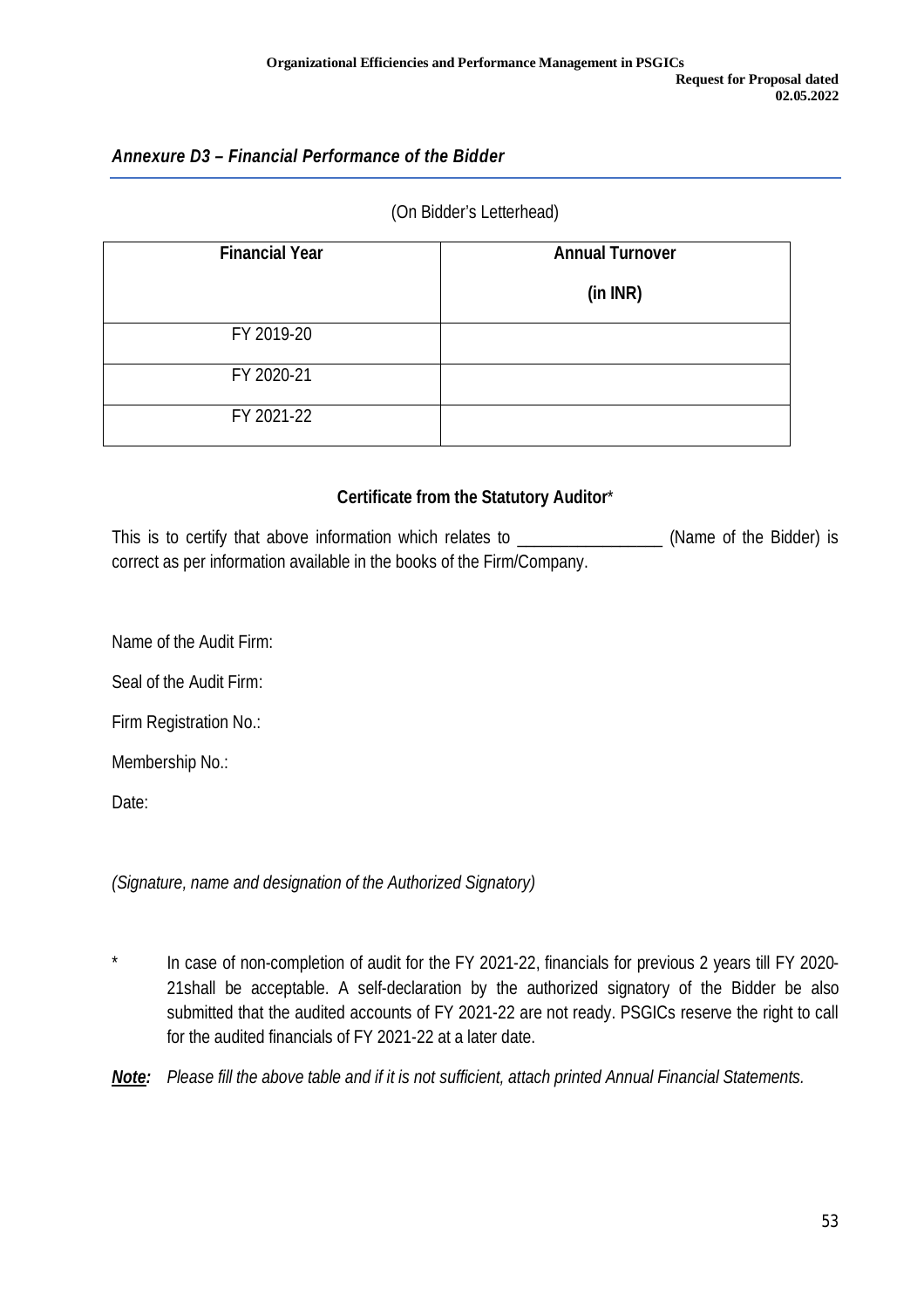## *Annexure D3 – Financial Performance of the Bidder*

(On Bidder's Letterhead)

| Financial Year | Annual Turnover (in INR) |
|---|---|
| FY 2019-20 | |
| FY 2020-21 | |
| FY 2021-22 | |

**Certificate from the Statutory Auditor***

This is to certify that above information which relates to ________________ (Name of the Bidder) is correct as per information available in the books of the Firm/Company.

Name of the Audit Firm:

Seal of the Audit Firm:

Firm Registration No.:

Membership No.:

Date:

*(Signature, name and designation of the Authorized Signatory)*

\* In case of non-completion of audit for the FY 2021-22, financials for previous 2 years till FY 2020-21shall be acceptable. A self-declaration by the authorized signatory of the Bidder be also submitted that the audited accounts of FY 2021-22 are not ready. PSGICs reserve the right to call for the audited financials of FY 2021-22 at a later date.

***Note:*** *Please fill the above table and if it is not sufficient, attach printed Annual Financial Statements.*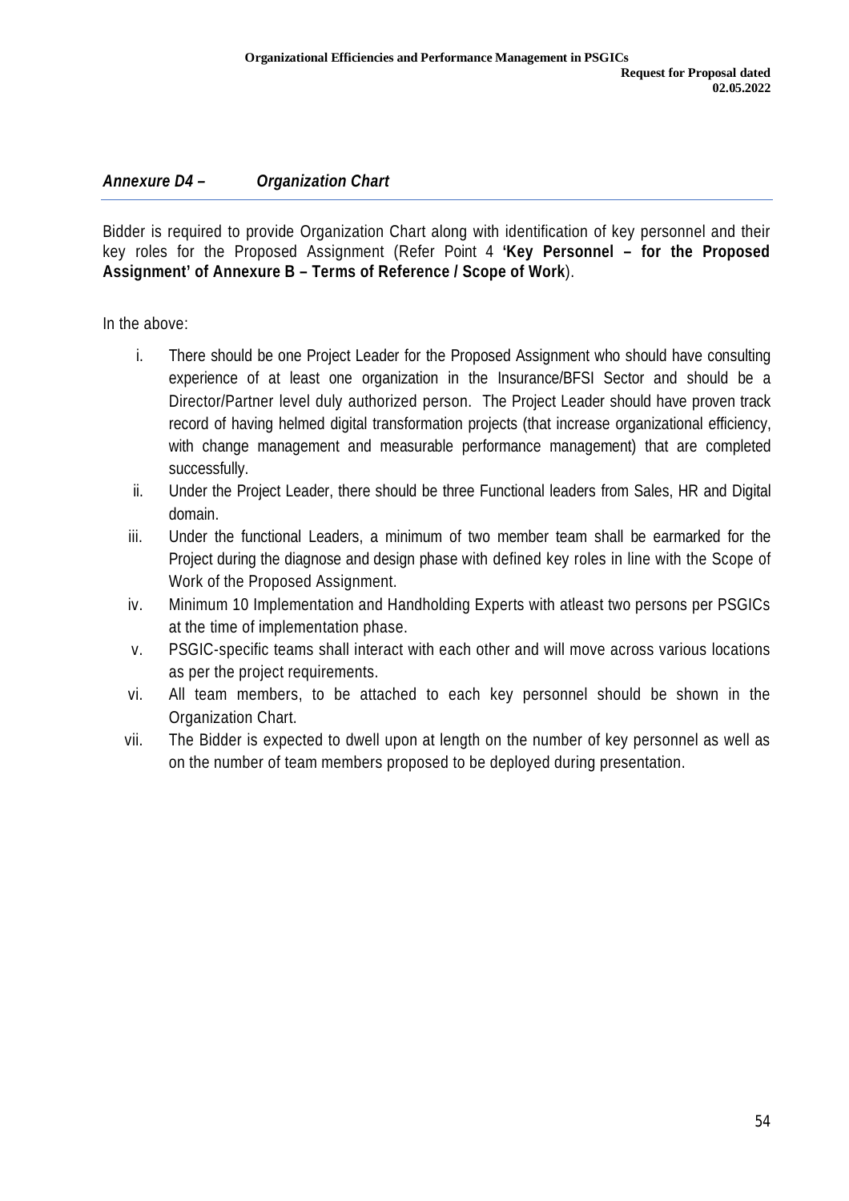***Annexure D4 – Organization Chart***

Bidder is required to provide Organization Chart along with identification of key personnel and their key roles for the Proposed Assignment (Refer Point 4 **'Key Personnel – for the Proposed Assignment' of Annexure B – Terms of Reference / Scope of Work**).

In the above:

i. There should be one Project Leader for the Proposed Assignment who should have consulting experience of at least one organization in the Insurance/BFSI Sector and should be a Director/Partner level duly authorized person. The Project Leader should have proven track record of having helmed digital transformation projects (that increase organizational efficiency, with change management and measurable performance management) that are completed successfully.
ii. Under the Project Leader, there should be three Functional leaders from Sales, HR and Digital domain.
iii. Under the functional Leaders, a minimum of two member team shall be earmarked for the Project during the diagnose and design phase with defined key roles in line with the Scope of Work of the Proposed Assignment.
iv. Minimum 10 Implementation and Handholding Experts with atleast two persons per PSGICs at the time of implementation phase.
v. PSGIC-specific teams shall interact with each other and will move across various locations as per the project requirements.
vi. All team members, to be attached to each key personnel should be shown in the Organization Chart.
vii. The Bidder is expected to dwell upon at length on the number of key personnel as well as on the number of team members proposed to be deployed during presentation.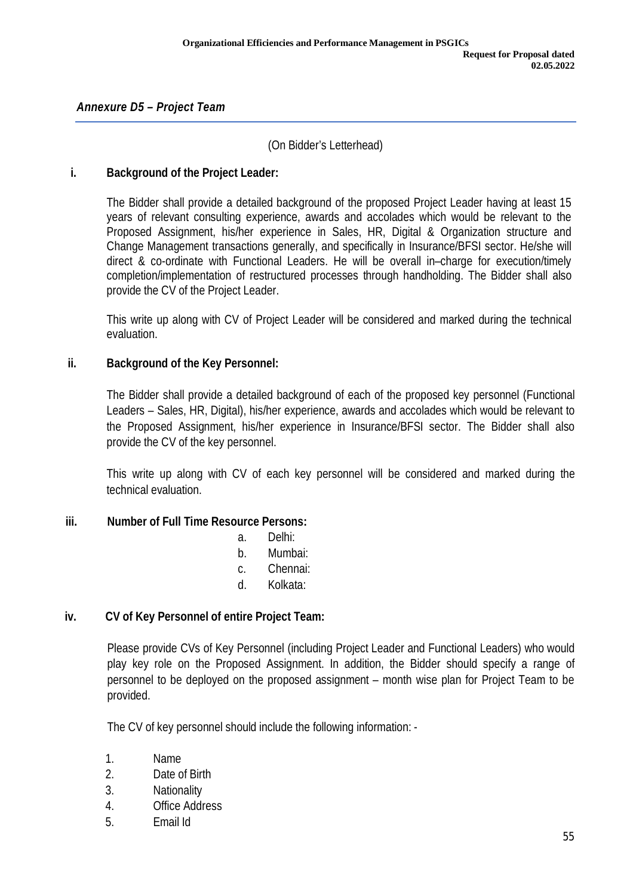## *Annexure D5 – Project Team*

(On Bidder's Letterhead)

**i. Background of the Project Leader:**

The Bidder shall provide a detailed background of the proposed Project Leader having at least 15 years of relevant consulting experience, awards and accolades which would be relevant to the Proposed Assignment, his/her experience in Sales, HR, Digital & Organization structure and Change Management transactions generally, and specifically in Insurance/BFSI sector. He/she will direct & co-ordinate with Functional Leaders. He will be overall in–charge for execution/timely completion/implementation of restructured processes through handholding. The Bidder shall also provide the CV of the Project Leader.

This write up along with CV of Project Leader will be considered and marked during the technical evaluation.

**ii. Background of the Key Personnel:**

The Bidder shall provide a detailed background of each of the proposed key personnel (Functional Leaders – Sales, HR, Digital), his/her experience, awards and accolades which would be relevant to the Proposed Assignment, his/her experience in Insurance/BFSI sector. The Bidder shall also provide the CV of the key personnel.

This write up along with CV of each key personnel will be considered and marked during the technical evaluation.

**iii. Number of Full Time Resource Persons:**

a. Delhi:
b. Mumbai:
c. Chennai:
d. Kolkata:

**iv. CV of Key Personnel of entire Project Team:**

Please provide CVs of Key Personnel (including Project Leader and Functional Leaders) who would play key role on the Proposed Assignment. In addition, the Bidder should specify a range of personnel to be deployed on the proposed assignment – month wise plan for Project Team to be provided.

The CV of key personnel should include the following information: -

1. Name
2. Date of Birth
3. Nationality
4. Office Address
5. Email Id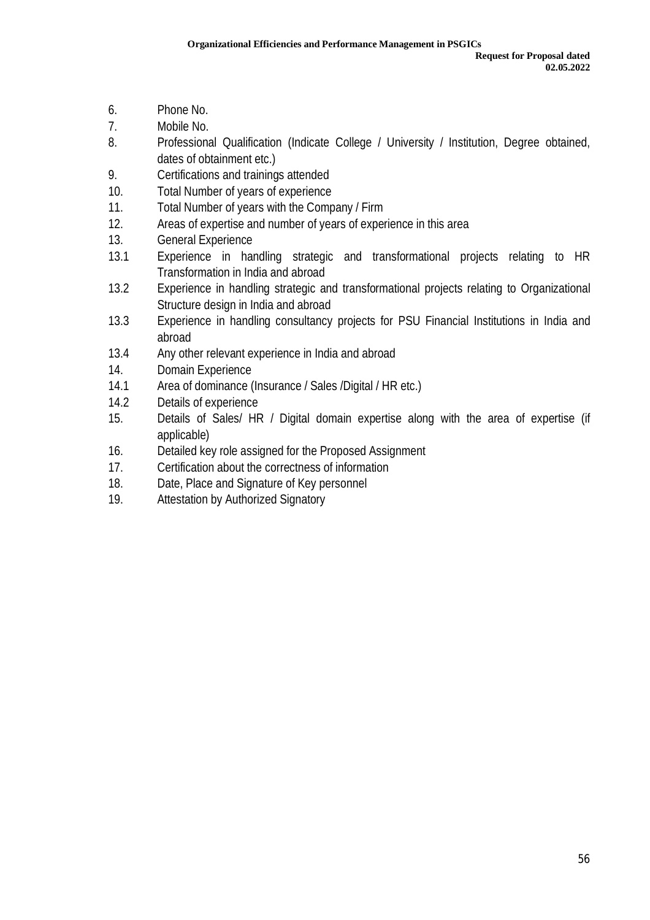6. Phone No.
7. Mobile No.
8. Professional Qualification (Indicate College / University / Institution, Degree obtained, dates of obtainment etc.)
9. Certifications and trainings attended
10. Total Number of years of experience
11. Total Number of years with the Company / Firm
12. Areas of expertise and number of years of experience in this area
13. General Experience
    - 13.1 Experience in handling strategic and transformational projects relating to HR Transformation in India and abroad
    - 13.2 Experience in handling strategic and transformational projects relating to Organizational Structure design in India and abroad
    - 13.3 Experience in handling consultancy projects for PSU Financial Institutions in India and abroad
    - 13.4 Any other relevant experience in India and abroad
14. Domain Experience
    - 14.1 Area of dominance (Insurance / Sales /Digital / HR etc.)
    - 14.2 Details of experience
15. Details of Sales/ HR / Digital domain expertise along with the area of expertise (if applicable)
16. Detailed key role assigned for the Proposed Assignment
17. Certification about the correctness of information
18. Date, Place and Signature of Key personnel
19. Attestation by Authorized Signatory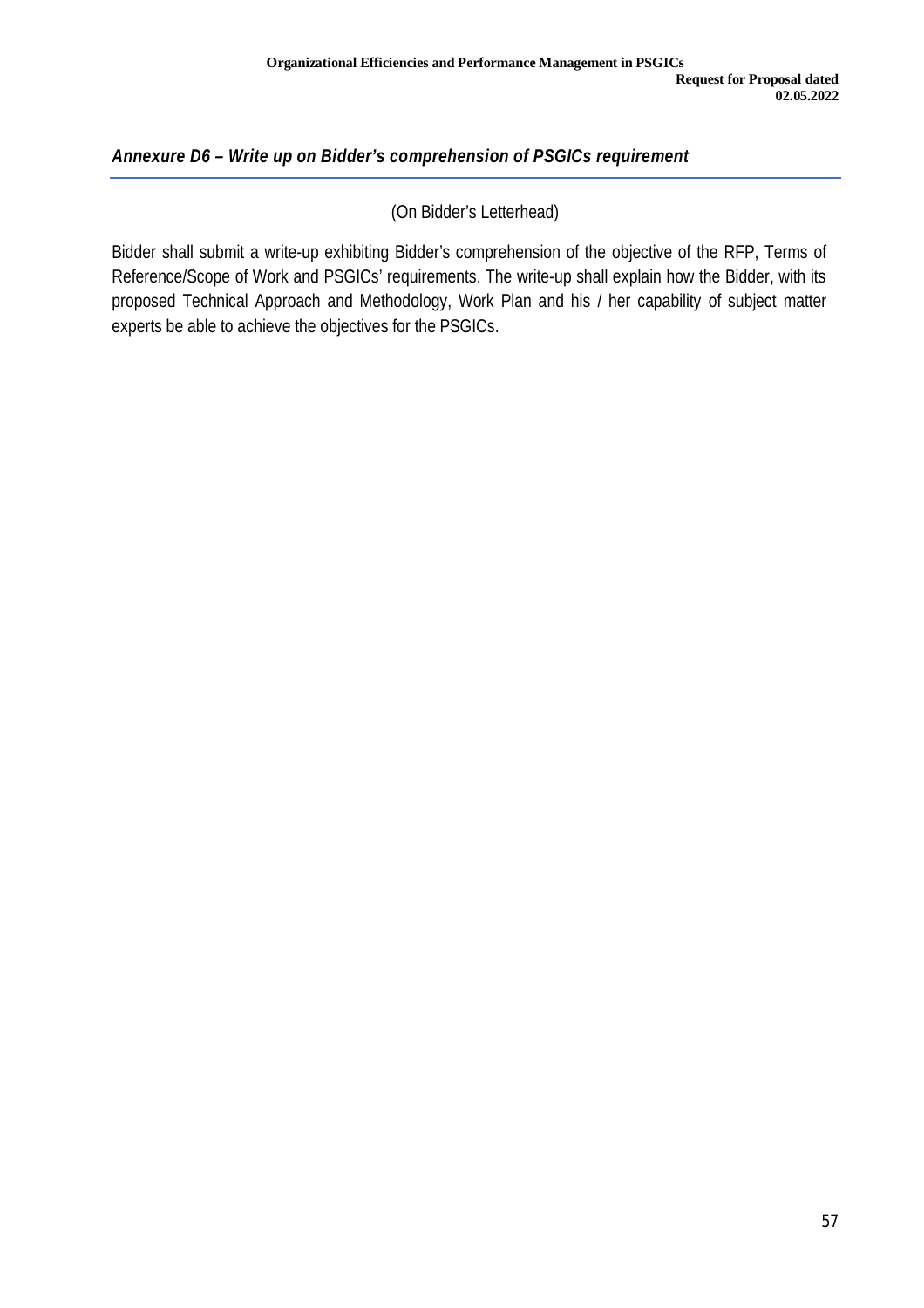## *Annexure D6 – Write up on Bidder's comprehension of PSGICs requirement*

(On Bidder's Letterhead)

Bidder shall submit a write-up exhibiting Bidder's comprehension of the objective of the RFP, Terms of Reference/Scope of Work and PSGICs' requirements. The write-up shall explain how the Bidder, with its proposed Technical Approach and Methodology, Work Plan and his / her capability of subject matter experts be able to achieve the objectives for the PSGICs.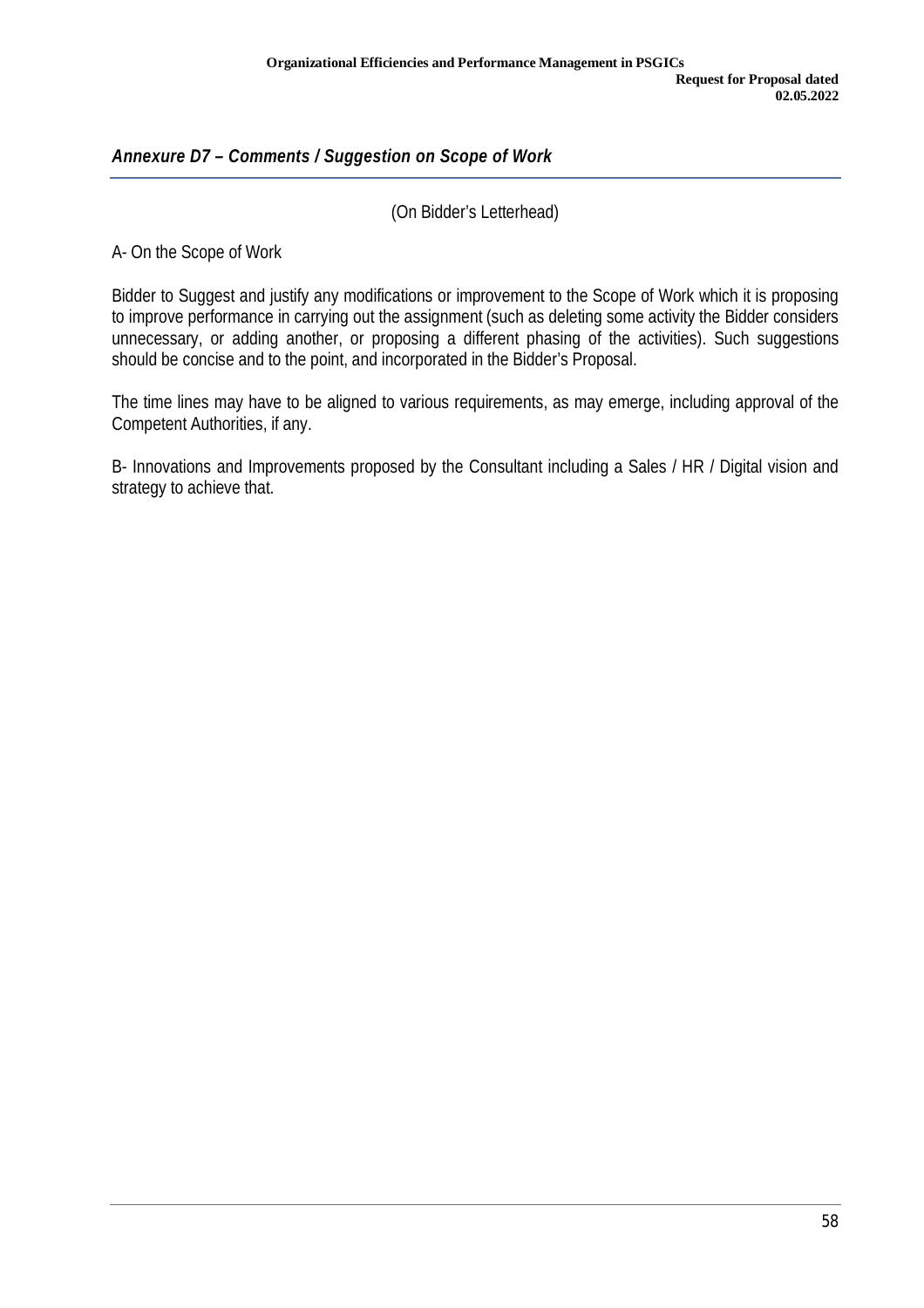## *Annexure D7 – Comments / Suggestion on Scope of Work*

(On Bidder's Letterhead)

A- On the Scope of Work

Bidder to Suggest and justify any modifications or improvement to the Scope of Work which it is proposing to improve performance in carrying out the assignment (such as deleting some activity the Bidder considers unnecessary, or adding another, or proposing a different phasing of the activities). Such suggestions should be concise and to the point, and incorporated in the Bidder's Proposal.

The time lines may have to be aligned to various requirements, as may emerge, including approval of the Competent Authorities, if any.

B- Innovations and Improvements proposed by the Consultant including a Sales / HR / Digital vision and strategy to achieve that.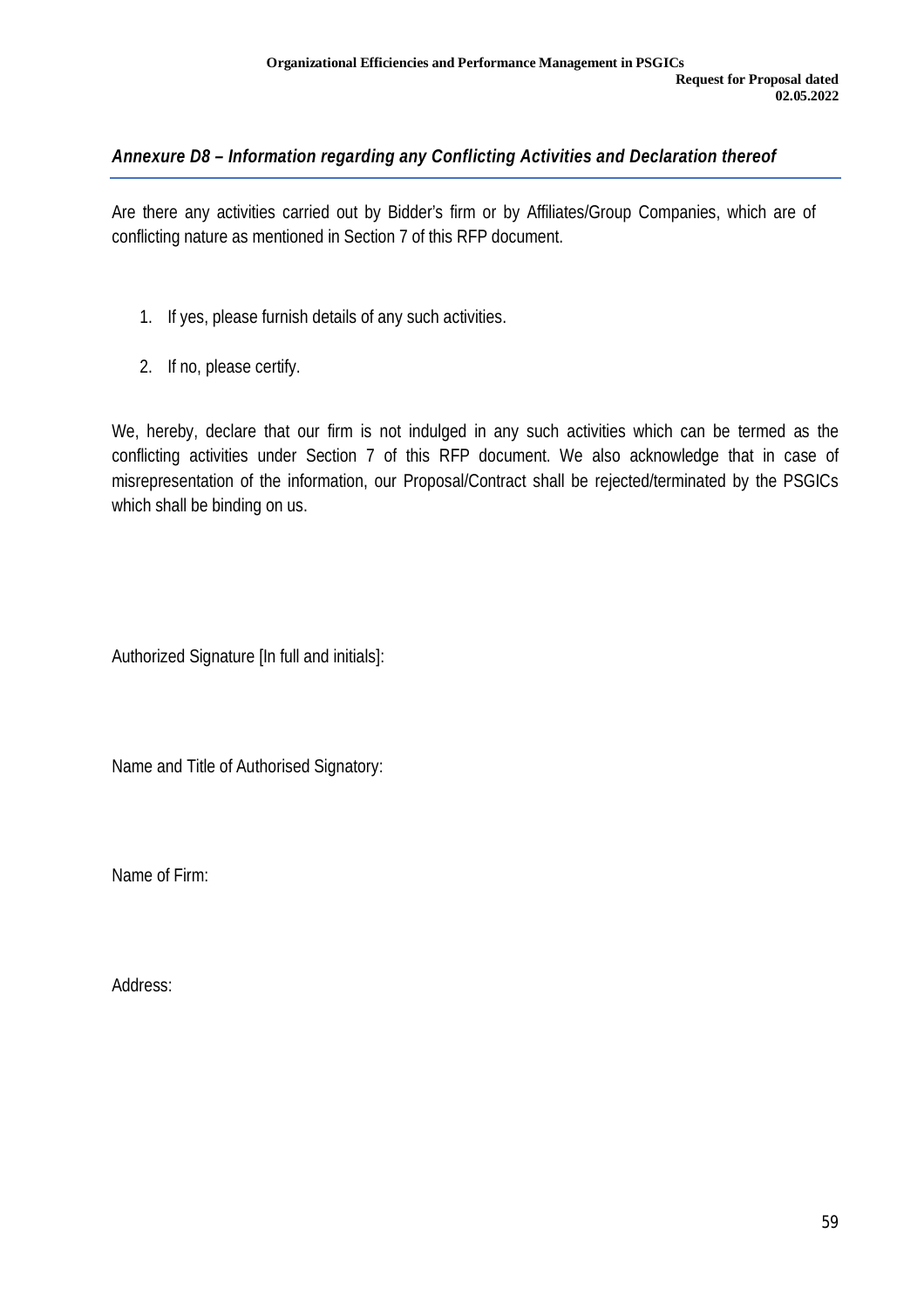## *Annexure D8 – Information regarding any Conflicting Activities and Declaration thereof*

Are there any activities carried out by Bidder's firm or by Affiliates/Group Companies, which are of conflicting nature as mentioned in Section 7 of this RFP document.

1. If yes, please furnish details of any such activities.
2. If no, please certify.

We, hereby, declare that our firm is not indulged in any such activities which can be termed as the conflicting activities under Section 7 of this RFP document. We also acknowledge that in case of misrepresentation of the information, our Proposal/Contract shall be rejected/terminated by the PSGICs which shall be binding on us.

Authorized Signature [In full and initials]:

Name and Title of Authorised Signatory:

Name of Firm:

Address: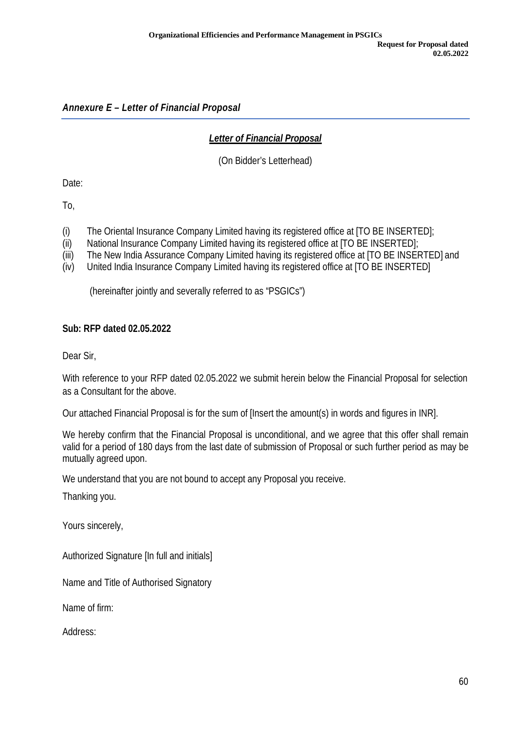## *Annexure E – Letter of Financial Proposal*

***Letter of Financial Proposal***

(On Bidder's Letterhead)

Date:

To,

(i) The Oriental Insurance Company Limited having its registered office at [TO BE INSERTED];
(ii) National Insurance Company Limited having its registered office at [TO BE INSERTED];
(iii) The New India Assurance Company Limited having its registered office at [TO BE INSERTED] and
(iv) United India Insurance Company Limited having its registered office at [TO BE INSERTED]

(hereinafter jointly and severally referred to as "PSGICs")

**Sub: RFP dated 02.05.2022**

Dear Sir,

With reference to your RFP dated 02.05.2022 we submit herein below the Financial Proposal for selection as a Consultant for the above.

Our attached Financial Proposal is for the sum of [Insert the amount(s) in words and figures in INR].

We hereby confirm that the Financial Proposal is unconditional, and we agree that this offer shall remain valid for a period of 180 days from the last date of submission of Proposal or such further period as may be mutually agreed upon.

We understand that you are not bound to accept any Proposal you receive.

Thanking you.

Yours sincerely,

Authorized Signature [In full and initials]

Name and Title of Authorised Signatory

Name of firm:

Address: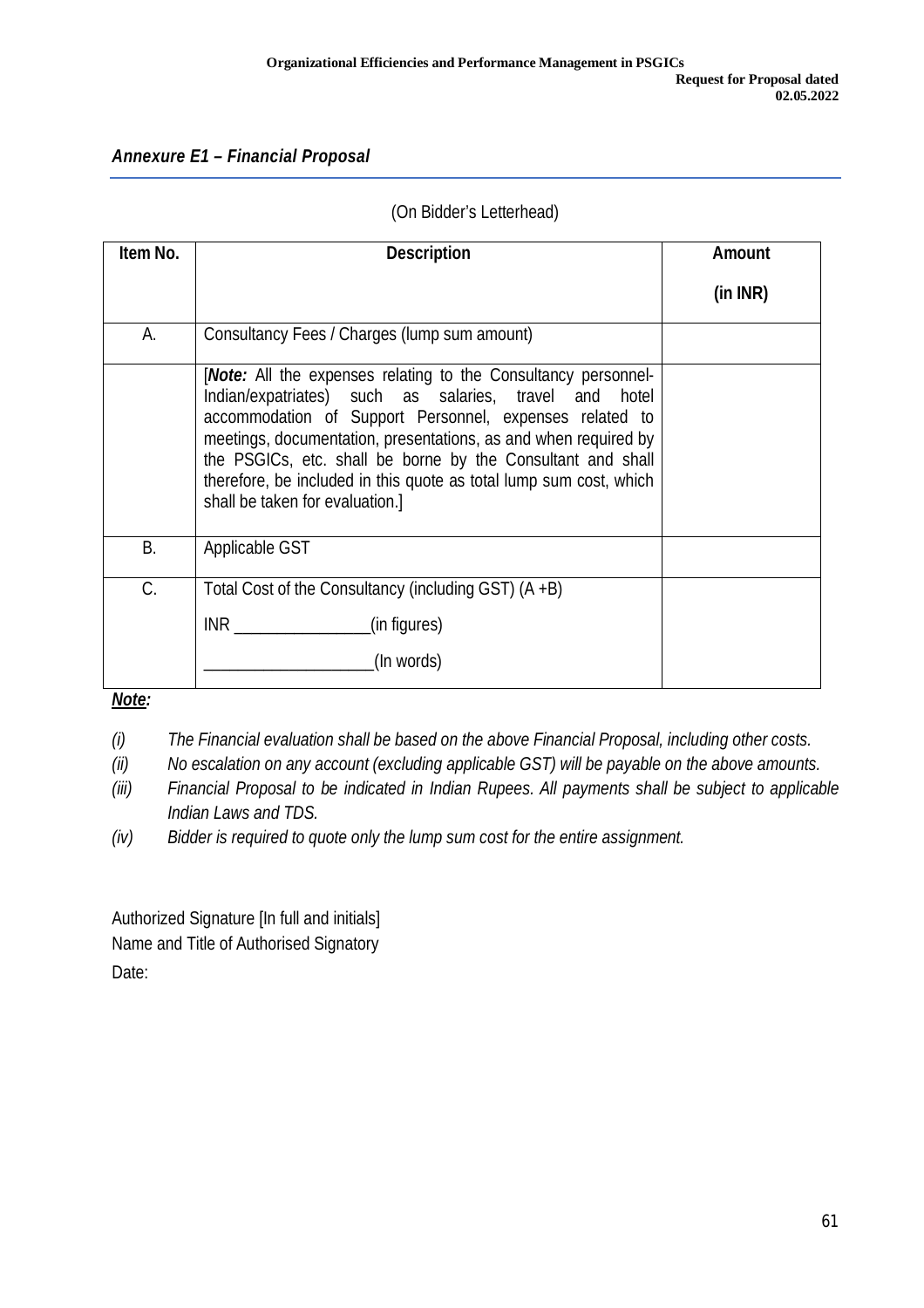### *Annexure E1 – Financial Proposal*

(On Bidder's Letterhead)

| Item No. | Description | Amount (in INR) |
|---|---|---|
| A. | Consultancy Fees / Charges (lump sum amount) | |
| | [***Note:*** All the expenses relating to the Consultancy personnel-Indian/expatriates) such as salaries, travel and hotel accommodation of Support Personnel, expenses related to meetings, documentation, presentations, as and when required by the PSGICs, etc. shall be borne by the Consultant and shall therefore, be included in this quote as total lump sum cost, which shall be taken for evaluation.] | |
| B. | Applicable GST | |
| C. | Total Cost of the Consultancy (including GST) (A +B) <br> INR ________________(in figures) <br> ____________________(In words) | |

***Note:***

*(i) The Financial evaluation shall be based on the above Financial Proposal, including other costs.*

*(ii) No escalation on any account (excluding applicable GST) will be payable on the above amounts.*

*(iii) Financial Proposal to be indicated in Indian Rupees. All payments shall be subject to applicable Indian Laws and TDS.*

*(iv) Bidder is required to quote only the lump sum cost for the entire assignment.*

Authorized Signature [In full and initials]

Name and Title of Authorised Signatory

Date: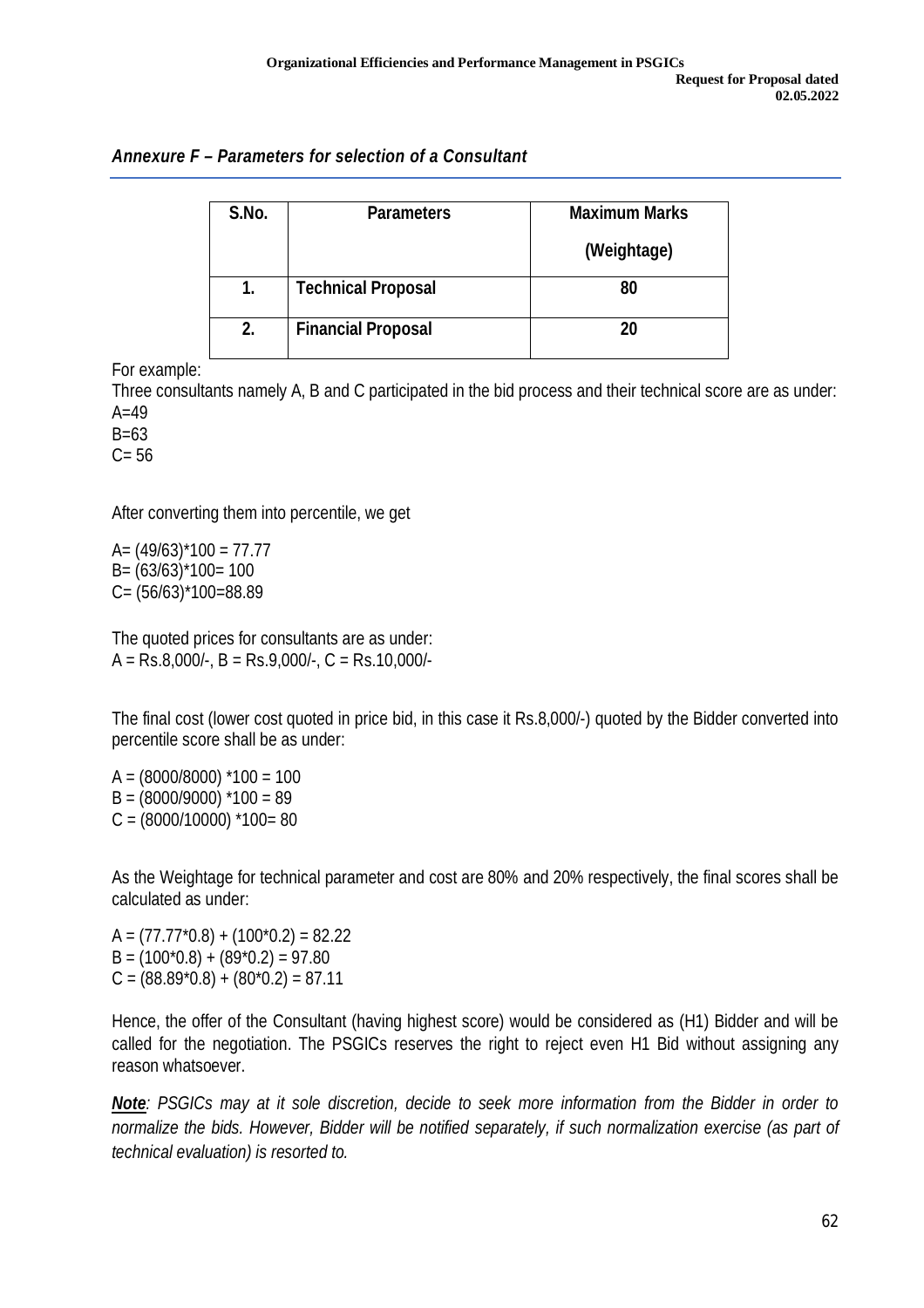### *Annexure F – Parameters for selection of a Consultant*

| S.No. | Parameters | Maximum Marks (Weightage) |
|---|---|---|
| 1. | Technical Proposal | 80 |
| 2. | Financial Proposal | 20 |

For example:

Three consultants namely A, B and C participated in the bid process and their technical score are as under:

A=49

B=63

C= 56

After converting them into percentile, we get

A= (49/63)*100 = 77.77

B= (63/63)*100= 100

C= (56/63)*100=88.89

The quoted prices for consultants are as under:

A = Rs.8,000/-, B = Rs.9,000/-, C = Rs.10,000/-

The final cost (lower cost quoted in price bid, in this case it Rs.8,000/-) quoted by the Bidder converted into percentile score shall be as under:

A = (8000/8000) *100 = 100

B = (8000/9000) *100 = 89

C = (8000/10000) *100= 80

As the Weightage for technical parameter and cost are 80% and 20% respectively, the final scores shall be calculated as under:

A = (77.77*0.8) + (100*0.2) = 82.22

B = (100*0.8) + (89*0.2) = 97.80

C = (88.89*0.8) + (80*0.2) = 87.11

Hence, the offer of the Consultant (having highest score) would be considered as (H1) Bidder and will be called for the negotiation. The PSGICs reserves the right to reject even H1 Bid without assigning any reason whatsoever.

***Note**: PSGICs may at it sole discretion, decide to seek more information from the Bidder in order to normalize the bids. However, Bidder will be notified separately, if such normalization exercise (as part of technical evaluation) is resorted to.*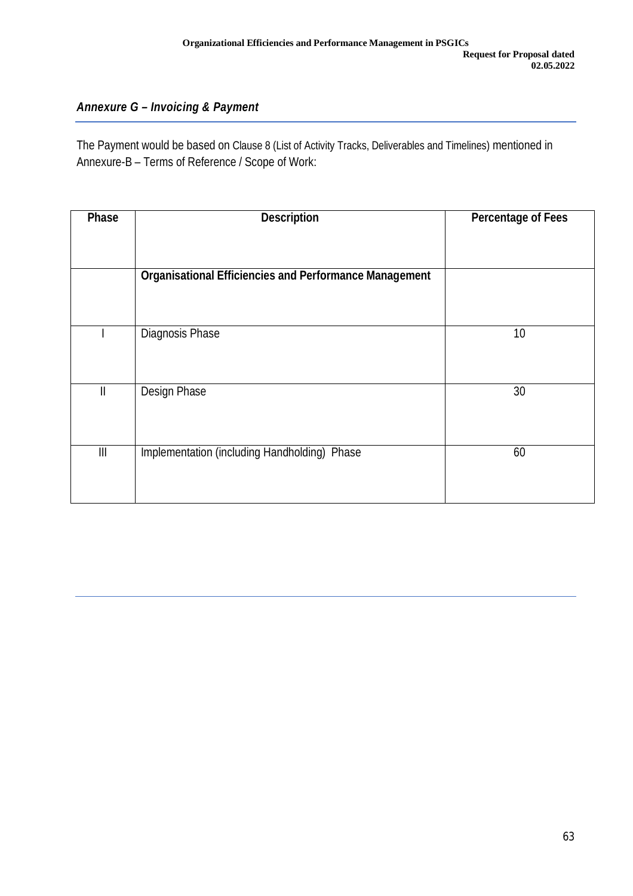## *Annexure G – Invoicing & Payment*

The Payment would be based on Clause 8 (List of Activity Tracks, Deliverables and Timelines) mentioned in Annexure-B – Terms of Reference / Scope of Work:

| Phase | Description | Percentage of Fees |
|---|---|---|
| | **Organisational Efficiencies and Performance Management** | |
| I | Diagnosis Phase | 10 |
| II | Design Phase | 30 |
| III | Implementation (including Handholding) Phase | 60 |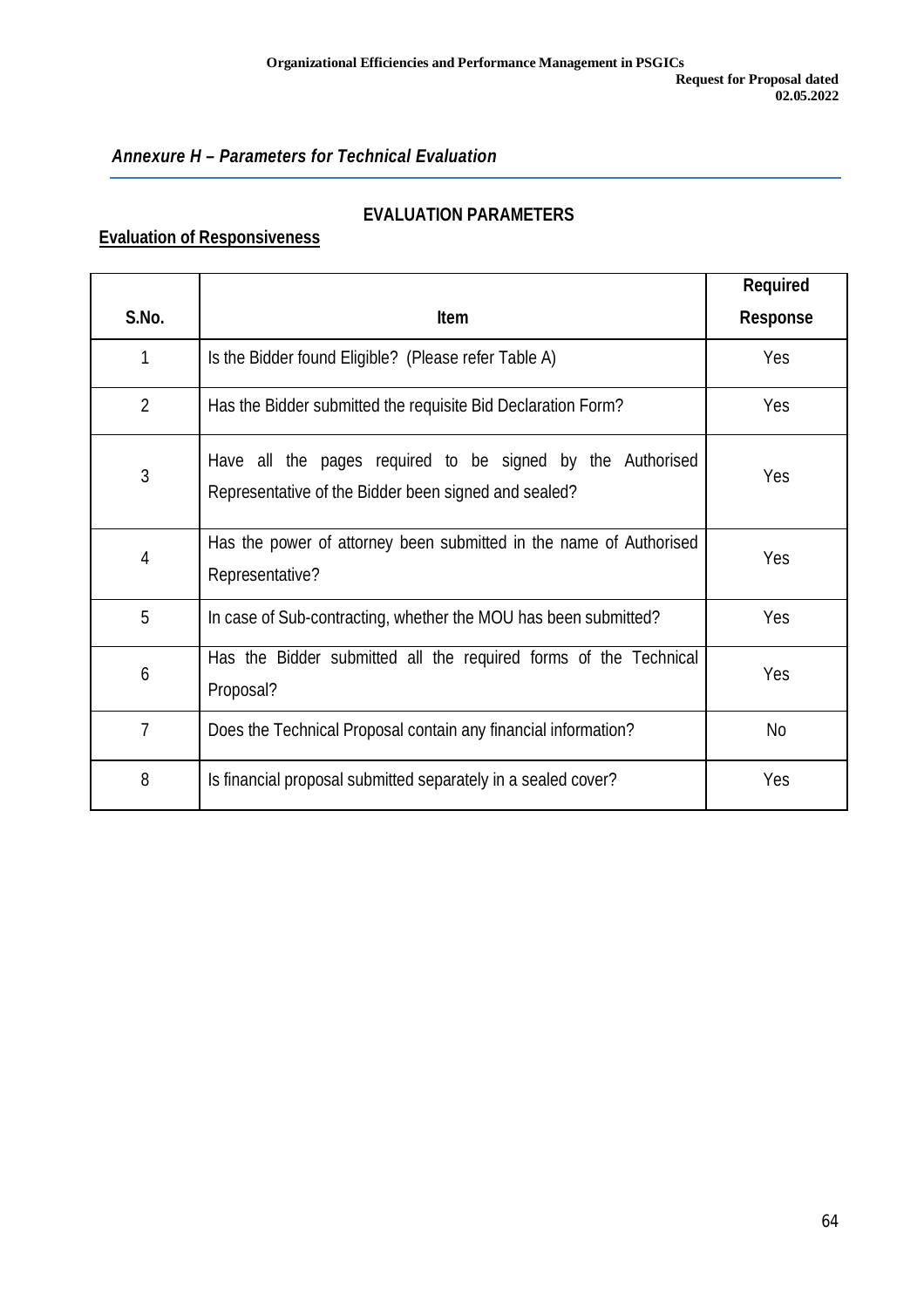## *Annexure H – Parameters for Technical Evaluation*

### EVALUATION PARAMETERS

**Evaluation of Responsiveness**

| S.No. | Item | Required Response |
|---|---|---|
| 1 | Is the Bidder found Eligible? (Please refer Table A) | Yes |
| 2 | Has the Bidder submitted the requisite Bid Declaration Form? | Yes |
| 3 | Have all the pages required to be signed by the Authorised Representative of the Bidder been signed and sealed? | Yes |
| 4 | Has the power of attorney been submitted in the name of Authorised Representative? | Yes |
| 5 | In case of Sub-contracting, whether the MOU has been submitted? | Yes |
| 6 | Has the Bidder submitted all the required forms of the Technical Proposal? | Yes |
| 7 | Does the Technical Proposal contain any financial information? | No |
| 8 | Is financial proposal submitted separately in a sealed cover? | Yes |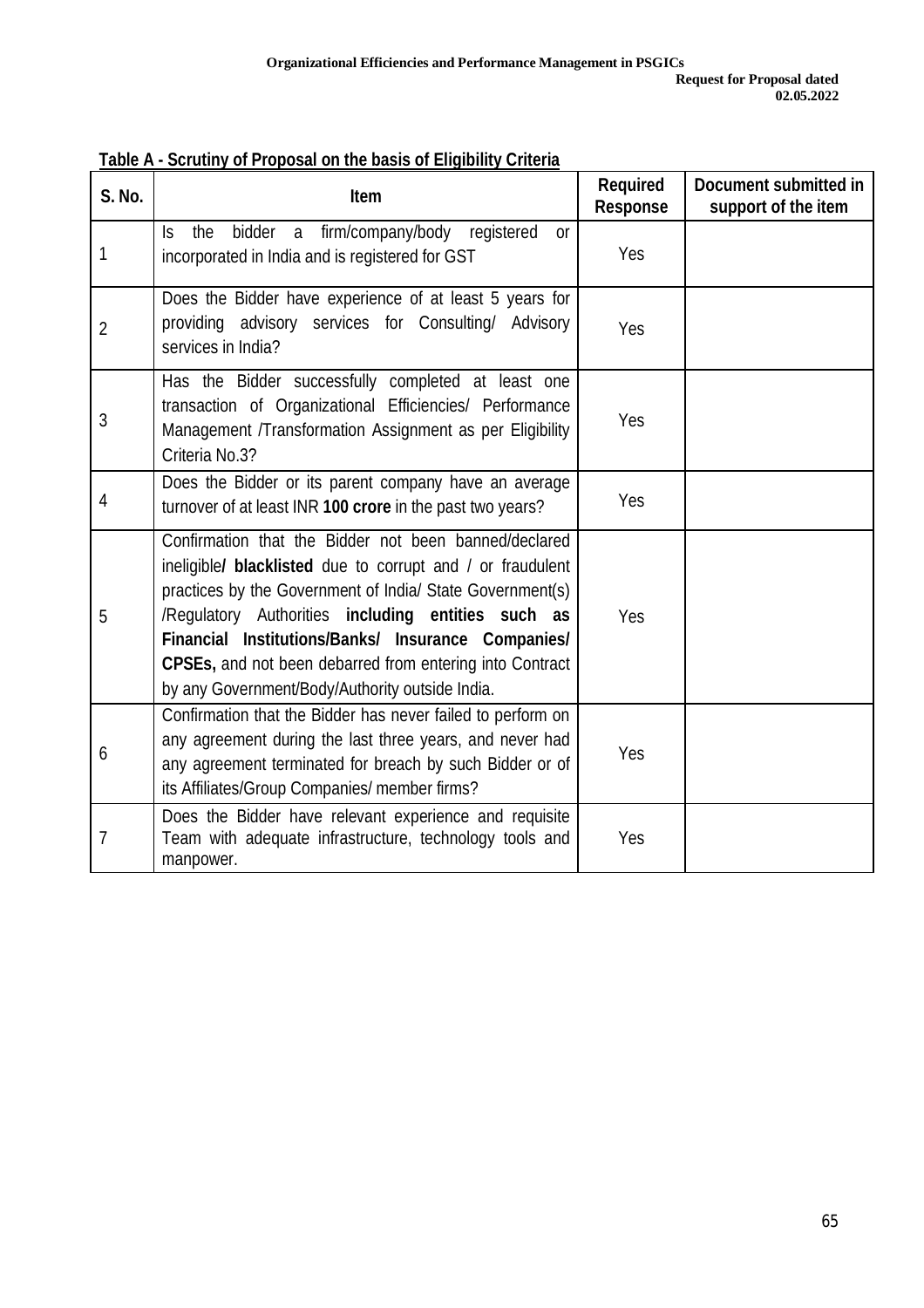**Table A - Scrutiny of Proposal on the basis of Eligibility Criteria**

| S. No. | Item | Required Response | Document submitted in support of the item |
|---|---|---|---|
| 1 | Is the bidder a firm/company/body registered or incorporated in India and is registered for GST | Yes | |
| 2 | Does the Bidder have experience of at least 5 years for providing advisory services for Consulting/ Advisory services in India? | Yes | |
| 3 | Has the Bidder successfully completed at least one transaction of Organizational Efficiencies/ Performance Management /Transformation Assignment as per Eligibility Criteria No.3? | Yes | |
| 4 | Does the Bidder or its parent company have an average turnover of at least INR **100 crore** in the past two years? | Yes | |
| 5 | Confirmation that the Bidder not been banned/declared ineligible**/ blacklisted** due to corrupt and / or fraudulent practices by the Government of India/ State Government(s) /Regulatory Authorities **including entities such as Financial Institutions/Banks/ Insurance Companies/ CPSEs,** and not been debarred from entering into Contract by any Government/Body/Authority outside India. | Yes | |
| 6 | Confirmation that the Bidder has never failed to perform on any agreement during the last three years, and never had any agreement terminated for breach by such Bidder or of its Affiliates/Group Companies/ member firms? | Yes | |
| 7 | Does the Bidder have relevant experience and requisite Team with adequate infrastructure, technology tools and manpower. | Yes | |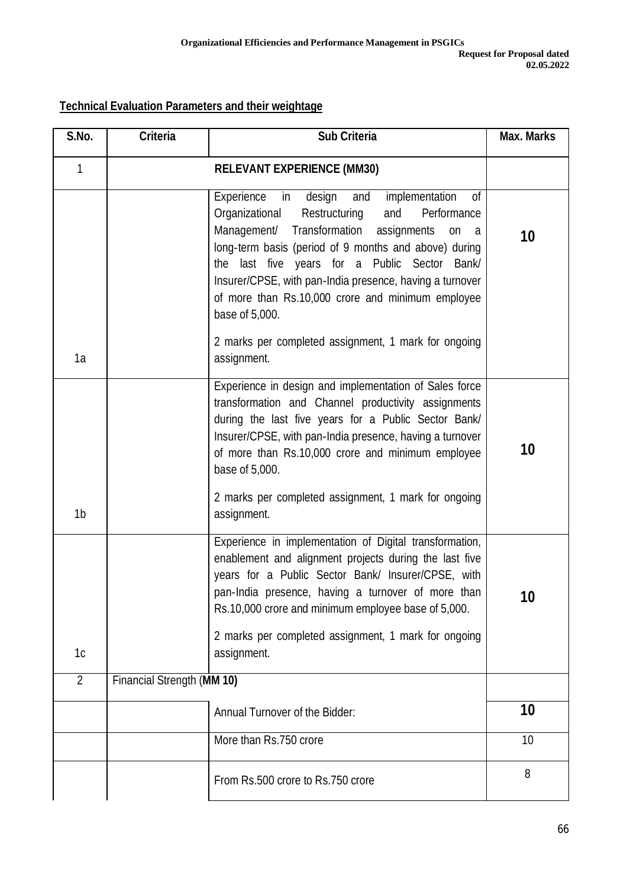**Technical Evaluation Parameters and their weightage**

| S.No. | Criteria | Sub Criteria | Max. Marks |
|---|---|---|---|
| 1 | RELEVANT EXPERIENCE (MM30) | | |
| 1a | | Experience in design and implementation of Organizational Restructuring and Performance Management/ Transformation assignments on a long-term basis (period of 9 months and above) during the last five years for a Public Sector Bank/ Insurer/CPSE, with pan-India presence, having a turnover of more than Rs.10,000 crore and minimum employee base of 5,000.<br><br>2 marks per completed assignment, 1 mark for ongoing assignment. | **10** |
| 1b | | Experience in design and implementation of Sales force transformation and Channel productivity assignments during the last five years for a Public Sector Bank/ Insurer/CPSE, with pan-India presence, having a turnover of more than Rs.10,000 crore and minimum employee base of 5,000.<br><br>2 marks per completed assignment, 1 mark for ongoing assignment. | **10** |
| 1c | | Experience in implementation of Digital transformation, enablement and alignment projects during the last five years for a Public Sector Bank/ Insurer/CPSE, with pan-India presence, having a turnover of more than Rs.10,000 crore and minimum employee base of 5,000.<br><br>2 marks per completed assignment, 1 mark for ongoing assignment. | **10** |
| 2 | Financial Strength (**MM 10)** | | |
| | | Annual Turnover of the Bidder: | **10** |
| | | More than Rs.750 crore | 10 |
| | | From Rs.500 crore to Rs.750 crore | 8 |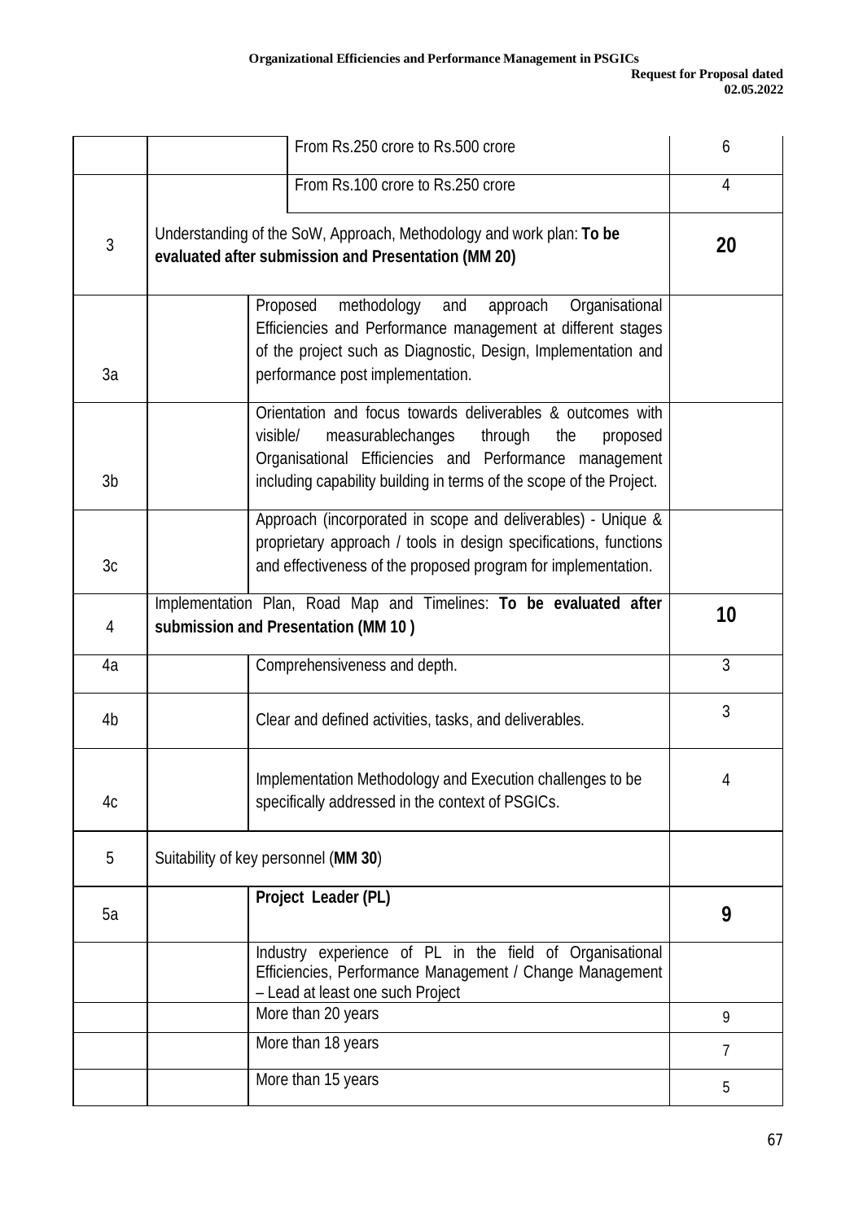| | | | |
|---|---|---|---|
| | | From Rs.250 crore to Rs.500 crore | 6 |
| | | From Rs.100 crore to Rs.250 crore | 4 |
| 3 | Understanding of the SoW, Approach, Methodology and work plan: **To be evaluated after submission and Presentation (MM 20)** | | **20** |
| 3a | | Proposed methodology and approach Organisational Efficiencies and Performance management at different stages of the project such as Diagnostic, Design, Implementation and performance post implementation. | |
| 3b | | Orientation and focus towards deliverables & outcomes with visible/ measurablechanges through the proposed Organisational Efficiencies and Performance management including capability building in terms of the scope of the Project. | |
| 3c | | Approach (incorporated in scope and deliverables) - Unique & proprietary approach / tools in design specifications, functions and effectiveness of the proposed program for implementation. | |
| 4 | Implementation Plan, Road Map and Timelines: **To be evaluated after submission and Presentation (MM 10 )** | | **10** |
| 4a | | Comprehensiveness and depth. | 3 |
| 4b | | Clear and defined activities, tasks, and deliverables. | 3 |
| 4c | | Implementation Methodology and Execution challenges to be specifically addressed in the context of PSGICs. | 4 |
| 5 | Suitability of key personnel (**MM 30**) | | |
| 5a | | **Project Leader (PL)** | **9** |
| | | Industry experience of PL in the field of Organisational Efficiencies, Performance Management / Change Management – Lead at least one such Project | |
| | | More than 20 years | 9 |
| | | More than 18 years | 7 |
| | | More than 15 years | 5 |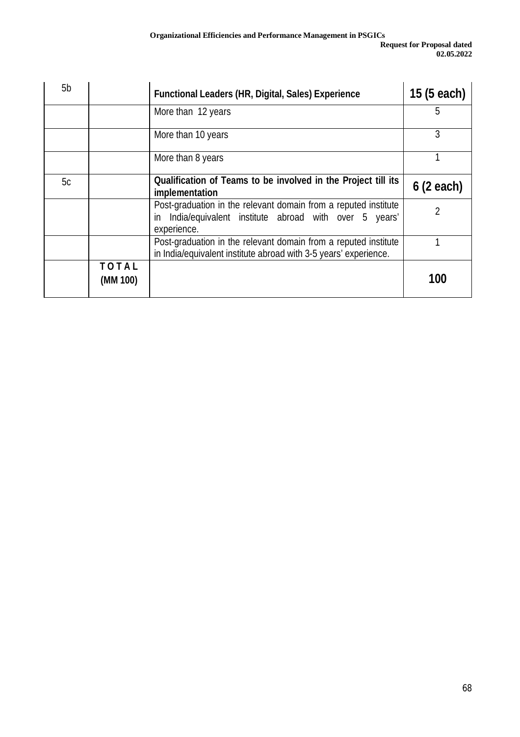| | | | |
|---|---|---|---|
| 5b | | **Functional Leaders (HR, Digital, Sales) Experience** | **15 (5 each)** |
| | | More than 12 years | 5 |
| | | More than 10 years | 3 |
| | | More than 8 years | 1 |
| 5c | | **Qualification of Teams to be involved in the Project till its implementation** | **6 (2 each)** |
| | | Post-graduation in the relevant domain from a reputed institute in India/equivalent institute abroad with over 5 years' experience. | 2 |
| | | Post-graduation in the relevant domain from a reputed institute in India/equivalent institute abroad with 3-5 years' experience. | 1 |
| | **TOTAL (MM 100)** | | **100** |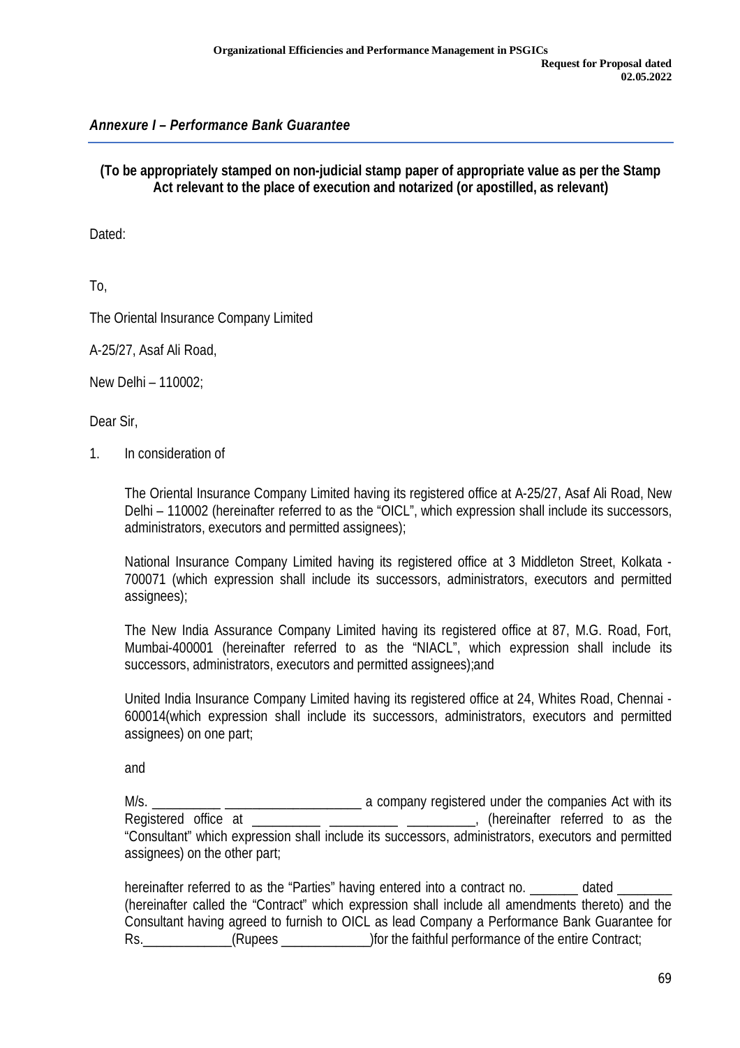## *Annexure I – Performance Bank Guarantee*

**(To be appropriately stamped on non-judicial stamp paper of appropriate value as per the Stamp Act relevant to the place of execution and notarized (or apostilled, as relevant)**

Dated:

To,

The Oriental Insurance Company Limited

A-25/27, Asaf Ali Road,

New Delhi – 110002;

Dear Sir,

1. In consideration of

   The Oriental Insurance Company Limited having its registered office at A-25/27, Asaf Ali Road, New Delhi – 110002 (hereinafter referred to as the "OICL", which expression shall include its successors, administrators, executors and permitted assignees);

   National Insurance Company Limited having its registered office at 3 Middleton Street, Kolkata - 700071 (which expression shall include its successors, administrators, executors and permitted assignees);

   The New India Assurance Company Limited having its registered office at 87, M.G. Road, Fort, Mumbai-400001 (hereinafter referred to as the "NIACL", which expression shall include its successors, administrators, executors and permitted assignees);and

   United India Insurance Company Limited having its registered office at 24, Whites Road, Chennai - 600014(which expression shall include its successors, administrators, executors and permitted assignees) on one part;

   and

   M/s. __________ ____________________ a company registered under the companies Act with its Registered office at __________ __________ __________, (hereinafter referred to as the "Consultant" which expression shall include its successors, administrators, executors and permitted assignees) on the other part;

   hereinafter referred to as the "Parties" having entered into a contract no. _______ dated ________ (hereinafter called the "Contract" which expression shall include all amendments thereto) and the Consultant having agreed to furnish to OICL as lead Company a Performance Bank Guarantee for Rs.______________(Rupees _____________)for the faithful performance of the entire Contract;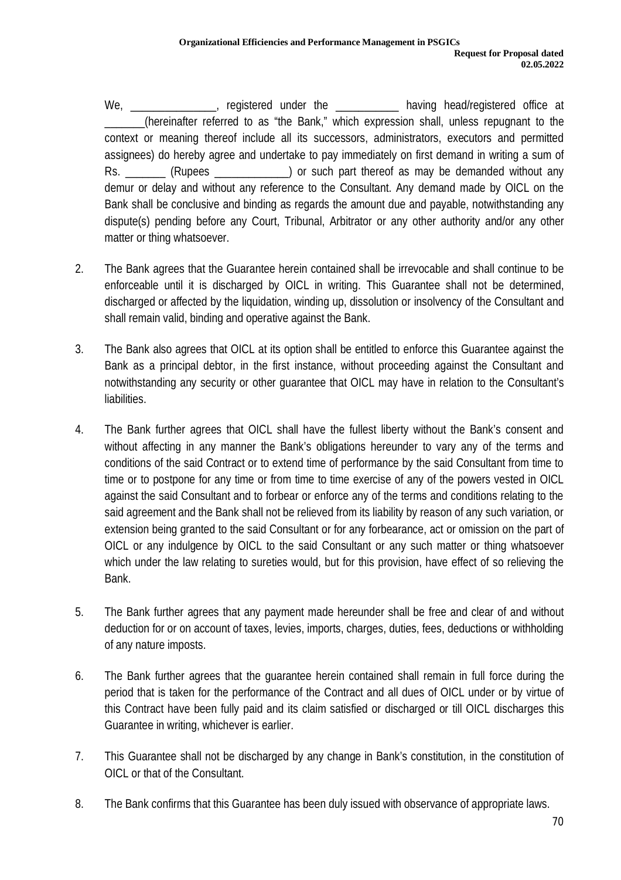We, _______________, registered under the ___________ having head/registered office at _______(hereinafter referred to as "the Bank," which expression shall, unless repugnant to the context or meaning thereof include all its successors, administrators, executors and permitted assignees) do hereby agree and undertake to pay immediately on first demand in writing a sum of Rs. _______ (Rupees _____________) or such part thereof as may be demanded without any demur or delay and without any reference to the Consultant. Any demand made by OICL on the Bank shall be conclusive and binding as regards the amount due and payable, notwithstanding any dispute(s) pending before any Court, Tribunal, Arbitrator or any other authority and/or any other matter or thing whatsoever.

2. The Bank agrees that the Guarantee herein contained shall be irrevocable and shall continue to be enforceable until it is discharged by OICL in writing. This Guarantee shall not be determined, discharged or affected by the liquidation, winding up, dissolution or insolvency of the Consultant and shall remain valid, binding and operative against the Bank.

3. The Bank also agrees that OICL at its option shall be entitled to enforce this Guarantee against the Bank as a principal debtor, in the first instance, without proceeding against the Consultant and notwithstanding any security or other guarantee that OICL may have in relation to the Consultant's liabilities.

4. The Bank further agrees that OICL shall have the fullest liberty without the Bank's consent and without affecting in any manner the Bank's obligations hereunder to vary any of the terms and conditions of the said Contract or to extend time of performance by the said Consultant from time to time or to postpone for any time or from time to time exercise of any of the powers vested in OICL against the said Consultant and to forbear or enforce any of the terms and conditions relating to the said agreement and the Bank shall not be relieved from its liability by reason of any such variation, or extension being granted to the said Consultant or for any forbearance, act or omission on the part of OICL or any indulgence by OICL to the said Consultant or any such matter or thing whatsoever which under the law relating to sureties would, but for this provision, have effect of so relieving the Bank.

5. The Bank further agrees that any payment made hereunder shall be free and clear of and without deduction for or on account of taxes, levies, imports, charges, duties, fees, deductions or withholding of any nature imposts.

6. The Bank further agrees that the guarantee herein contained shall remain in full force during the period that is taken for the performance of the Contract and all dues of OICL under or by virtue of this Contract have been fully paid and its claim satisfied or discharged or till OICL discharges this Guarantee in writing, whichever is earlier.

7. This Guarantee shall not be discharged by any change in Bank's constitution, in the constitution of OICL or that of the Consultant.

8. The Bank confirms that this Guarantee has been duly issued with observance of appropriate laws.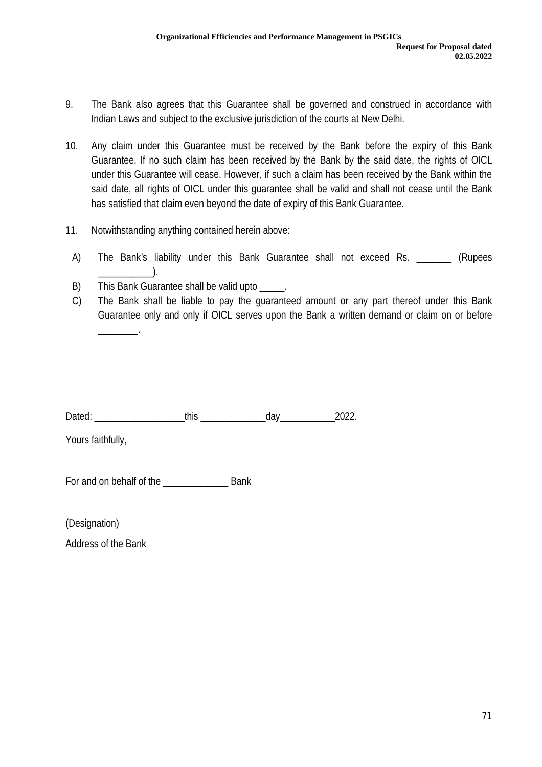9. The Bank also agrees that this Guarantee shall be governed and construed in accordance with Indian Laws and subject to the exclusive jurisdiction of the courts at New Delhi.

10. Any claim under this Guarantee must be received by the Bank before the expiry of this Bank Guarantee. If no such claim has been received by the Bank by the said date, the rights of OICL under this Guarantee will cease. However, if such a claim has been received by the Bank within the said date, all rights of OICL under this guarantee shall be valid and shall not cease until the Bank has satisfied that claim even beyond the date of expiry of this Bank Guarantee.

11. Notwithstanding anything contained herein above:

   A) The Bank's liability under this Bank Guarantee shall not exceed Rs. _______ (Rupees ___________).
   
   B) This Bank Guarantee shall be valid upto _____.
   
   C) The Bank shall be liable to pay the guaranteed amount or any part thereof under this Bank Guarantee only and only if OICL serves upon the Bank a written demand or claim on or before ________.

Dated: __________________this _____________day___________2022.

Yours faithfully,

For and on behalf of the _____________ Bank

(Designation)

Address of the Bank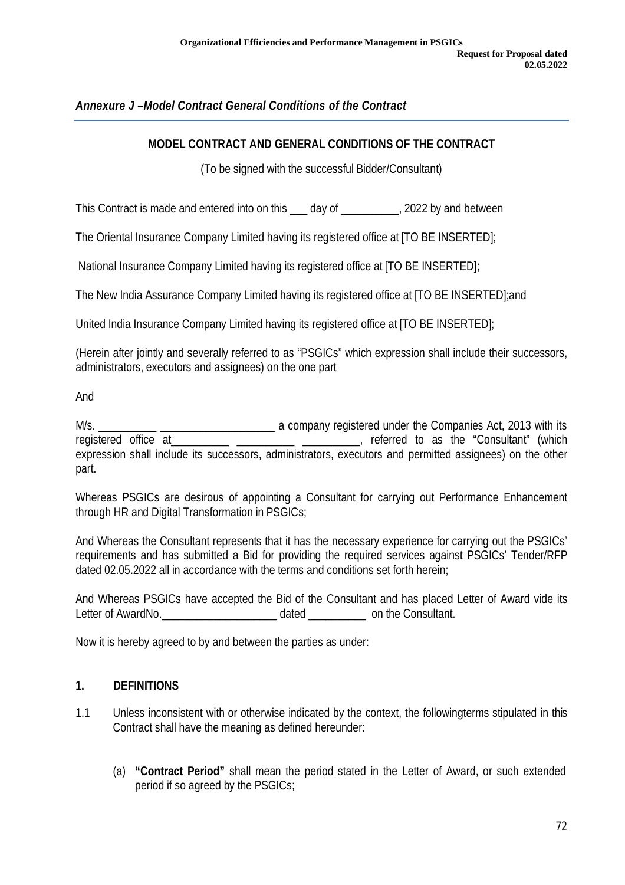*Annexure J –Model Contract General Conditions of the Contract*

## MODEL CONTRACT AND GENERAL CONDITIONS OF THE CONTRACT

(To be signed with the successful Bidder/Consultant)

This Contract is made and entered into on this ___ day of __________, 2022 by and between

The Oriental Insurance Company Limited having its registered office at [TO BE INSERTED];

National Insurance Company Limited having its registered office at [TO BE INSERTED];

The New India Assurance Company Limited having its registered office at [TO BE INSERTED];and

United India Insurance Company Limited having its registered office at [TO BE INSERTED];

(Herein after jointly and severally referred to as "PSGICs" which expression shall include their successors, administrators, executors and assignees) on the one part

And

M/s. __________ ____________________ a company registered under the Companies Act, 2013 with its registered office at__________ __________ __________, referred to as the "Consultant" (which expression shall include its successors, administrators, executors and permitted assignees) on the other part.

Whereas PSGICs are desirous of appointing a Consultant for carrying out Performance Enhancement through HR and Digital Transformation in PSGICs;

And Whereas the Consultant represents that it has the necessary experience for carrying out the PSGICs' requirements and has submitted a Bid for providing the required services against PSGICs' Tender/RFP dated 02.05.2022 all in accordance with the terms and conditions set forth herein;

And Whereas PSGICs have accepted the Bid of the Consultant and has placed Letter of Award vide its Letter of AwardNo.____________________ dated __________ on the Consultant.

Now it is hereby agreed to by and between the parties as under:

### 1. DEFINITIONS

1.1 Unless inconsistent with or otherwise indicated by the context, the followingterms stipulated in this Contract shall have the meaning as defined hereunder:

(a) **"Contract Period"** shall mean the period stated in the Letter of Award, or such extended period if so agreed by the PSGICs;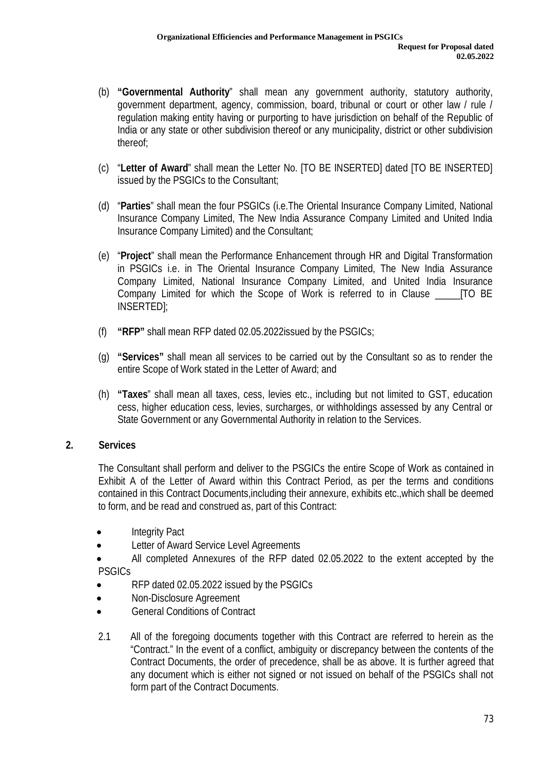(b) **"Governmental Authority**" shall mean any government authority, statutory authority, government department, agency, commission, board, tribunal or court or other law / rule / regulation making entity having or purporting to have jurisdiction on behalf of the Republic of India or any state or other subdivision thereof or any municipality, district or other subdivision thereof;

(c) "**Letter of Award**" shall mean the Letter No. [TO BE INSERTED] dated [TO BE INSERTED] issued by the PSGICs to the Consultant;

(d) "**Parties**" shall mean the four PSGICs (i.e.The Oriental Insurance Company Limited, National Insurance Company Limited, The New India Assurance Company Limited and United India Insurance Company Limited) and the Consultant;

(e) "**Project**" shall mean the Performance Enhancement through HR and Digital Transformation in PSGICs i.e. in The Oriental Insurance Company Limited, The New India Assurance Company Limited, National Insurance Company Limited, and United India Insurance Company Limited for which the Scope of Work is referred to in Clause _____[TO BE INSERTED];

(f) **"RFP"** shall mean RFP dated 02.05.2022issued by the PSGICs;

(g) **"Services"** shall mean all services to be carried out by the Consultant so as to render the entire Scope of Work stated in the Letter of Award; and

(h) **"Taxes**" shall mean all taxes, cess, levies etc., including but not limited to GST, education cess, higher education cess, levies, surcharges, or withholdings assessed by any Central or State Government or any Governmental Authority in relation to the Services.

## 2. Services

The Consultant shall perform and deliver to the PSGICs the entire Scope of Work as contained in Exhibit A of the Letter of Award within this Contract Period, as per the terms and conditions contained in this Contract Documents,including their annexure, exhibits etc.,which shall be deemed to form, and be read and construed as, part of this Contract:

- Integrity Pact
- Letter of Award Service Level Agreements
- All completed Annexures of the RFP dated 02.05.2022 to the extent accepted by the PSGICs
- RFP dated 02.05.2022 issued by the PSGICs
- Non-Disclosure Agreement
- General Conditions of Contract

2.1 All of the foregoing documents together with this Contract are referred to herein as the "Contract." In the event of a conflict, ambiguity or discrepancy between the contents of the Contract Documents, the order of precedence, shall be as above. It is further agreed that any document which is either not signed or not issued on behalf of the PSGICs shall not form part of the Contract Documents.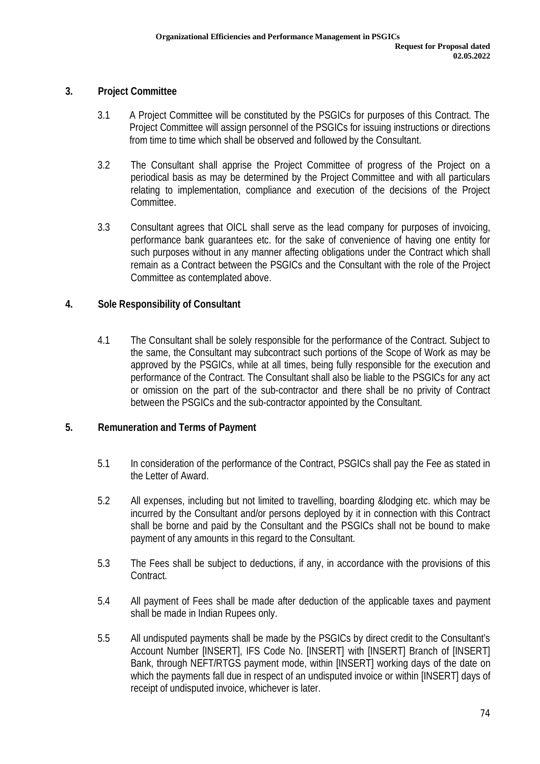## 3. Project Committee

3.1 A Project Committee will be constituted by the PSGICs for purposes of this Contract. The Project Committee will assign personnel of the PSGICs for issuing instructions or directions from time to time which shall be observed and followed by the Consultant.

3.2 The Consultant shall apprise the Project Committee of progress of the Project on a periodical basis as may be determined by the Project Committee and with all particulars relating to implementation, compliance and execution of the decisions of the Project Committee.

3.3 Consultant agrees that OICL shall serve as the lead company for purposes of invoicing, performance bank guarantees etc. for the sake of convenience of having one entity for such purposes without in any manner affecting obligations under the Contract which shall remain as a Contract between the PSGICs and the Consultant with the role of the Project Committee as contemplated above.

## 4. Sole Responsibility of Consultant

4.1 The Consultant shall be solely responsible for the performance of the Contract. Subject to the same, the Consultant may subcontract such portions of the Scope of Work as may be approved by the PSGICs, while at all times, being fully responsible for the execution and performance of the Contract. The Consultant shall also be liable to the PSGICs for any act or omission on the part of the sub-contractor and there shall be no privity of Contract between the PSGICs and the sub-contractor appointed by the Consultant.

## 5. Remuneration and Terms of Payment

5.1 In consideration of the performance of the Contract, PSGICs shall pay the Fee as stated in the Letter of Award.

5.2 All expenses, including but not limited to travelling, boarding &lodging etc. which may be incurred by the Consultant and/or persons deployed by it in connection with this Contract shall be borne and paid by the Consultant and the PSGICs shall not be bound to make payment of any amounts in this regard to the Consultant.

5.3 The Fees shall be subject to deductions, if any, in accordance with the provisions of this Contract.

5.4 All payment of Fees shall be made after deduction of the applicable taxes and payment shall be made in Indian Rupees only.

5.5 All undisputed payments shall be made by the PSGICs by direct credit to the Consultant's Account Number [INSERT], IFS Code No. [INSERT] with [INSERT] Branch of [INSERT] Bank, through NEFT/RTGS payment mode, within [INSERT] working days of the date on which the payments fall due in respect of an undisputed invoice or within [INSERT] days of receipt of undisputed invoice, whichever is later.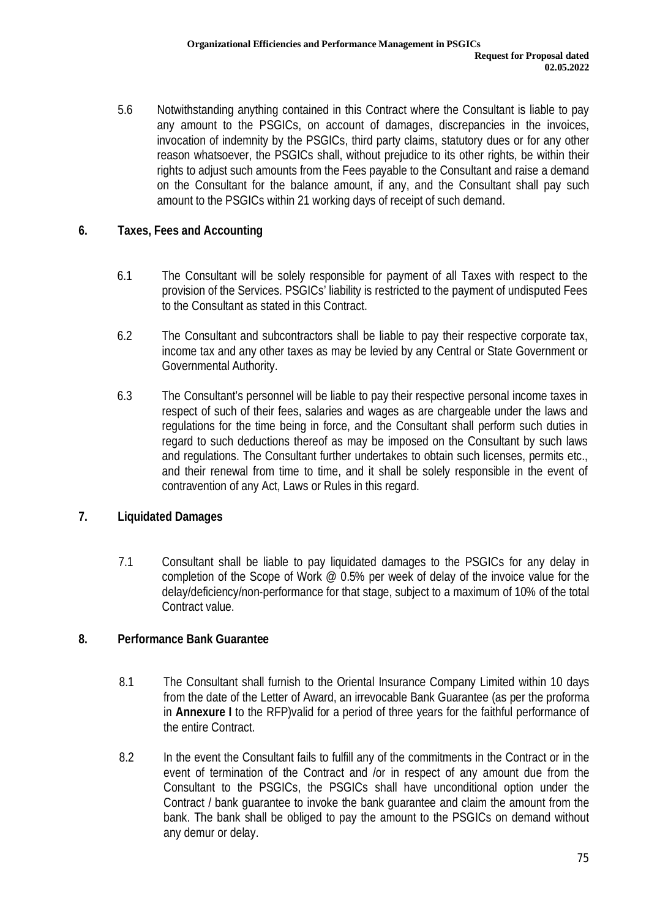5.6 Notwithstanding anything contained in this Contract where the Consultant is liable to pay any amount to the PSGICs, on account of damages, discrepancies in the invoices, invocation of indemnity by the PSGICs, third party claims, statutory dues or for any other reason whatsoever, the PSGICs shall, without prejudice to its other rights, be within their rights to adjust such amounts from the Fees payable to the Consultant and raise a demand on the Consultant for the balance amount, if any, and the Consultant shall pay such amount to the PSGICs within 21 working days of receipt of such demand.

## 6. Taxes, Fees and Accounting

6.1 The Consultant will be solely responsible for payment of all Taxes with respect to the provision of the Services. PSGICs' liability is restricted to the payment of undisputed Fees to the Consultant as stated in this Contract.

6.2 The Consultant and subcontractors shall be liable to pay their respective corporate tax, income tax and any other taxes as may be levied by any Central or State Government or Governmental Authority.

6.3 The Consultant's personnel will be liable to pay their respective personal income taxes in respect of such of their fees, salaries and wages as are chargeable under the laws and regulations for the time being in force, and the Consultant shall perform such duties in regard to such deductions thereof as may be imposed on the Consultant by such laws and regulations. The Consultant further undertakes to obtain such licenses, permits etc., and their renewal from time to time, and it shall be solely responsible in the event of contravention of any Act, Laws or Rules in this regard.

## 7. Liquidated Damages

7.1 Consultant shall be liable to pay liquidated damages to the PSGICs for any delay in completion of the Scope of Work @ 0.5% per week of delay of the invoice value for the delay/deficiency/non-performance for that stage, subject to a maximum of 10% of the total Contract value.

## 8. Performance Bank Guarantee

8.1 The Consultant shall furnish to the Oriental Insurance Company Limited within 10 days from the date of the Letter of Award, an irrevocable Bank Guarantee (as per the proforma in **Annexure I** to the RFP)valid for a period of three years for the faithful performance of the entire Contract.

8.2 In the event the Consultant fails to fulfill any of the commitments in the Contract or in the event of termination of the Contract and /or in respect of any amount due from the Consultant to the PSGICs, the PSGICs shall have unconditional option under the Contract / bank guarantee to invoke the bank guarantee and claim the amount from the bank. The bank shall be obliged to pay the amount to the PSGICs on demand without any demur or delay.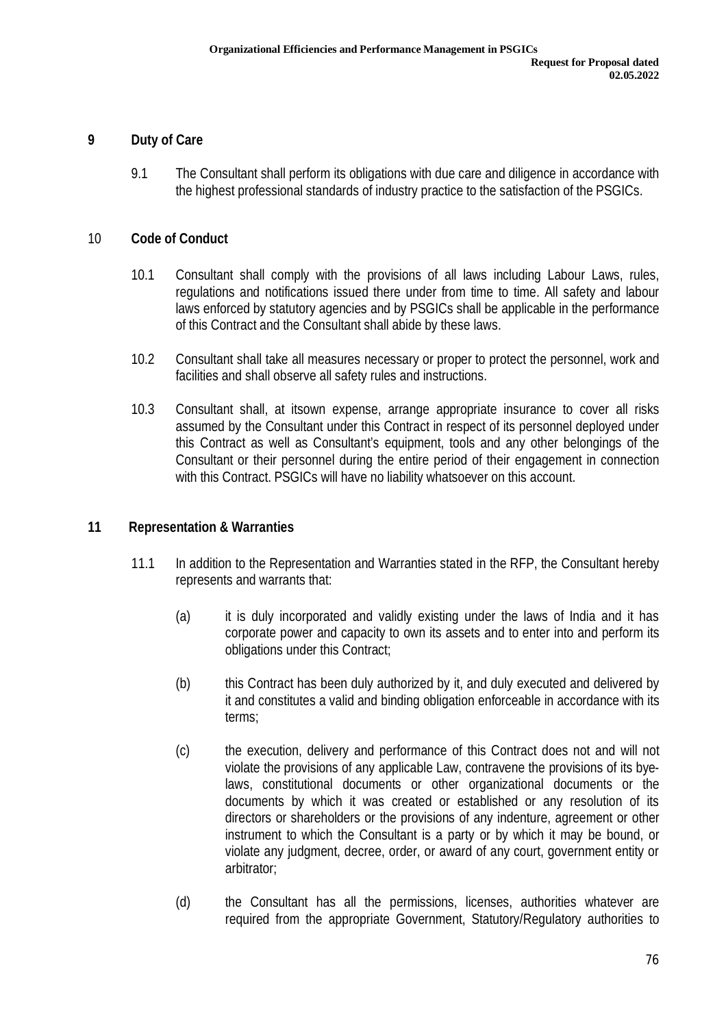## 9 Duty of Care

9.1 The Consultant shall perform its obligations with due care and diligence in accordance with the highest professional standards of industry practice to the satisfaction of the PSGICs.

## 10 Code of Conduct

10.1 Consultant shall comply with the provisions of all laws including Labour Laws, rules, regulations and notifications issued there under from time to time. All safety and labour laws enforced by statutory agencies and by PSGICs shall be applicable in the performance of this Contract and the Consultant shall abide by these laws.

10.2 Consultant shall take all measures necessary or proper to protect the personnel, work and facilities and shall observe all safety rules and instructions.

10.3 Consultant shall, at itsown expense, arrange appropriate insurance to cover all risks assumed by the Consultant under this Contract in respect of its personnel deployed under this Contract as well as Consultant's equipment, tools and any other belongings of the Consultant or their personnel during the entire period of their engagement in connection with this Contract. PSGICs will have no liability whatsoever on this account.

## 11 Representation & Warranties

11.1 In addition to the Representation and Warranties stated in the RFP, the Consultant hereby represents and warrants that:

(a) it is duly incorporated and validly existing under the laws of India and it has corporate power and capacity to own its assets and to enter into and perform its obligations under this Contract;

(b) this Contract has been duly authorized by it, and duly executed and delivered by it and constitutes a valid and binding obligation enforceable in accordance with its terms;

(c) the execution, delivery and performance of this Contract does not and will not violate the provisions of any applicable Law, contravene the provisions of its bye-laws, constitutional documents or other organizational documents or the documents by which it was created or established or any resolution of its directors or shareholders or the provisions of any indenture, agreement or other instrument to which the Consultant is a party or by which it may be bound, or violate any judgment, decree, order, or award of any court, government entity or arbitrator;

(d) the Consultant has all the permissions, licenses, authorities whatever are required from the appropriate Government, Statutory/Regulatory authorities to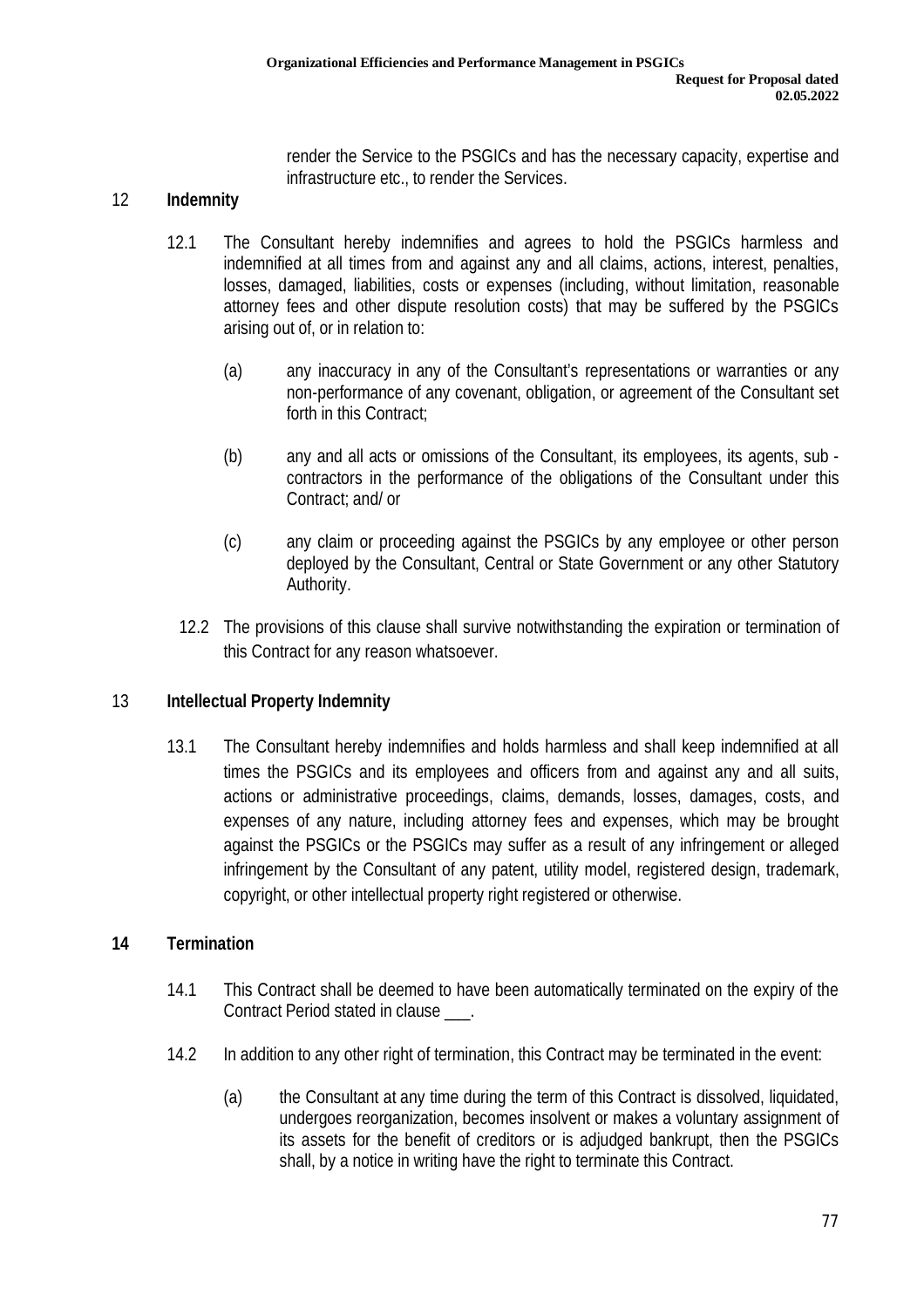render the Service to the PSGICs and has the necessary capacity, expertise and infrastructure etc., to render the Services.

## 12 Indemnity

12.1 The Consultant hereby indemnifies and agrees to hold the PSGICs harmless and indemnified at all times from and against any and all claims, actions, interest, penalties, losses, damaged, liabilities, costs or expenses (including, without limitation, reasonable attorney fees and other dispute resolution costs) that may be suffered by the PSGICs arising out of, or in relation to:

(a) any inaccuracy in any of the Consultant's representations or warranties or any non-performance of any covenant, obligation, or agreement of the Consultant set forth in this Contract;

(b) any and all acts or omissions of the Consultant, its employees, its agents, sub - contractors in the performance of the obligations of the Consultant under this Contract; and/ or

(c) any claim or proceeding against the PSGICs by any employee or other person deployed by the Consultant, Central or State Government or any other Statutory Authority.

12.2 The provisions of this clause shall survive notwithstanding the expiration or termination of this Contract for any reason whatsoever.

## 13 Intellectual Property Indemnity

13.1 The Consultant hereby indemnifies and holds harmless and shall keep indemnified at all times the PSGICs and its employees and officers from and against any and all suits, actions or administrative proceedings, claims, demands, losses, damages, costs, and expenses of any nature, including attorney fees and expenses, which may be brought against the PSGICs or the PSGICs may suffer as a result of any infringement or alleged infringement by the Consultant of any patent, utility model, registered design, trademark, copyright, or other intellectual property right registered or otherwise.

## 14 Termination

14.1 This Contract shall be deemed to have been automatically terminated on the expiry of the Contract Period stated in clause ___.

14.2 In addition to any other right of termination, this Contract may be terminated in the event:

(a) the Consultant at any time during the term of this Contract is dissolved, liquidated, undergoes reorganization, becomes insolvent or makes a voluntary assignment of its assets for the benefit of creditors or is adjudged bankrupt, then the PSGICs shall, by a notice in writing have the right to terminate this Contract.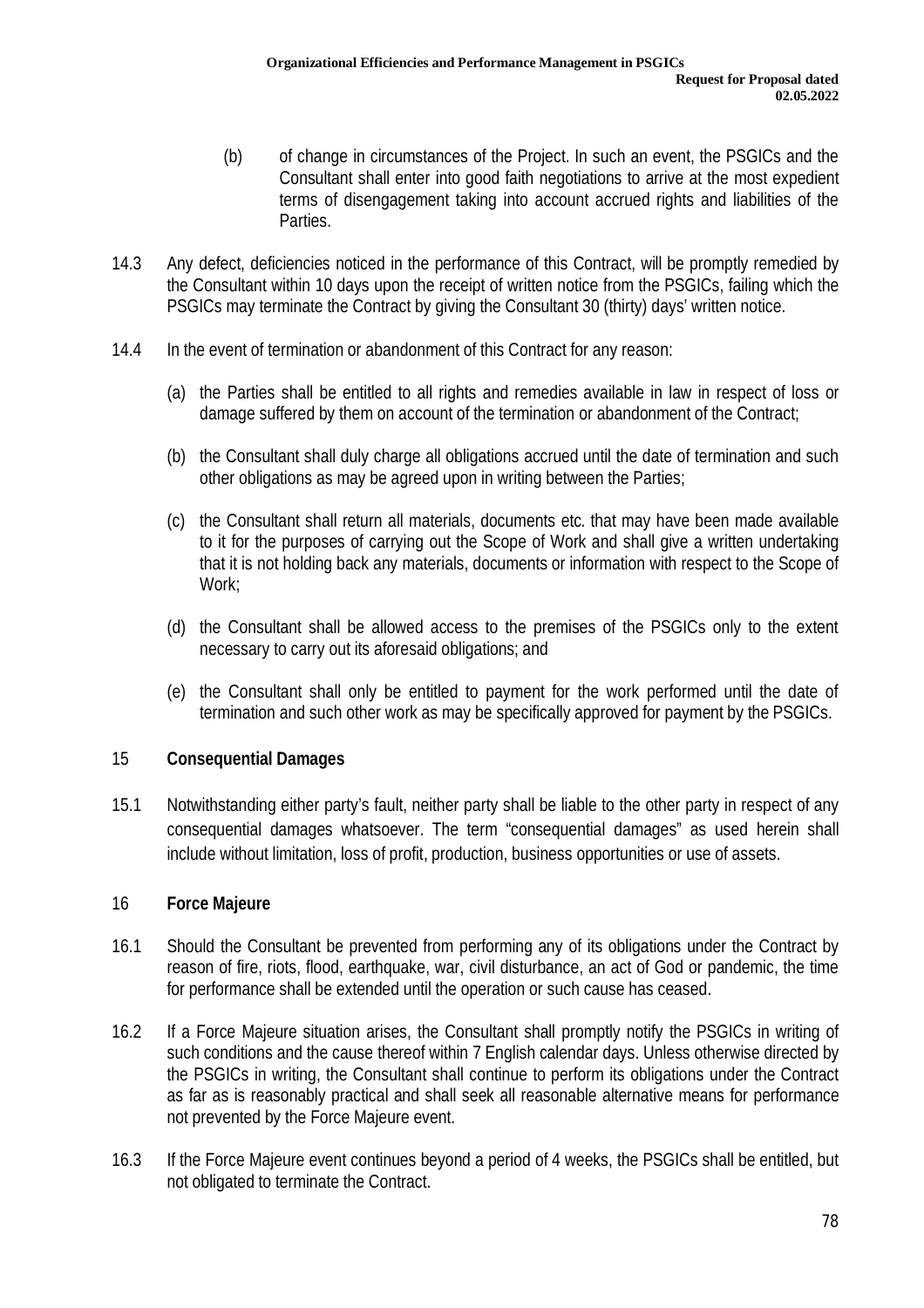(b) of change in circumstances of the Project. In such an event, the PSGICs and the Consultant shall enter into good faith negotiations to arrive at the most expedient terms of disengagement taking into account accrued rights and liabilities of the Parties.

14.3 Any defect, deficiencies noticed in the performance of this Contract, will be promptly remedied by the Consultant within 10 days upon the receipt of written notice from the PSGICs, failing which the PSGICs may terminate the Contract by giving the Consultant 30 (thirty) days' written notice.

14.4 In the event of termination or abandonment of this Contract for any reason:

(a) the Parties shall be entitled to all rights and remedies available in law in respect of loss or damage suffered by them on account of the termination or abandonment of the Contract;

(b) the Consultant shall duly charge all obligations accrued until the date of termination and such other obligations as may be agreed upon in writing between the Parties;

(c) the Consultant shall return all materials, documents etc. that may have been made available to it for the purposes of carrying out the Scope of Work and shall give a written undertaking that it is not holding back any materials, documents or information with respect to the Scope of Work;

(d) the Consultant shall be allowed access to the premises of the PSGICs only to the extent necessary to carry out its aforesaid obligations; and

(e) the Consultant shall only be entitled to payment for the work performed until the date of termination and such other work as may be specifically approved for payment by the PSGICs.

## 15 Consequential Damages

15.1 Notwithstanding either party's fault, neither party shall be liable to the other party in respect of any consequential damages whatsoever. The term "consequential damages" as used herein shall include without limitation, loss of profit, production, business opportunities or use of assets.

## 16 Force Majeure

16.1 Should the Consultant be prevented from performing any of its obligations under the Contract by reason of fire, riots, flood, earthquake, war, civil disturbance, an act of God or pandemic, the time for performance shall be extended until the operation or such cause has ceased.

16.2 If a Force Majeure situation arises, the Consultant shall promptly notify the PSGICs in writing of such conditions and the cause thereof within 7 English calendar days. Unless otherwise directed by the PSGICs in writing, the Consultant shall continue to perform its obligations under the Contract as far as is reasonably practical and shall seek all reasonable alternative means for performance not prevented by the Force Majeure event.

16.3 If the Force Majeure event continues beyond a period of 4 weeks, the PSGICs shall be entitled, but not obligated to terminate the Contract.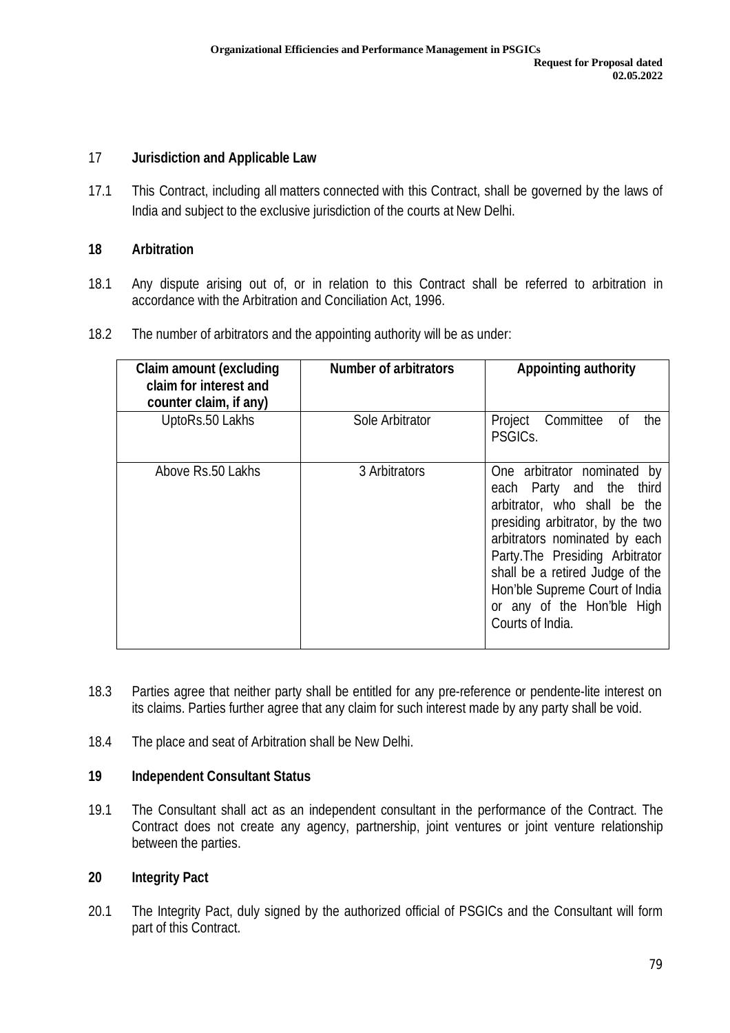## 17 Jurisdiction and Applicable Law

17.1 This Contract, including all matters connected with this Contract, shall be governed by the laws of India and subject to the exclusive jurisdiction of the courts at New Delhi.

## 18 Arbitration

18.1 Any dispute arising out of, or in relation to this Contract shall be referred to arbitration in accordance with the Arbitration and Conciliation Act, 1996.

18.2 The number of arbitrators and the appointing authority will be as under:

| Claim amount (excluding claim for interest and counter claim, if any) | Number of arbitrators | Appointing authority |
|---|---|---|
| UptoRs.50 Lakhs | Sole Arbitrator | Project Committee of the PSGICs. |
| Above Rs.50 Lakhs | 3 Arbitrators | One arbitrator nominated by each Party and the third arbitrator, who shall be the presiding arbitrator, by the two arbitrators nominated by each Party.The Presiding Arbitrator shall be a retired Judge of the Hon'ble Supreme Court of India or any of the Hon'ble High Courts of India. |

18.3 Parties agree that neither party shall be entitled for any pre-reference or pendente-lite interest on its claims. Parties further agree that any claim for such interest made by any party shall be void.

18.4 The place and seat of Arbitration shall be New Delhi.

## 19 Independent Consultant Status

19.1 The Consultant shall act as an independent consultant in the performance of the Contract. The Contract does not create any agency, partnership, joint ventures or joint venture relationship between the parties.

## 20 Integrity Pact

20.1 The Integrity Pact, duly signed by the authorized official of PSGICs and the Consultant will form part of this Contract.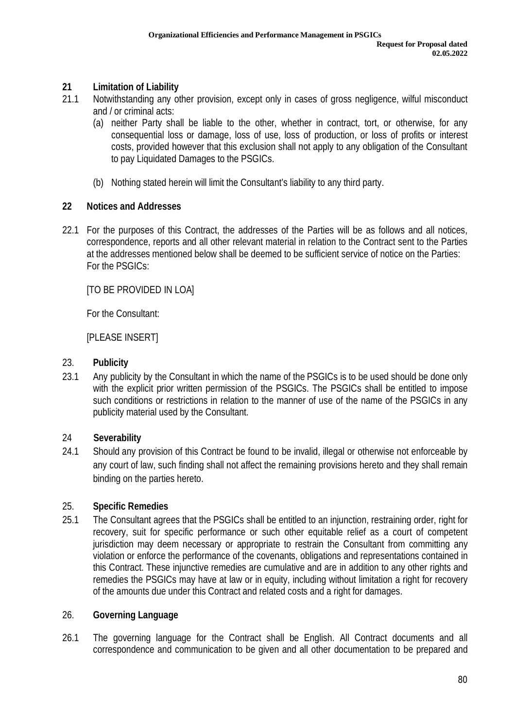## 21 Limitation of Liability

21.1 Notwithstanding any other provision, except only in cases of gross negligence, wilful misconduct and / or criminal acts:

(a) neither Party shall be liable to the other, whether in contract, tort, or otherwise, for any consequential loss or damage, loss of use, loss of production, or loss of profits or interest costs, provided however that this exclusion shall not apply to any obligation of the Consultant to pay Liquidated Damages to the PSGICs.

(b) Nothing stated herein will limit the Consultant's liability to any third party.

## 22 Notices and Addresses

22.1 For the purposes of this Contract, the addresses of the Parties will be as follows and all notices, correspondence, reports and all other relevant material in relation to the Contract sent to the Parties at the addresses mentioned below shall be deemed to be sufficient service of notice on the Parties:
For the PSGICs:

[TO BE PROVIDED IN LOA]

For the Consultant:

[PLEASE INSERT]

## 23. Publicity

23.1 Any publicity by the Consultant in which the name of the PSGICs is to be used should be done only with the explicit prior written permission of the PSGICs. The PSGICs shall be entitled to impose such conditions or restrictions in relation to the manner of use of the name of the PSGICs in any publicity material used by the Consultant.

## 24 Severability

24.1 Should any provision of this Contract be found to be invalid, illegal or otherwise not enforceable by any court of law, such finding shall not affect the remaining provisions hereto and they shall remain binding on the parties hereto.

## 25. Specific Remedies

25.1 The Consultant agrees that the PSGICs shall be entitled to an injunction, restraining order, right for recovery, suit for specific performance or such other equitable relief as a court of competent jurisdiction may deem necessary or appropriate to restrain the Consultant from committing any violation or enforce the performance of the covenants, obligations and representations contained in this Contract. These injunctive remedies are cumulative and are in addition to any other rights and remedies the PSGICs may have at law or in equity, including without limitation a right for recovery of the amounts due under this Contract and related costs and a right for damages.

## 26. Governing Language

26.1 The governing language for the Contract shall be English. All Contract documents and all correspondence and communication to be given and all other documentation to be prepared and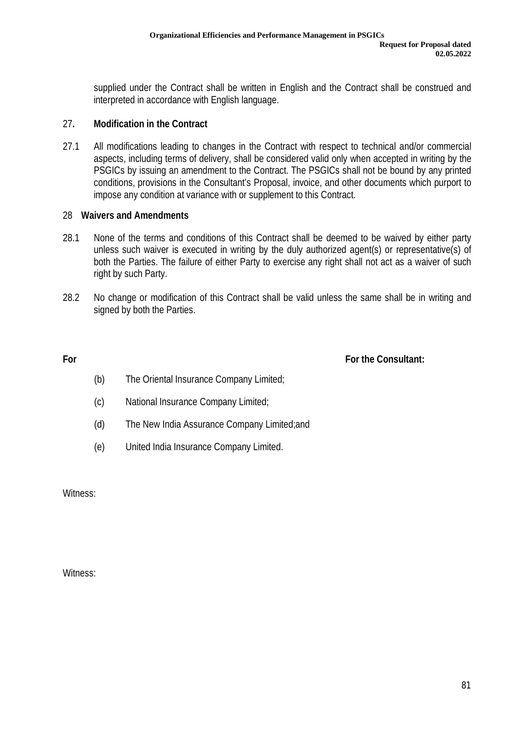supplied under the Contract shall be written in English and the Contract shall be construed and interpreted in accordance with English language.

**27. Modification in the Contract**

27.1 All modifications leading to changes in the Contract with respect to technical and/or commercial aspects, including terms of delivery, shall be considered valid only when accepted in writing by the PSGICs by issuing an amendment to the Contract. The PSGICs shall not be bound by any printed conditions, provisions in the Consultant's Proposal, invoice, and other documents which purport to impose any condition at variance with or supplement to this Contract.

**28 Waivers and Amendments**

28.1 None of the terms and conditions of this Contract shall be deemed to be waived by either party unless such waiver is executed in writing by the duly authorized agent(s) or representative(s) of both the Parties. The failure of either Party to exercise any right shall not act as a waiver of such right by such Party.

28.2 No change or modification of this Contract shall be valid unless the same shall be in writing and signed by both the Parties.

**For** **For the Consultant:**

(b) The Oriental Insurance Company Limited;

(c) National Insurance Company Limited;

(d) The New India Assurance Company Limited;and

(e) United India Insurance Company Limited.

Witness:

Witness: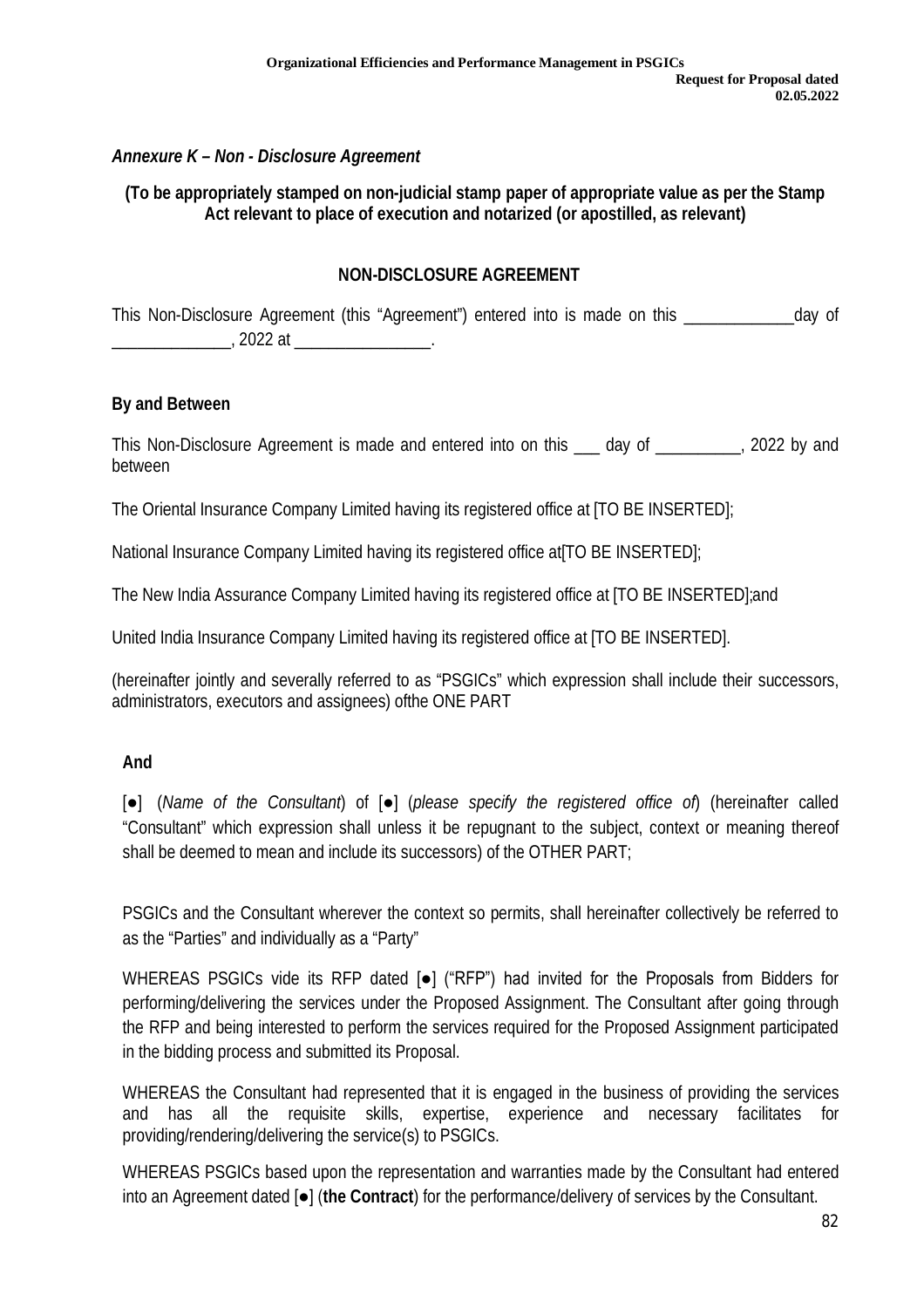*Annexure K – Non - Disclosure Agreement*

**(To be appropriately stamped on non-judicial stamp paper of appropriate value as per the Stamp Act relevant to place of execution and notarized (or apostilled, as relevant)**

**NON-DISCLOSURE AGREEMENT**

This Non-Disclosure Agreement (this "Agreement") entered into is made on this _____________day of ______________, 2022 at ________________.

**By and Between**

This Non-Disclosure Agreement is made and entered into on this ___ day of __________, 2022 by and between

The Oriental Insurance Company Limited having its registered office at [TO BE INSERTED];

National Insurance Company Limited having its registered office at[TO BE INSERTED];

The New India Assurance Company Limited having its registered office at [TO BE INSERTED];and

United India Insurance Company Limited having its registered office at [TO BE INSERTED].

(hereinafter jointly and severally referred to as "PSGICs" which expression shall include their successors, administrators, executors and assignees) ofthe ONE PART

**And**

[●] (*Name of the Consultant*) of [●] (*please specify the registered office of*) (hereinafter called "Consultant" which expression shall unless it be repugnant to the subject, context or meaning thereof shall be deemed to mean and include its successors) of the OTHER PART;

PSGICs and the Consultant wherever the context so permits, shall hereinafter collectively be referred to as the "Parties" and individually as a "Party"

WHEREAS PSGICs vide its RFP dated [●] ("RFP") had invited for the Proposals from Bidders for performing/delivering the services under the Proposed Assignment. The Consultant after going through the RFP and being interested to perform the services required for the Proposed Assignment participated in the bidding process and submitted its Proposal.

WHEREAS the Consultant had represented that it is engaged in the business of providing the services and has all the requisite skills, expertise, experience and necessary facilitates for providing/rendering/delivering the service(s) to PSGICs.

WHEREAS PSGICs based upon the representation and warranties made by the Consultant had entered into an Agreement dated [●] (**the Contract**) for the performance/delivery of services by the Consultant.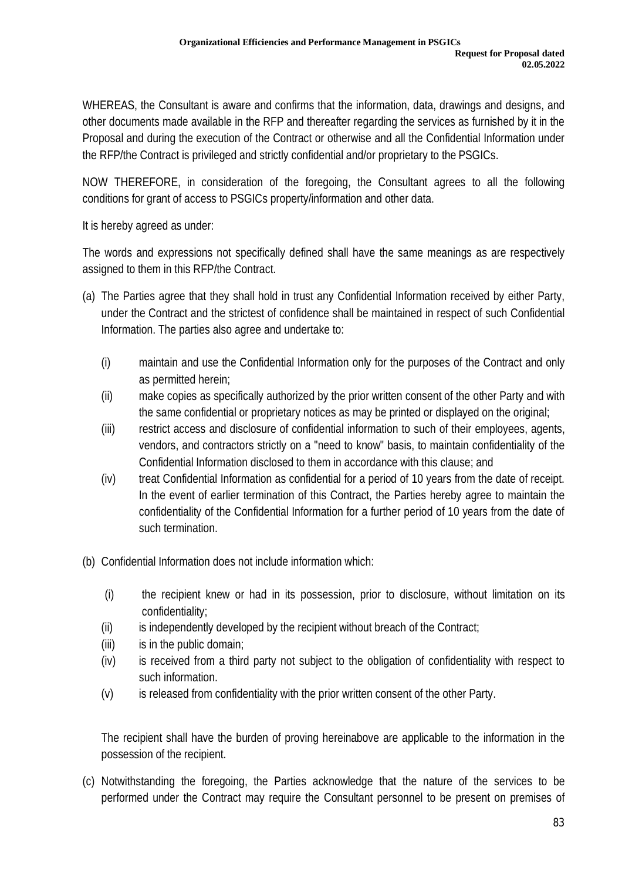WHEREAS, the Consultant is aware and confirms that the information, data, drawings and designs, and other documents made available in the RFP and thereafter regarding the services as furnished by it in the Proposal and during the execution of the Contract or otherwise and all the Confidential Information under the RFP/the Contract is privileged and strictly confidential and/or proprietary to the PSGICs.

NOW THEREFORE, in consideration of the foregoing, the Consultant agrees to all the following conditions for grant of access to PSGICs property/information and other data.

It is hereby agreed as under:

The words and expressions not specifically defined shall have the same meanings as are respectively assigned to them in this RFP/the Contract.

(a) The Parties agree that they shall hold in trust any Confidential Information received by either Party, under the Contract and the strictest of confidence shall be maintained in respect of such Confidential Information. The parties also agree and undertake to:

    (i) maintain and use the Confidential Information only for the purposes of the Contract and only as permitted herein;
    (ii) make copies as specifically authorized by the prior written consent of the other Party and with the same confidential or proprietary notices as may be printed or displayed on the original;
    (iii) restrict access and disclosure of confidential information to such of their employees, agents, vendors, and contractors strictly on a "need to know" basis, to maintain confidentiality of the Confidential Information disclosed to them in accordance with this clause; and
    (iv) treat Confidential Information as confidential for a period of 10 years from the date of receipt. In the event of earlier termination of this Contract, the Parties hereby agree to maintain the confidentiality of the Confidential Information for a further period of 10 years from the date of such termination.

(b) Confidential Information does not include information which:

    (i) the recipient knew or had in its possession, prior to disclosure, without limitation on its confidentiality;
    (ii) is independently developed by the recipient without breach of the Contract;
    (iii) is in the public domain;
    (iv) is received from a third party not subject to the obligation of confidentiality with respect to such information.
    (v) is released from confidentiality with the prior written consent of the other Party.

    The recipient shall have the burden of proving hereinabove are applicable to the information in the possession of the recipient.

(c) Notwithstanding the foregoing, the Parties acknowledge that the nature of the services to be performed under the Contract may require the Consultant personnel to be present on premises of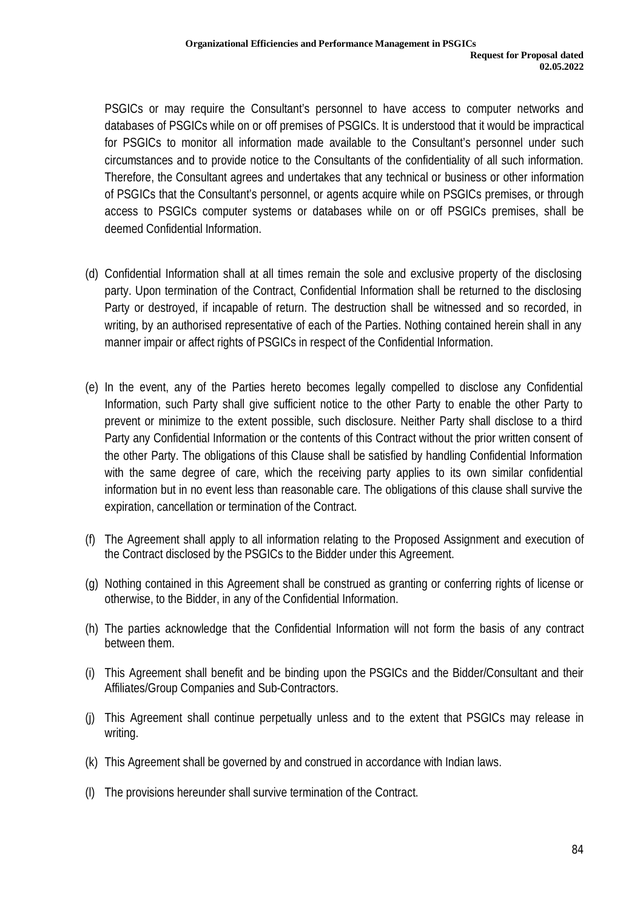PSGICs or may require the Consultant's personnel to have access to computer networks and databases of PSGICs while on or off premises of PSGICs. It is understood that it would be impractical for PSGICs to monitor all information made available to the Consultant's personnel under such circumstances and to provide notice to the Consultants of the confidentiality of all such information. Therefore, the Consultant agrees and undertakes that any technical or business or other information of PSGICs that the Consultant's personnel, or agents acquire while on PSGICs premises, or through access to PSGICs computer systems or databases while on or off PSGICs premises, shall be deemed Confidential Information.

(d) Confidential Information shall at all times remain the sole and exclusive property of the disclosing party. Upon termination of the Contract, Confidential Information shall be returned to the disclosing Party or destroyed, if incapable of return. The destruction shall be witnessed and so recorded, in writing, by an authorised representative of each of the Parties. Nothing contained herein shall in any manner impair or affect rights of PSGICs in respect of the Confidential Information.

(e) In the event, any of the Parties hereto becomes legally compelled to disclose any Confidential Information, such Party shall give sufficient notice to the other Party to enable the other Party to prevent or minimize to the extent possible, such disclosure. Neither Party shall disclose to a third Party any Confidential Information or the contents of this Contract without the prior written consent of the other Party. The obligations of this Clause shall be satisfied by handling Confidential Information with the same degree of care, which the receiving party applies to its own similar confidential information but in no event less than reasonable care. The obligations of this clause shall survive the expiration, cancellation or termination of the Contract.

(f) The Agreement shall apply to all information relating to the Proposed Assignment and execution of the Contract disclosed by the PSGICs to the Bidder under this Agreement.

(g) Nothing contained in this Agreement shall be construed as granting or conferring rights of license or otherwise, to the Bidder, in any of the Confidential Information.

(h) The parties acknowledge that the Confidential Information will not form the basis of any contract between them.

(i) This Agreement shall benefit and be binding upon the PSGICs and the Bidder/Consultant and their Affiliates/Group Companies and Sub-Contractors.

(j) This Agreement shall continue perpetually unless and to the extent that PSGICs may release in writing.

(k) This Agreement shall be governed by and construed in accordance with Indian laws.

(l) The provisions hereunder shall survive termination of the Contract.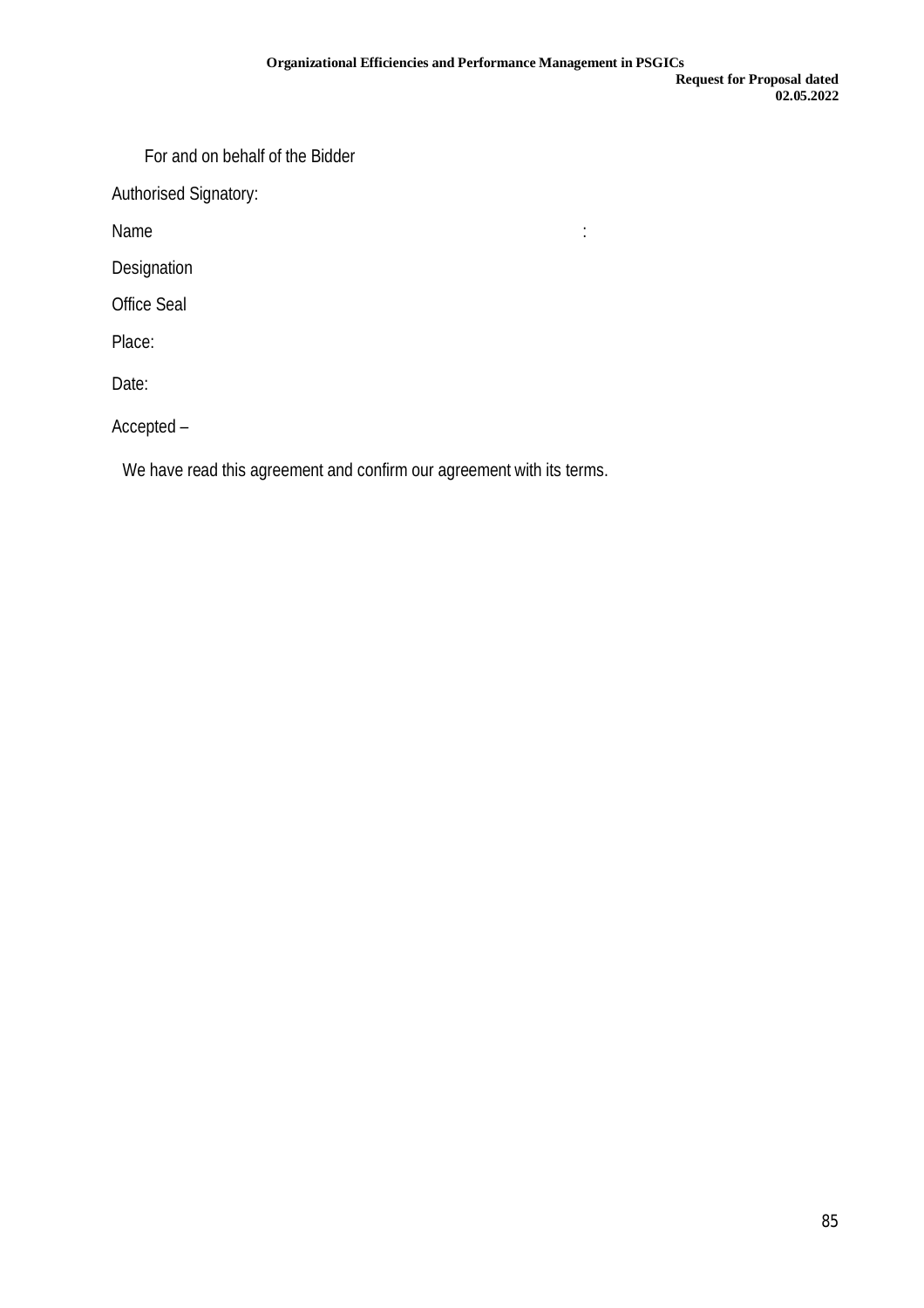For and on behalf of the Bidder

Authorised Signatory:

Name :

Designation

Office Seal

Place:

Date:

Accepted –

We have read this agreement and confirm our agreement with its terms.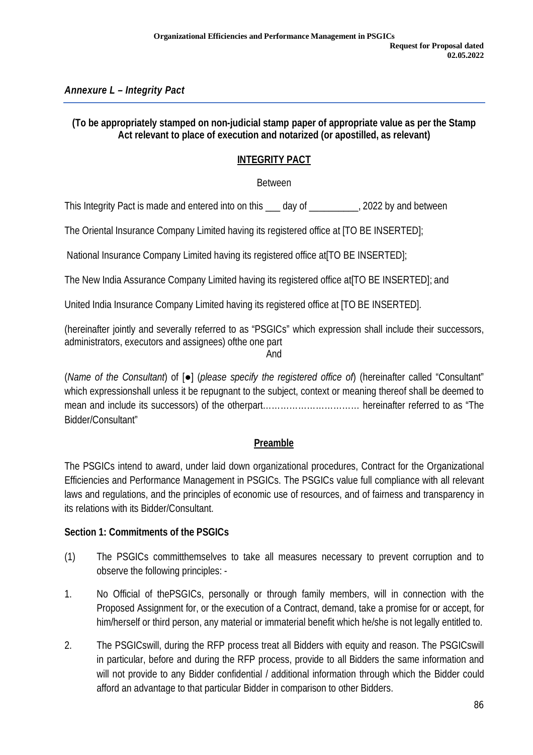*Annexure L – Integrity Pact*

**(To be appropriately stamped on non-judicial stamp paper of appropriate value as per the Stamp Act relevant to place of execution and notarized (or apostilled, as relevant)**

## INTEGRITY PACT

Between

This Integrity Pact is made and entered into on this ___ day of __________, 2022 by and between

The Oriental Insurance Company Limited having its registered office at [TO BE INSERTED];

National Insurance Company Limited having its registered office at[TO BE INSERTED];

The New India Assurance Company Limited having its registered office at[TO BE INSERTED]; and

United India Insurance Company Limited having its registered office at [TO BE INSERTED].

(hereinafter jointly and severally referred to as "PSGICs" which expression shall include their successors, administrators, executors and assignees) ofthe one part

And

(*Name of the Consultant*) of [●] (*please specify the registered office of*) (hereinafter called "Consultant" which expressionshall unless it be repugnant to the subject, context or meaning thereof shall be deemed to mean and include its successors) of the otherpart…………………………… hereinafter referred to as "The Bidder/Consultant"

**Preamble**

The PSGICs intend to award, under laid down organizational procedures, Contract for the Organizational Efficiencies and Performance Management in PSGICs. The PSGICs value full compliance with all relevant laws and regulations, and the principles of economic use of resources, and of fairness and transparency in its relations with its Bidder/Consultant.

**Section 1: Commitments of the PSGICs**

(1) The PSGICs committhemselves to take all measures necessary to prevent corruption and to observe the following principles: -

1. No Official of thePSGICs, personally or through family members, will in connection with the Proposed Assignment for, or the execution of a Contract, demand, take a promise for or accept, for him/herself or third person, any material or immaterial benefit which he/she is not legally entitled to.

2. The PSGICswill, during the RFP process treat all Bidders with equity and reason. The PSGICswill in particular, before and during the RFP process, provide to all Bidders the same information and will not provide to any Bidder confidential / additional information through which the Bidder could afford an advantage to that particular Bidder in comparison to other Bidders.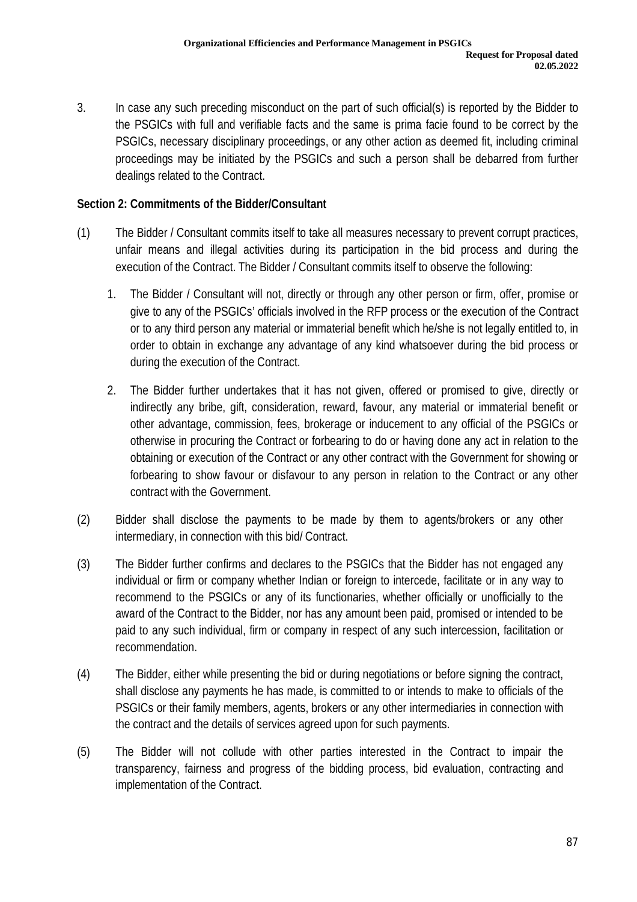3. In case any such preceding misconduct on the part of such official(s) is reported by the Bidder to the PSGICs with full and verifiable facts and the same is prima facie found to be correct by the PSGICs, necessary disciplinary proceedings, or any other action as deemed fit, including criminal proceedings may be initiated by the PSGICs and such a person shall be debarred from further dealings related to the Contract.

**Section 2: Commitments of the Bidder/Consultant**

(1) The Bidder / Consultant commits itself to take all measures necessary to prevent corrupt practices, unfair means and illegal activities during its participation in the bid process and during the execution of the Contract. The Bidder / Consultant commits itself to observe the following:

   1. The Bidder / Consultant will not, directly or through any other person or firm, offer, promise or give to any of the PSGICs' officials involved in the RFP process or the execution of the Contract or to any third person any material or immaterial benefit which he/she is not legally entitled to, in order to obtain in exchange any advantage of any kind whatsoever during the bid process or during the execution of the Contract.

   2. The Bidder further undertakes that it has not given, offered or promised to give, directly or indirectly any bribe, gift, consideration, reward, favour, any material or immaterial benefit or other advantage, commission, fees, brokerage or inducement to any official of the PSGICs or otherwise in procuring the Contract or forbearing to do or having done any act in relation to the obtaining or execution of the Contract or any other contract with the Government for showing or forbearing to show favour or disfavour to any person in relation to the Contract or any other contract with the Government.

(2) Bidder shall disclose the payments to be made by them to agents/brokers or any other intermediary, in connection with this bid/ Contract.

(3) The Bidder further confirms and declares to the PSGICs that the Bidder has not engaged any individual or firm or company whether Indian or foreign to intercede, facilitate or in any way to recommend to the PSGICs or any of its functionaries, whether officially or unofficially to the award of the Contract to the Bidder, nor has any amount been paid, promised or intended to be paid to any such individual, firm or company in respect of any such intercession, facilitation or recommendation.

(4) The Bidder, either while presenting the bid or during negotiations or before signing the contract, shall disclose any payments he has made, is committed to or intends to make to officials of the PSGICs or their family members, agents, brokers or any other intermediaries in connection with the contract and the details of services agreed upon for such payments.

(5) The Bidder will not collude with other parties interested in the Contract to impair the transparency, fairness and progress of the bidding process, bid evaluation, contracting and implementation of the Contract.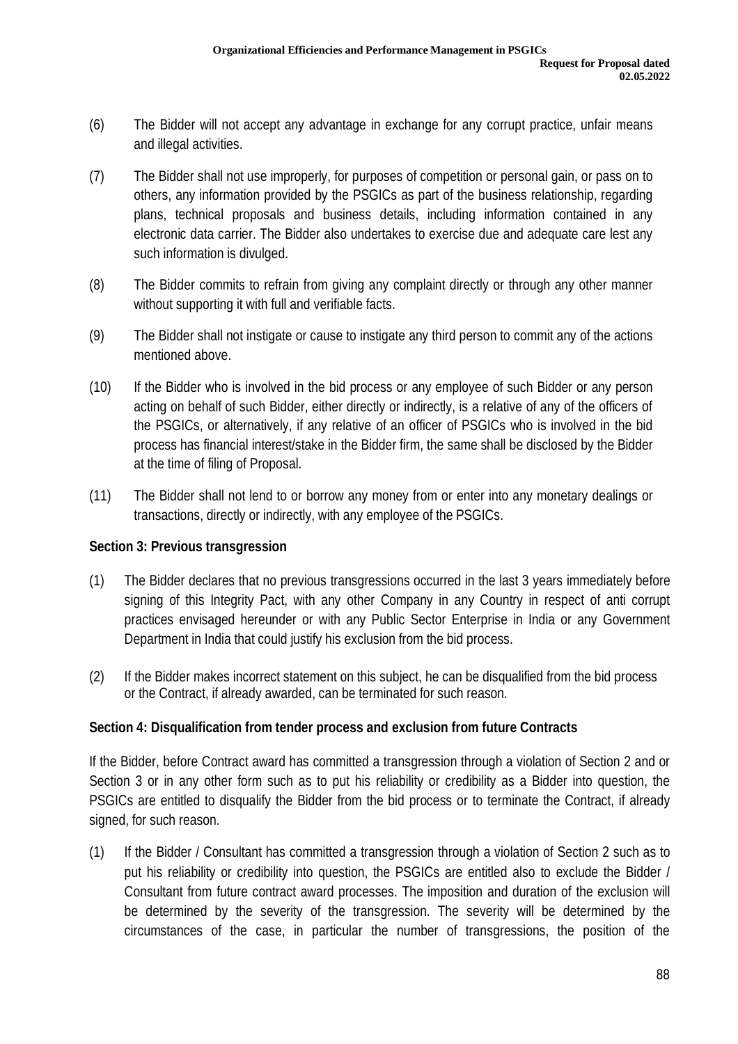(6) The Bidder will not accept any advantage in exchange for any corrupt practice, unfair means and illegal activities.

(7) The Bidder shall not use improperly, for purposes of competition or personal gain, or pass on to others, any information provided by the PSGICs as part of the business relationship, regarding plans, technical proposals and business details, including information contained in any electronic data carrier. The Bidder also undertakes to exercise due and adequate care lest any such information is divulged.

(8) The Bidder commits to refrain from giving any complaint directly or through any other manner without supporting it with full and verifiable facts.

(9) The Bidder shall not instigate or cause to instigate any third person to commit any of the actions mentioned above.

(10) If the Bidder who is involved in the bid process or any employee of such Bidder or any person acting on behalf of such Bidder, either directly or indirectly, is a relative of any of the officers of the PSGICs, or alternatively, if any relative of an officer of PSGICs who is involved in the bid process has financial interest/stake in the Bidder firm, the same shall be disclosed by the Bidder at the time of filing of Proposal.

(11) The Bidder shall not lend to or borrow any money from or enter into any monetary dealings or transactions, directly or indirectly, with any employee of the PSGICs.

**Section 3: Previous transgression**

(1) The Bidder declares that no previous transgressions occurred in the last 3 years immediately before signing of this Integrity Pact, with any other Company in any Country in respect of anti corrupt practices envisaged hereunder or with any Public Sector Enterprise in India or any Government Department in India that could justify his exclusion from the bid process.

(2) If the Bidder makes incorrect statement on this subject, he can be disqualified from the bid process or the Contract, if already awarded, can be terminated for such reason.

**Section 4: Disqualification from tender process and exclusion from future Contracts**

If the Bidder, before Contract award has committed a transgression through a violation of Section 2 and or Section 3 or in any other form such as to put his reliability or credibility as a Bidder into question, the PSGICs are entitled to disqualify the Bidder from the bid process or to terminate the Contract, if already signed, for such reason.

(1) If the Bidder / Consultant has committed a transgression through a violation of Section 2 such as to put his reliability or credibility into question, the PSGICs are entitled also to exclude the Bidder / Consultant from future contract award processes. The imposition and duration of the exclusion will be determined by the severity of the transgression. The severity will be determined by the circumstances of the case, in particular the number of transgressions, the position of the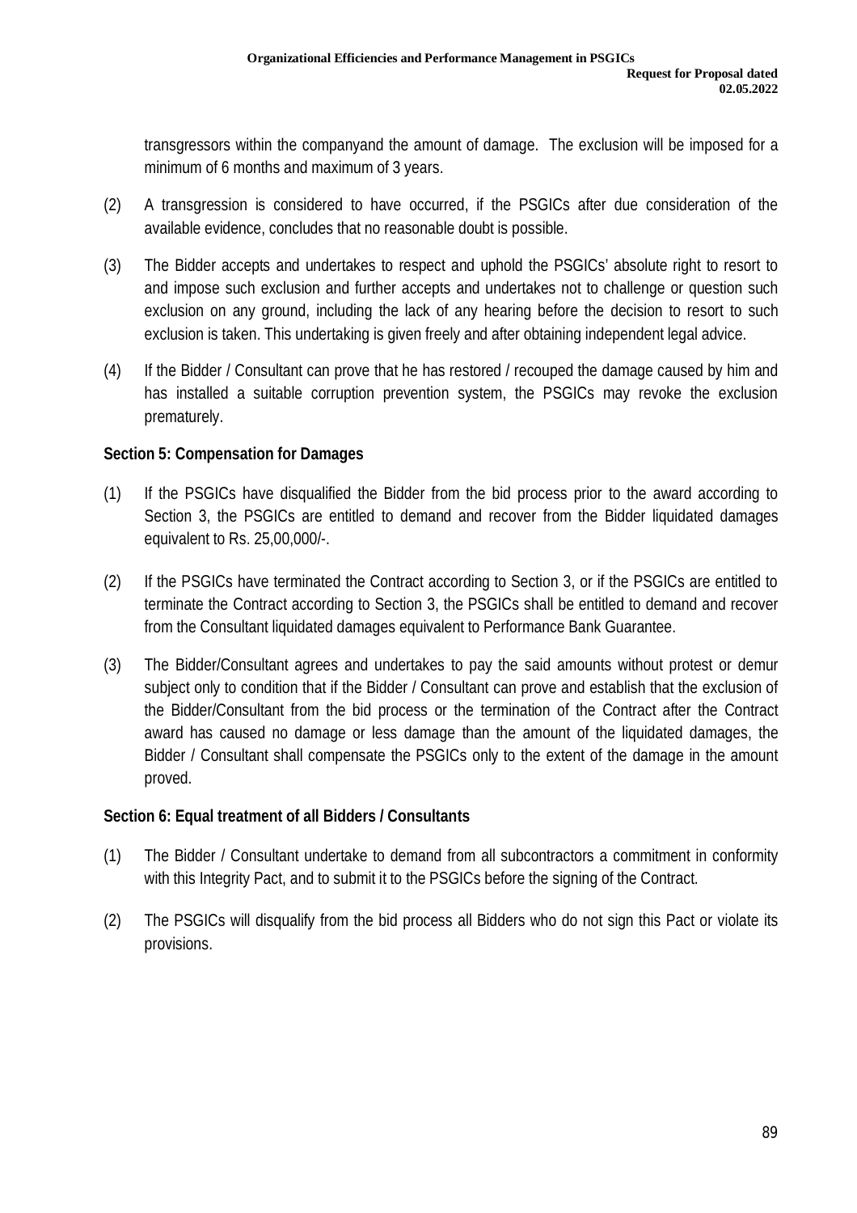transgressors within the companyand the amount of damage. The exclusion will be imposed for a minimum of 6 months and maximum of 3 years.

(2) A transgression is considered to have occurred, if the PSGICs after due consideration of the available evidence, concludes that no reasonable doubt is possible.

(3) The Bidder accepts and undertakes to respect and uphold the PSGICs' absolute right to resort to and impose such exclusion and further accepts and undertakes not to challenge or question such exclusion on any ground, including the lack of any hearing before the decision to resort to such exclusion is taken. This undertaking is given freely and after obtaining independent legal advice.

(4) If the Bidder / Consultant can prove that he has restored / recouped the damage caused by him and has installed a suitable corruption prevention system, the PSGICs may revoke the exclusion prematurely.

**Section 5: Compensation for Damages**

(1) If the PSGICs have disqualified the Bidder from the bid process prior to the award according to Section 3, the PSGICs are entitled to demand and recover from the Bidder liquidated damages equivalent to Rs. 25,00,000/-.

(2) If the PSGICs have terminated the Contract according to Section 3, or if the PSGICs are entitled to terminate the Contract according to Section 3, the PSGICs shall be entitled to demand and recover from the Consultant liquidated damages equivalent to Performance Bank Guarantee.

(3) The Bidder/Consultant agrees and undertakes to pay the said amounts without protest or demur subject only to condition that if the Bidder / Consultant can prove and establish that the exclusion of the Bidder/Consultant from the bid process or the termination of the Contract after the Contract award has caused no damage or less damage than the amount of the liquidated damages, the Bidder / Consultant shall compensate the PSGICs only to the extent of the damage in the amount proved.

**Section 6: Equal treatment of all Bidders / Consultants**

(1) The Bidder / Consultant undertake to demand from all subcontractors a commitment in conformity with this Integrity Pact, and to submit it to the PSGICs before the signing of the Contract.

(2) The PSGICs will disqualify from the bid process all Bidders who do not sign this Pact or violate its provisions.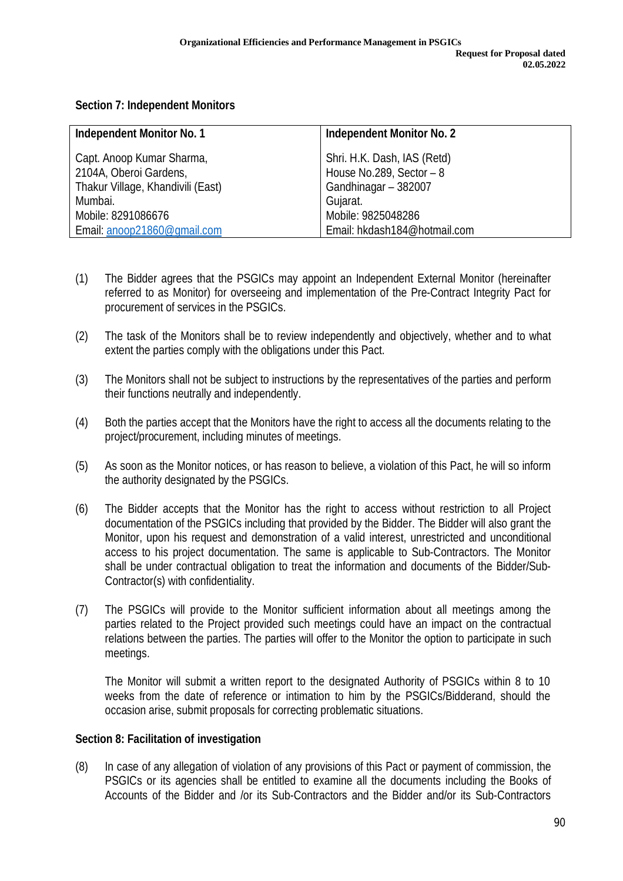## Section 7: Independent Monitors

| Independent Monitor No. 1 | Independent Monitor No. 2 |
|---|---|
| Capt. Anoop Kumar Sharma,<br>2104A, Oberoi Gardens,<br>Thakur Village, Khandivili (East)<br>Mumbai.<br>Mobile: 8291086676<br>Email: anoop21860@gmail.com | Shri. H.K. Dash, IAS (Retd)<br>House No.289, Sector – 8<br>Gandhinagar – 382007<br>Gujarat.<br>Mobile: 9825048286<br>Email: hkdash184@hotmail.com |

(1) The Bidder agrees that the PSGICs may appoint an Independent External Monitor (hereinafter referred to as Monitor) for overseeing and implementation of the Pre-Contract Integrity Pact for procurement of services in the PSGICs.

(2) The task of the Monitors shall be to review independently and objectively, whether and to what extent the parties comply with the obligations under this Pact.

(3) The Monitors shall not be subject to instructions by the representatives of the parties and perform their functions neutrally and independently.

(4) Both the parties accept that the Monitors have the right to access all the documents relating to the project/procurement, including minutes of meetings.

(5) As soon as the Monitor notices, or has reason to believe, a violation of this Pact, he will so inform the authority designated by the PSGICs.

(6) The Bidder accepts that the Monitor has the right to access without restriction to all Project documentation of the PSGICs including that provided by the Bidder. The Bidder will also grant the Monitor, upon his request and demonstration of a valid interest, unrestricted and unconditional access to his project documentation. The same is applicable to Sub-Contractors. The Monitor shall be under contractual obligation to treat the information and documents of the Bidder/Sub-Contractor(s) with confidentiality.

(7) The PSGICs will provide to the Monitor sufficient information about all meetings among the parties related to the Project provided such meetings could have an impact on the contractual relations between the parties. The parties will offer to the Monitor the option to participate in such meetings.

The Monitor will submit a written report to the designated Authority of PSGICs within 8 to 10 weeks from the date of reference or intimation to him by the PSGICs/Bidderand, should the occasion arise, submit proposals for correcting problematic situations.

## Section 8: Facilitation of investigation

(8) In case of any allegation of violation of any provisions of this Pact or payment of commission, the PSGICs or its agencies shall be entitled to examine all the documents including the Books of Accounts of the Bidder and /or its Sub-Contractors and the Bidder and/or its Sub-Contractors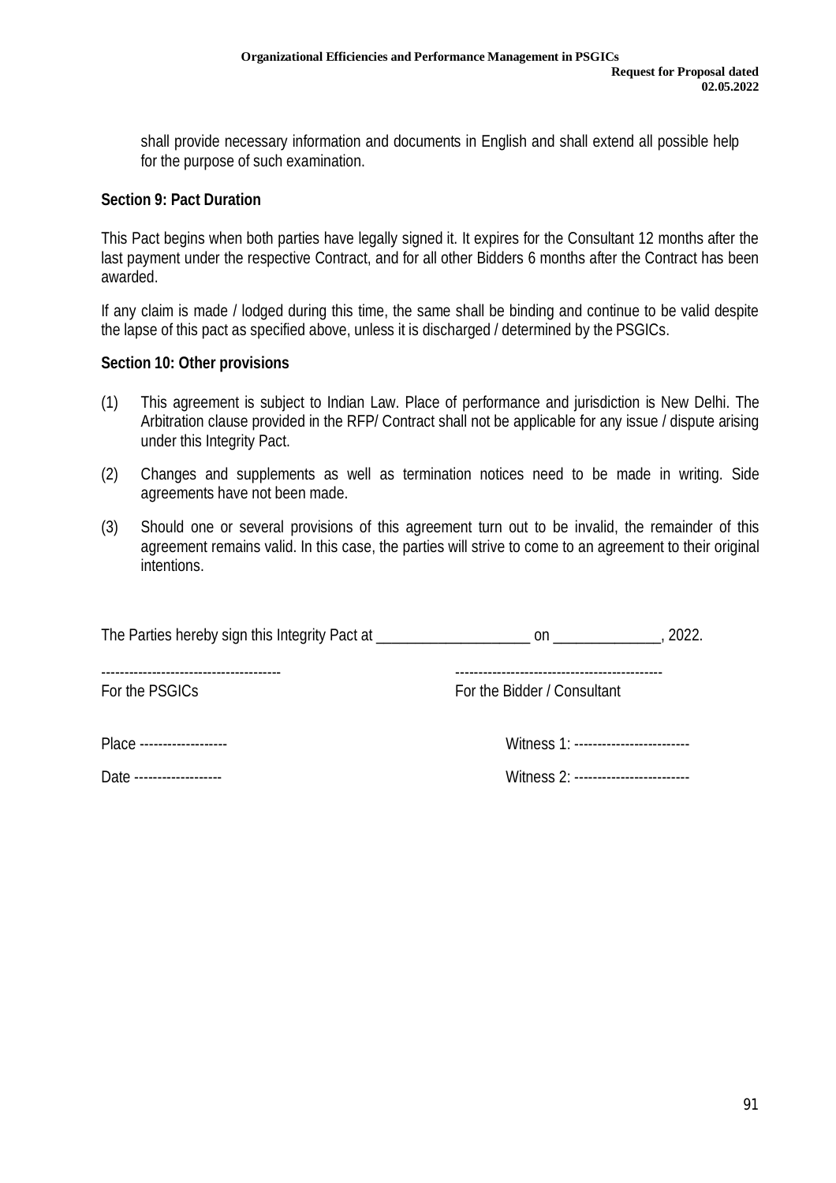shall provide necessary information and documents in English and shall extend all possible help for the purpose of such examination.

**Section 9: Pact Duration**

This Pact begins when both parties have legally signed it. It expires for the Consultant 12 months after the last payment under the respective Contract, and for all other Bidders 6 months after the Contract has been awarded.

If any claim is made / lodged during this time, the same shall be binding and continue to be valid despite the lapse of this pact as specified above, unless it is discharged / determined by the PSGICs.

**Section 10: Other provisions**

(1) This agreement is subject to Indian Law. Place of performance and jurisdiction is New Delhi. The Arbitration clause provided in the RFP/ Contract shall not be applicable for any issue / dispute arising under this Integrity Pact.

(2) Changes and supplements as well as termination notices need to be made in writing. Side agreements have not been made.

(3) Should one or several provisions of this agreement turn out to be invalid, the remainder of this agreement remains valid. In this case, the parties will strive to come to an agreement to their original intentions.

The Parties hereby sign this Integrity Pact at ____________________ on ______________, 2022.

| --------------------------------------- | --------------------------------------------- |
|---|---|
| For the PSGICs | For the Bidder / Consultant |
| Place ------------------- | Witness 1: ------------------------- |
| Date ------------------- | Witness 2: ------------------------- |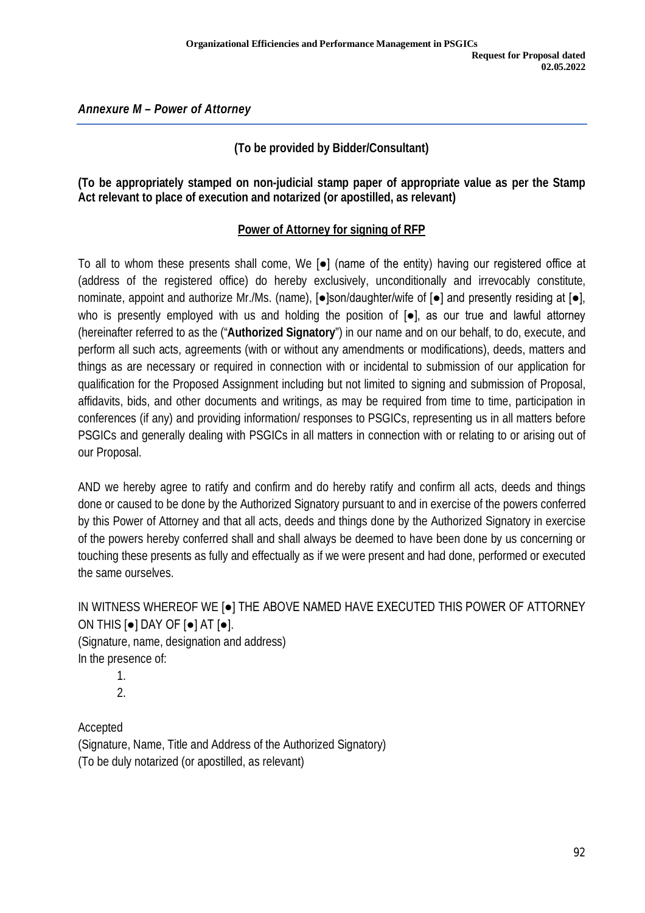*Annexure M – Power of Attorney*

**(To be provided by Bidder/Consultant)**

**(To be appropriately stamped on non-judicial stamp paper of appropriate value as per the Stamp Act relevant to place of execution and notarized (or apostilled, as relevant)**

**Power of Attorney for signing of RFP**

To all to whom these presents shall come, We [●] (name of the entity) having our registered office at (address of the registered office) do hereby exclusively, unconditionally and irrevocably constitute, nominate, appoint and authorize Mr./Ms. (name), [●]son/daughter/wife of [●] and presently residing at [●], who is presently employed with us and holding the position of [●], as our true and lawful attorney (hereinafter referred to as the ("**Authorized Signatory**") in our name and on our behalf, to do, execute, and perform all such acts, agreements (with or without any amendments or modifications), deeds, matters and things as are necessary or required in connection with or incidental to submission of our application for qualification for the Proposed Assignment including but not limited to signing and submission of Proposal, affidavits, bids, and other documents and writings, as may be required from time to time, participation in conferences (if any) and providing information/ responses to PSGICs, representing us in all matters before PSGICs and generally dealing with PSGICs in all matters in connection with or relating to or arising out of our Proposal.

AND we hereby agree to ratify and confirm and do hereby ratify and confirm all acts, deeds and things done or caused to be done by the Authorized Signatory pursuant to and in exercise of the powers conferred by this Power of Attorney and that all acts, deeds and things done by the Authorized Signatory in exercise of the powers hereby conferred shall and shall always be deemed to have been done by us concerning or touching these presents as fully and effectually as if we were present and had done, performed or executed the same ourselves.

IN WITNESS WHEREOF WE [●] THE ABOVE NAMED HAVE EXECUTED THIS POWER OF ATTORNEY ON THIS [●] DAY OF [●] AT [●].

(Signature, name, designation and address)

In the presence of:

1.
2.

Accepted

(Signature, Name, Title and Address of the Authorized Signatory)

(To be duly notarized (or apostilled, as relevant)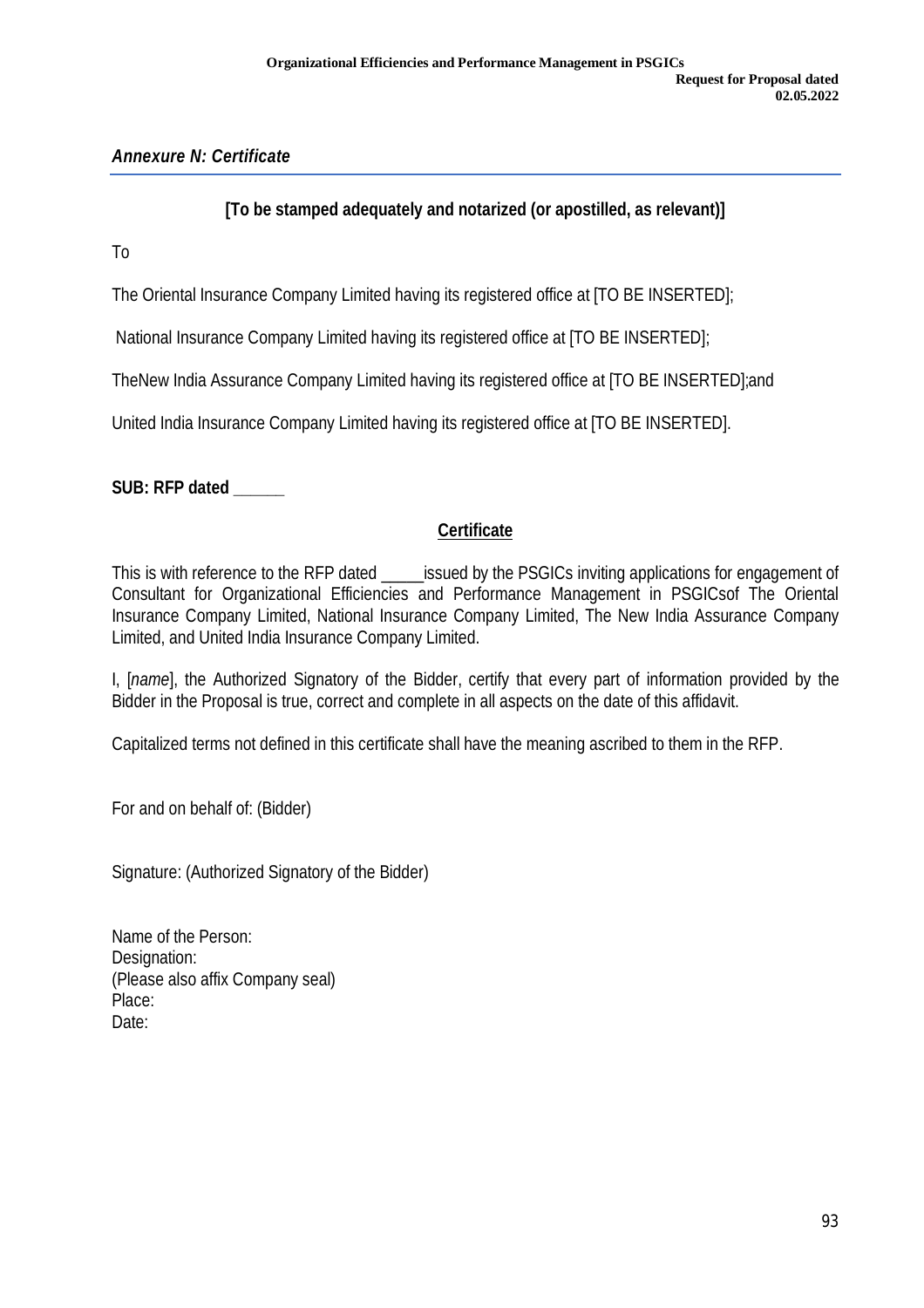*Annexure N: Certificate*

**[To be stamped adequately and notarized (or apostilled, as relevant)]**

To

The Oriental Insurance Company Limited having its registered office at [TO BE INSERTED];

National Insurance Company Limited having its registered office at [TO BE INSERTED];

TheNew India Assurance Company Limited having its registered office at [TO BE INSERTED];and

United India Insurance Company Limited having its registered office at [TO BE INSERTED].

**SUB: RFP dated \_\_\_\_\_\_**

**<u>Certificate</u>**

This is with reference to the RFP dated \_\_\_\_\_issued by the PSGICs inviting applications for engagement of Consultant for Organizational Efficiencies and Performance Management in PSGICsof The Oriental Insurance Company Limited, National Insurance Company Limited, The New India Assurance Company Limited, and United India Insurance Company Limited.

I, [*name*], the Authorized Signatory of the Bidder, certify that every part of information provided by the Bidder in the Proposal is true, correct and complete in all aspects on the date of this affidavit.

Capitalized terms not defined in this certificate shall have the meaning ascribed to them in the RFP.

For and on behalf of: (Bidder)

Signature: (Authorized Signatory of the Bidder)

Name of the Person:
Designation:
(Please also affix Company seal)
Place:
Date: